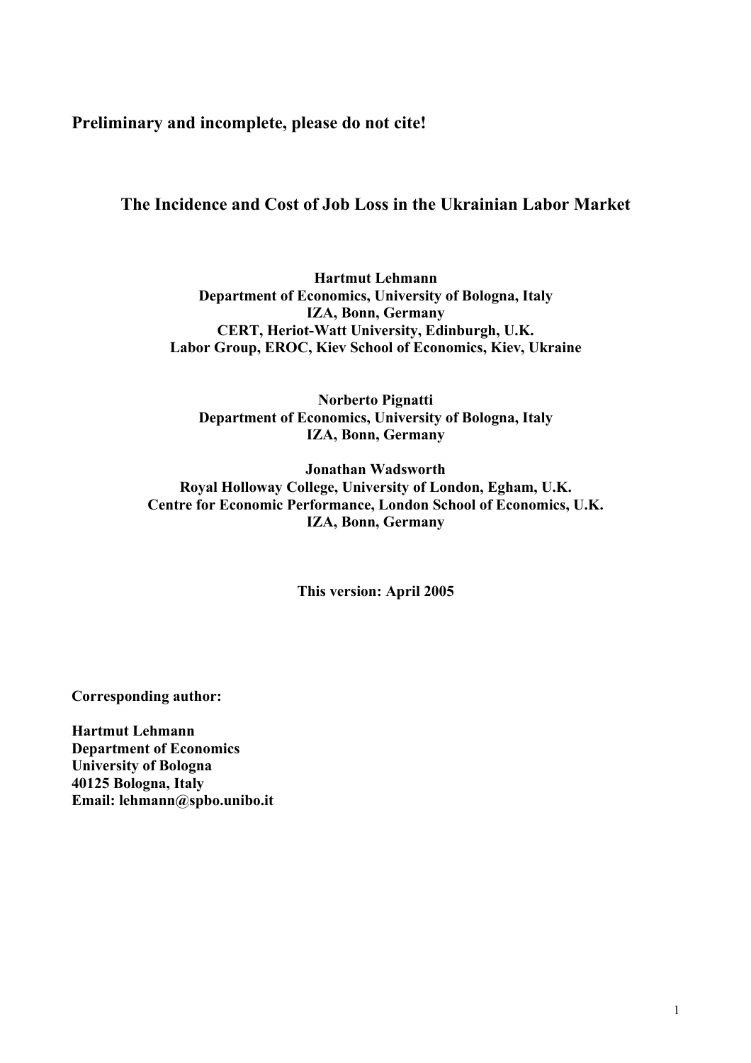**Preliminary and incomplete, please do not cite!**

# The Incidence and Cost of Job Loss in the Ukrainian Labor Market

**Hartmut Lehmann**
**Department of Economics, University of Bologna, Italy**
**IZA, Bonn, Germany**
**CERT, Heriot-Watt University, Edinburgh, U.K.**
**Labor Group, EROC, Kiev School of Economics, Kiev, Ukraine**

**Norberto Pignatti**
**Department of Economics, University of Bologna, Italy**
**IZA, Bonn, Germany**

**Jonathan Wadsworth**
**Royal Holloway College, University of London, Egham, U.K.**
**Centre for Economic Performance, London School of Economics, U.K.**
**IZA, Bonn, Germany**

**This version: April 2005**

**Corresponding author:**

**Hartmut Lehmann**
**Department of Economics**
**University of Bologna**
**40125 Bologna, Italy**
**Email: lehmann@spbo.unibo.it**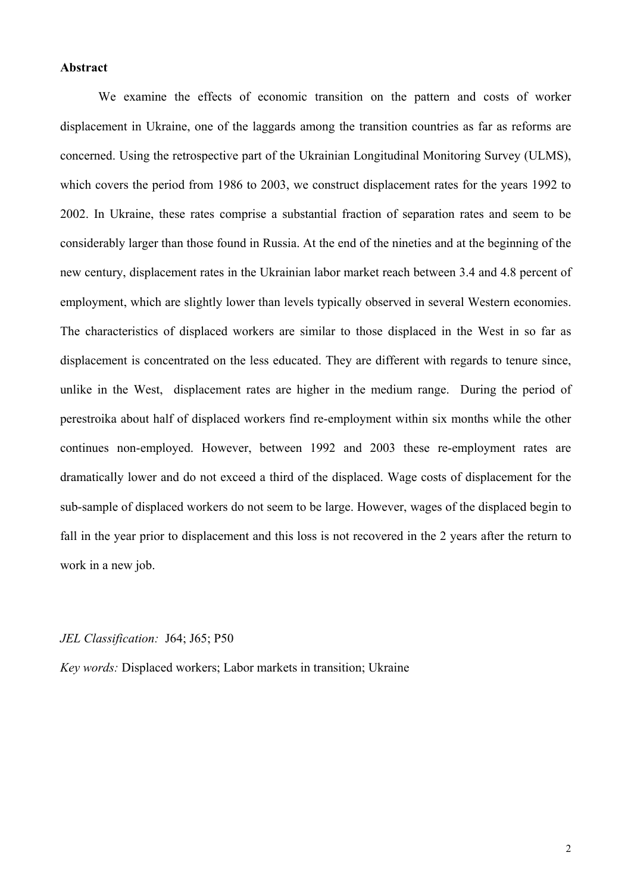**Abstract**

We examine the effects of economic transition on the pattern and costs of worker displacement in Ukraine, one of the laggards among the transition countries as far as reforms are concerned. Using the retrospective part of the Ukrainian Longitudinal Monitoring Survey (ULMS), which covers the period from 1986 to 2003, we construct displacement rates for the years 1992 to 2002. In Ukraine, these rates comprise a substantial fraction of separation rates and seem to be considerably larger than those found in Russia. At the end of the nineties and at the beginning of the new century, displacement rates in the Ukrainian labor market reach between 3.4 and 4.8 percent of employment, which are slightly lower than levels typically observed in several Western economies. The characteristics of displaced workers are similar to those displaced in the West in so far as displacement is concentrated on the less educated. They are different with regards to tenure since, unlike in the West, displacement rates are higher in the medium range. During the period of perestroika about half of displaced workers find re-employment within six months while the other continues non-employed. However, between 1992 and 2003 these re-employment rates are dramatically lower and do not exceed a third of the displaced. Wage costs of displacement for the sub-sample of displaced workers do not seem to be large. However, wages of the displaced begin to fall in the year prior to displacement and this loss is not recovered in the 2 years after the return to work in a new job.

*JEL Classification:* J64; J65; P50

*Key words:* Displaced workers; Labor markets in transition; Ukraine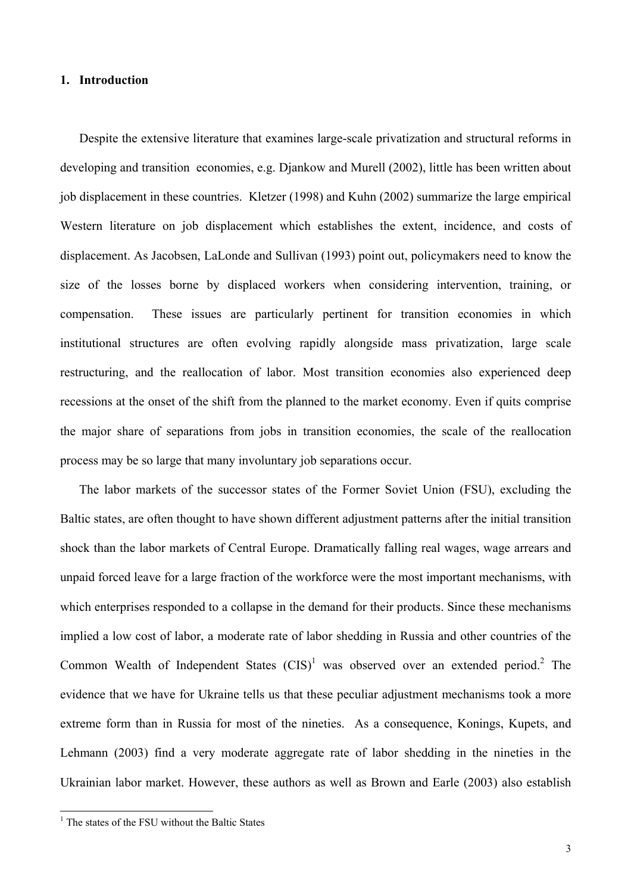## 1. Introduction

Despite the extensive literature that examines large-scale privatization and structural reforms in developing and transition economies, e.g. Djankow and Murell (2002), little has been written about job displacement in these countries. Kletzer (1998) and Kuhn (2002) summarize the large empirical Western literature on job displacement which establishes the extent, incidence, and costs of displacement. As Jacobsen, LaLonde and Sullivan (1993) point out, policymakers need to know the size of the losses borne by displaced workers when considering intervention, training, or compensation. These issues are particularly pertinent for transition economies in which institutional structures are often evolving rapidly alongside mass privatization, large scale restructuring, and the reallocation of labor. Most transition economies also experienced deep recessions at the onset of the shift from the planned to the market economy. Even if quits comprise the major share of separations from jobs in transition economies, the scale of the reallocation process may be so large that many involuntary job separations occur.

The labor markets of the successor states of the Former Soviet Union (FSU), excluding the Baltic states, are often thought to have shown different adjustment patterns after the initial transition shock than the labor markets of Central Europe. Dramatically falling real wages, wage arrears and unpaid forced leave for a large fraction of the workforce were the most important mechanisms, with which enterprises responded to a collapse in the demand for their products. Since these mechanisms implied a low cost of labor, a moderate rate of labor shedding in Russia and other countries of the Common Wealth of Independent States (CIS)[1] was observed over an extended period.[2] The evidence that we have for Ukraine tells us that these peculiar adjustment mechanisms took a more extreme form than in Russia for most of the nineties. As a consequence, Konings, Kupets, and Lehmann (2003) find a very moderate aggregate rate of labor shedding in the nineties in the Ukrainian labor market. However, these authors as well as Brown and Earle (2003) also establish

[1] The states of the FSU without the Baltic States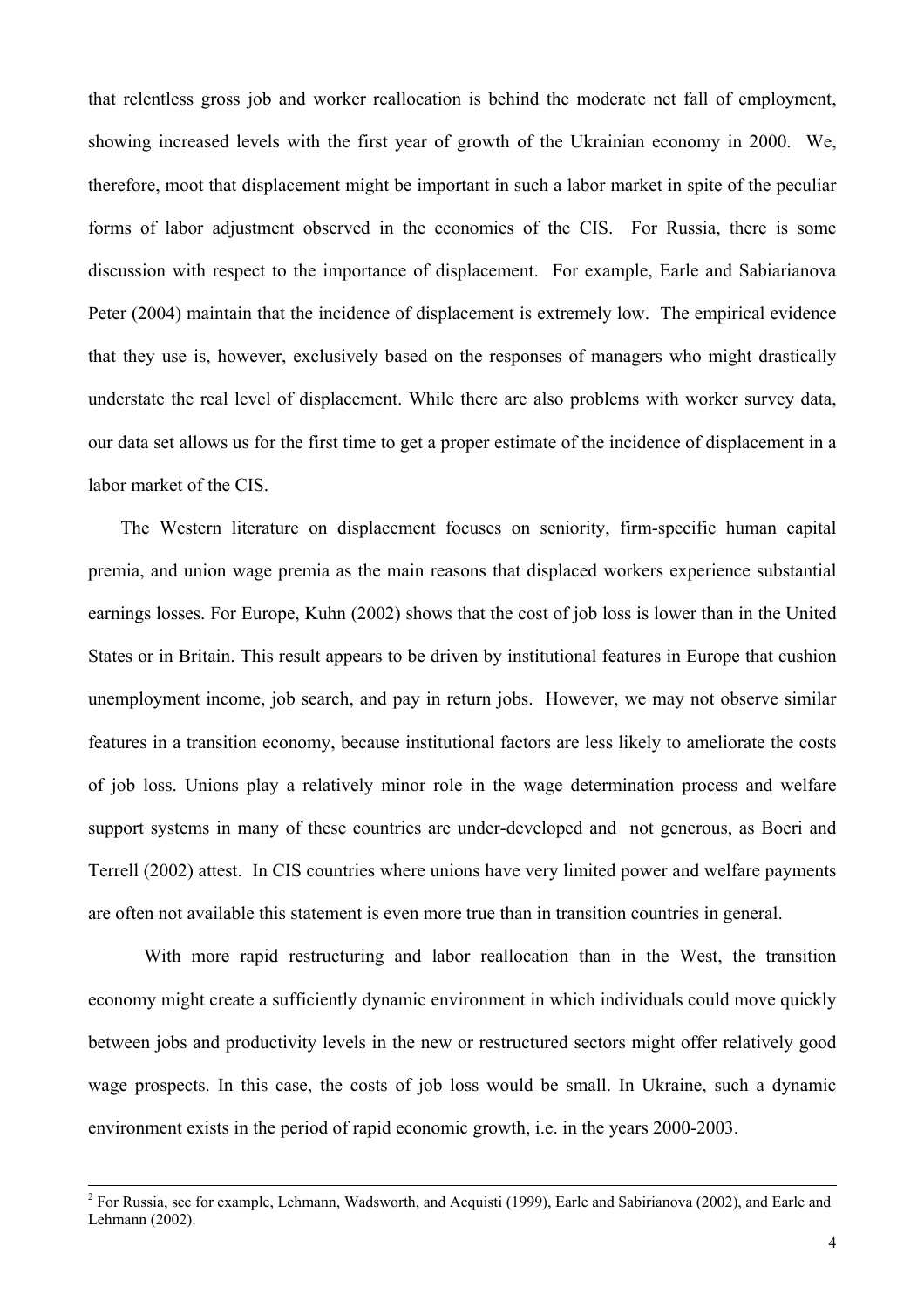that relentless gross job and worker reallocation is behind the moderate net fall of employment, showing increased levels with the first year of growth of the Ukrainian economy in 2000. We, therefore, moot that displacement might be important in such a labor market in spite of the peculiar forms of labor adjustment observed in the economies of the CIS. For Russia, there is some discussion with respect to the importance of displacement. For example, Earle and Sabiarianova Peter (2004) maintain that the incidence of displacement is extremely low. The empirical evidence that they use is, however, exclusively based on the responses of managers who might drastically understate the real level of displacement. While there are also problems with worker survey data, our data set allows us for the first time to get a proper estimate of the incidence of displacement in a labor market of the CIS.

The Western literature on displacement focuses on seniority, firm-specific human capital premia, and union wage premia as the main reasons that displaced workers experience substantial earnings losses. For Europe, Kuhn (2002) shows that the cost of job loss is lower than in the United States or in Britain. This result appears to be driven by institutional features in Europe that cushion unemployment income, job search, and pay in return jobs. However, we may not observe similar features in a transition economy, because institutional factors are less likely to ameliorate the costs of job loss. Unions play a relatively minor role in the wage determination process and welfare support systems in many of these countries are under-developed and not generous, as Boeri and Terrell (2002) attest. In CIS countries where unions have very limited power and welfare payments are often not available this statement is even more true than in transition countries in general.

With more rapid restructuring and labor reallocation than in the West, the transition economy might create a sufficiently dynamic environment in which individuals could move quickly between jobs and productivity levels in the new or restructured sectors might offer relatively good wage prospects. In this case, the costs of job loss would be small. In Ukraine, such a dynamic environment exists in the period of rapid economic growth, i.e. in the years 2000-2003.

---

[2] For Russia, see for example, Lehmann, Wadsworth, and Acquisti (1999), Earle and Sabirianova (2002), and Earle and Lehmann (2002).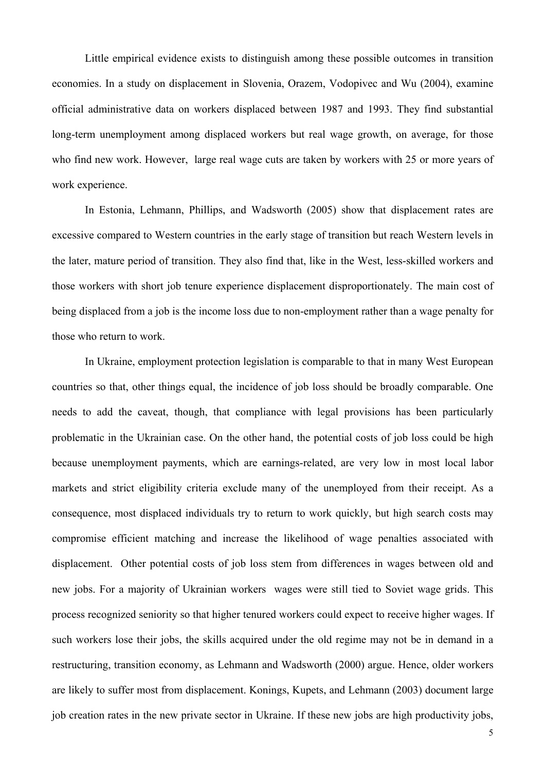Little empirical evidence exists to distinguish among these possible outcomes in transition economies. In a study on displacement in Slovenia, Orazem, Vodopivec and Wu (2004), examine official administrative data on workers displaced between 1987 and 1993. They find substantial long-term unemployment among displaced workers but real wage growth, on average, for those who find new work. However, large real wage cuts are taken by workers with 25 or more years of work experience.

In Estonia, Lehmann, Phillips, and Wadsworth (2005) show that displacement rates are excessive compared to Western countries in the early stage of transition but reach Western levels in the later, mature period of transition. They also find that, like in the West, less-skilled workers and those workers with short job tenure experience displacement disproportionately. The main cost of being displaced from a job is the income loss due to non-employment rather than a wage penalty for those who return to work.

In Ukraine, employment protection legislation is comparable to that in many West European countries so that, other things equal, the incidence of job loss should be broadly comparable. One needs to add the caveat, though, that compliance with legal provisions has been particularly problematic in the Ukrainian case. On the other hand, the potential costs of job loss could be high because unemployment payments, which are earnings-related, are very low in most local labor markets and strict eligibility criteria exclude many of the unemployed from their receipt. As a consequence, most displaced individuals try to return to work quickly, but high search costs may compromise efficient matching and increase the likelihood of wage penalties associated with displacement. Other potential costs of job loss stem from differences in wages between old and new jobs. For a majority of Ukrainian workers wages were still tied to Soviet wage grids. This process recognized seniority so that higher tenured workers could expect to receive higher wages. If such workers lose their jobs, the skills acquired under the old regime may not be in demand in a restructuring, transition economy, as Lehmann and Wadsworth (2000) argue. Hence, older workers are likely to suffer most from displacement. Konings, Kupets, and Lehmann (2003) document large job creation rates in the new private sector in Ukraine. If these new jobs are high productivity jobs,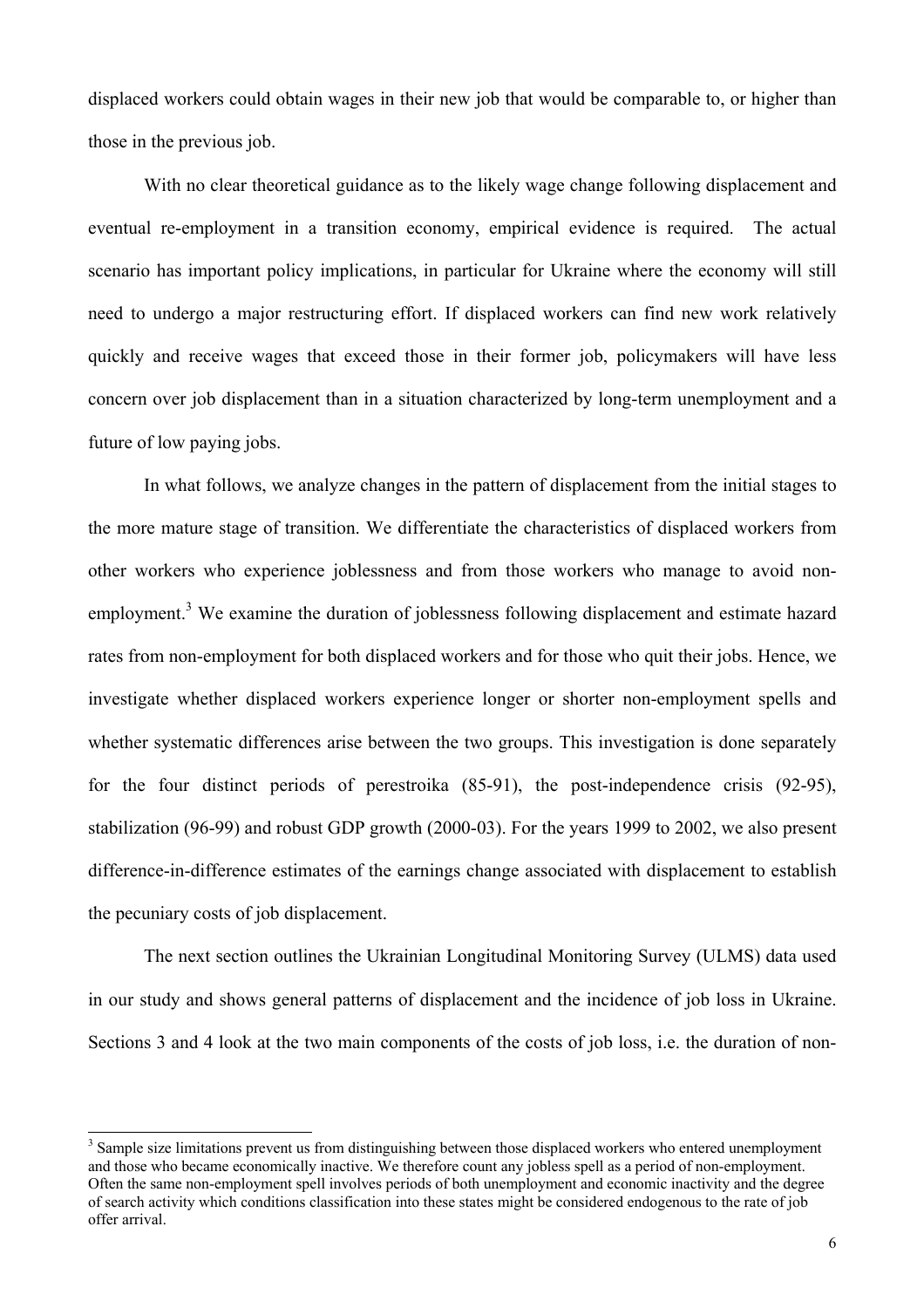displaced workers could obtain wages in their new job that would be comparable to, or higher than those in the previous job.

With no clear theoretical guidance as to the likely wage change following displacement and eventual re-employment in a transition economy, empirical evidence is required. The actual scenario has important policy implications, in particular for Ukraine where the economy will still need to undergo a major restructuring effort. If displaced workers can find new work relatively quickly and receive wages that exceed those in their former job, policymakers will have less concern over job displacement than in a situation characterized by long-term unemployment and a future of low paying jobs.

In what follows, we analyze changes in the pattern of displacement from the initial stages to the more mature stage of transition. We differentiate the characteristics of displaced workers from other workers who experience joblessness and from those workers who manage to avoid non-employment.[3] We examine the duration of joblessness following displacement and estimate hazard rates from non-employment for both displaced workers and for those who quit their jobs. Hence, we investigate whether displaced workers experience longer or shorter non-employment spells and whether systematic differences arise between the two groups. This investigation is done separately for the four distinct periods of perestroika (85-91), the post-independence crisis (92-95), stabilization (96-99) and robust GDP growth (2000-03). For the years 1999 to 2002, we also present difference-in-difference estimates of the earnings change associated with displacement to establish the pecuniary costs of job displacement.

The next section outlines the Ukrainian Longitudinal Monitoring Survey (ULMS) data used in our study and shows general patterns of displacement and the incidence of job loss in Ukraine. Sections 3 and 4 look at the two main components of the costs of job loss, i.e. the duration of non-

[3] Sample size limitations prevent us from distinguishing between those displaced workers who entered unemployment and those who became economically inactive. We therefore count any jobless spell as a period of non-employment. Often the same non-employment spell involves periods of both unemployment and economic inactivity and the degree of search activity which conditions classification into these states might be considered endogenous to the rate of job offer arrival.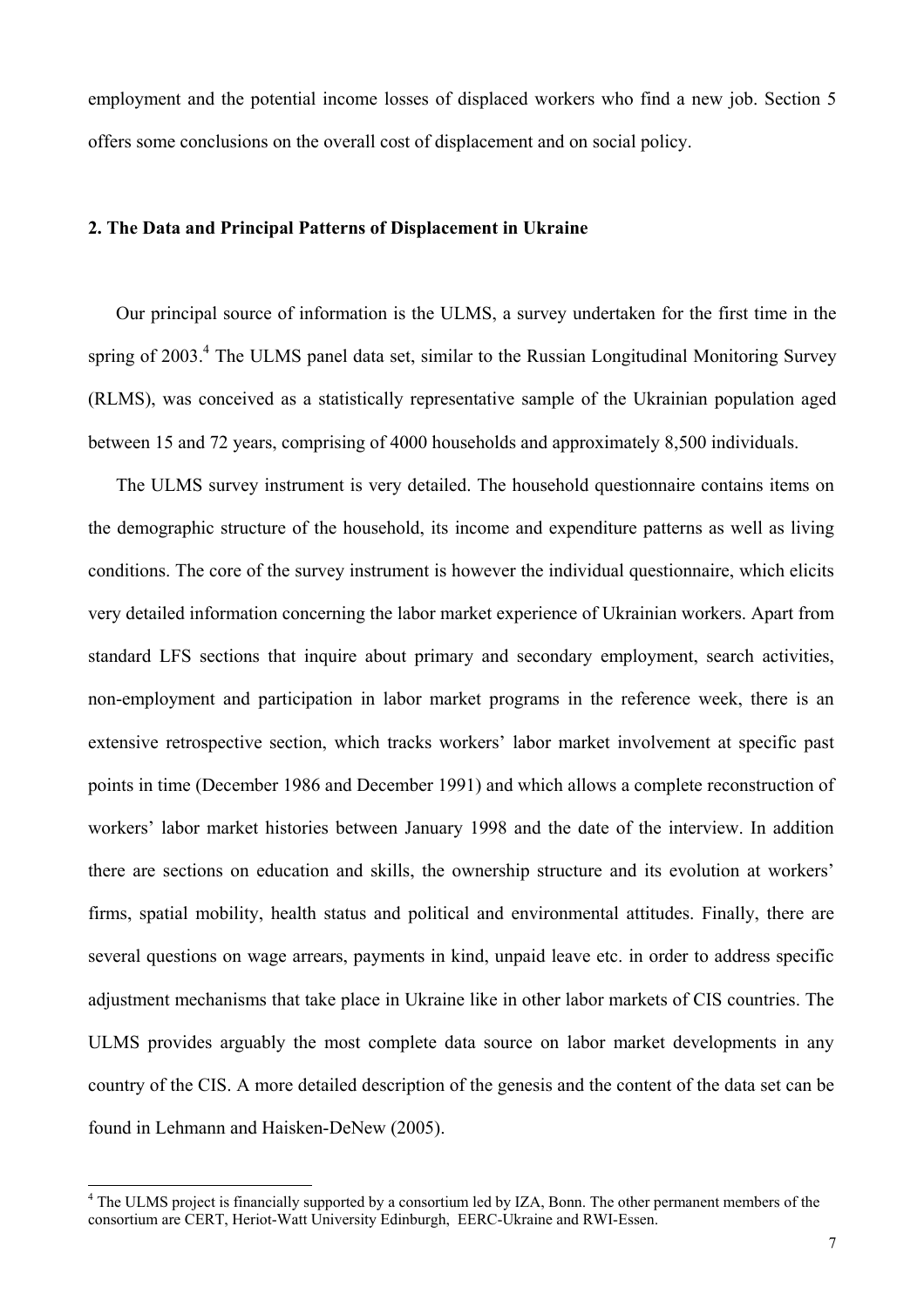employment and the potential income losses of displaced workers who find a new job. Section 5 offers some conclusions on the overall cost of displacement and on social policy.

## 2. The Data and Principal Patterns of Displacement in Ukraine

Our principal source of information is the ULMS, a survey undertaken for the first time in the spring of 2003.[4] The ULMS panel data set, similar to the Russian Longitudinal Monitoring Survey (RLMS), was conceived as a statistically representative sample of the Ukrainian population aged between 15 and 72 years, comprising of 4000 households and approximately 8,500 individuals.

The ULMS survey instrument is very detailed. The household questionnaire contains items on the demographic structure of the household, its income and expenditure patterns as well as living conditions. The core of the survey instrument is however the individual questionnaire, which elicits very detailed information concerning the labor market experience of Ukrainian workers. Apart from standard LFS sections that inquire about primary and secondary employment, search activities, non-employment and participation in labor market programs in the reference week, there is an extensive retrospective section, which tracks workers' labor market involvement at specific past points in time (December 1986 and December 1991) and which allows a complete reconstruction of workers' labor market histories between January 1998 and the date of the interview. In addition there are sections on education and skills, the ownership structure and its evolution at workers' firms, spatial mobility, health status and political and environmental attitudes. Finally, there are several questions on wage arrears, payments in kind, unpaid leave etc. in order to address specific adjustment mechanisms that take place in Ukraine like in other labor markets of CIS countries. The ULMS provides arguably the most complete data source on labor market developments in any country of the CIS. A more detailed description of the genesis and the content of the data set can be found in Lehmann and Haisken-DeNew (2005).

---

[4] The ULMS project is financially supported by a consortium led by IZA, Bonn. The other permanent members of the consortium are CERT, Heriot-Watt University Edinburgh, EERC-Ukraine and RWI-Essen.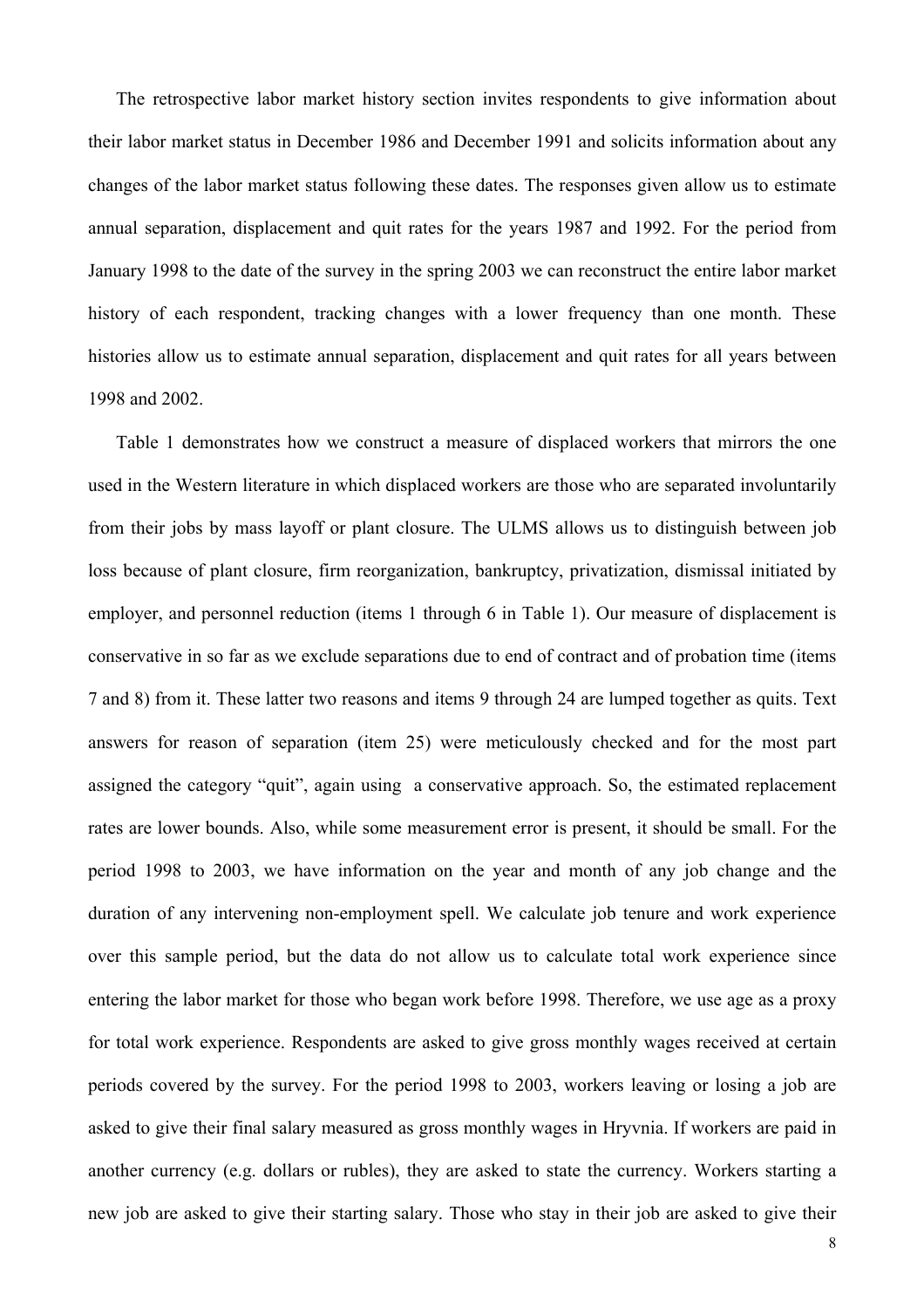The retrospective labor market history section invites respondents to give information about their labor market status in December 1986 and December 1991 and solicits information about any changes of the labor market status following these dates. The responses given allow us to estimate annual separation, displacement and quit rates for the years 1987 and 1992. For the period from January 1998 to the date of the survey in the spring 2003 we can reconstruct the entire labor market history of each respondent, tracking changes with a lower frequency than one month. These histories allow us to estimate annual separation, displacement and quit rates for all years between 1998 and 2002.

Table 1 demonstrates how we construct a measure of displaced workers that mirrors the one used in the Western literature in which displaced workers are those who are separated involuntarily from their jobs by mass layoff or plant closure. The ULMS allows us to distinguish between job loss because of plant closure, firm reorganization, bankruptcy, privatization, dismissal initiated by employer, and personnel reduction (items 1 through 6 in Table 1). Our measure of displacement is conservative in so far as we exclude separations due to end of contract and of probation time (items 7 and 8) from it. These latter two reasons and items 9 through 24 are lumped together as quits. Text answers for reason of separation (item 25) were meticulously checked and for the most part assigned the category "quit", again using a conservative approach. So, the estimated replacement rates are lower bounds. Also, while some measurement error is present, it should be small. For the period 1998 to 2003, we have information on the year and month of any job change and the duration of any intervening non-employment spell. We calculate job tenure and work experience over this sample period, but the data do not allow us to calculate total work experience since entering the labor market for those who began work before 1998. Therefore, we use age as a proxy for total work experience. Respondents are asked to give gross monthly wages received at certain periods covered by the survey. For the period 1998 to 2003, workers leaving or losing a job are asked to give their final salary measured as gross monthly wages in Hryvnia. If workers are paid in another currency (e.g. dollars or rubles), they are asked to state the currency. Workers starting a new job are asked to give their starting salary. Those who stay in their job are asked to give their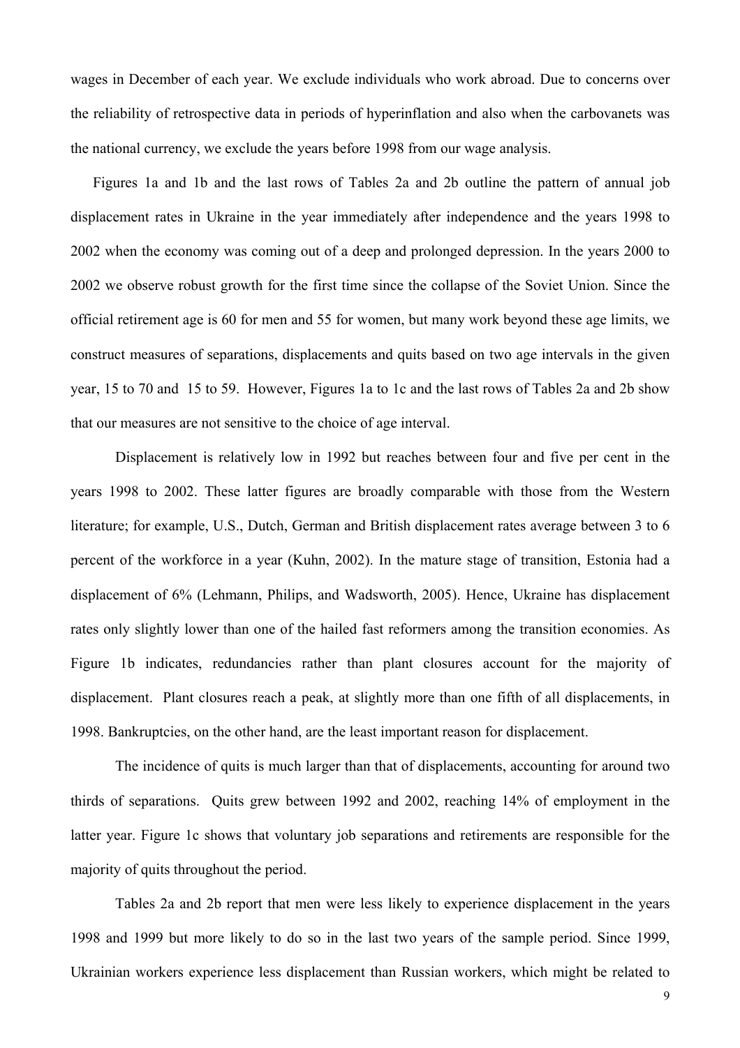wages in December of each year. We exclude individuals who work abroad. Due to concerns over the reliability of retrospective data in periods of hyperinflation and also when the carbovanets was the national currency, we exclude the years before 1998 from our wage analysis.

Figures 1a and 1b and the last rows of Tables 2a and 2b outline the pattern of annual job displacement rates in Ukraine in the year immediately after independence and the years 1998 to 2002 when the economy was coming out of a deep and prolonged depression. In the years 2000 to 2002 we observe robust growth for the first time since the collapse of the Soviet Union. Since the official retirement age is 60 for men and 55 for women, but many work beyond these age limits, we construct measures of separations, displacements and quits based on two age intervals in the given year, 15 to 70 and 15 to 59. However, Figures 1a to 1c and the last rows of Tables 2a and 2b show that our measures are not sensitive to the choice of age interval.

Displacement is relatively low in 1992 but reaches between four and five per cent in the years 1998 to 2002. These latter figures are broadly comparable with those from the Western literature; for example, U.S., Dutch, German and British displacement rates average between 3 to 6 percent of the workforce in a year (Kuhn, 2002). In the mature stage of transition, Estonia had a displacement of 6% (Lehmann, Philips, and Wadsworth, 2005). Hence, Ukraine has displacement rates only slightly lower than one of the hailed fast reformers among the transition economies. As Figure 1b indicates, redundancies rather than plant closures account for the majority of displacement. Plant closures reach a peak, at slightly more than one fifth of all displacements, in 1998. Bankruptcies, on the other hand, are the least important reason for displacement.

The incidence of quits is much larger than that of displacements, accounting for around two thirds of separations. Quits grew between 1992 and 2002, reaching 14% of employment in the latter year. Figure 1c shows that voluntary job separations and retirements are responsible for the majority of quits throughout the period.

Tables 2a and 2b report that men were less likely to experience displacement in the years 1998 and 1999 but more likely to do so in the last two years of the sample period. Since 1999, Ukrainian workers experience less displacement than Russian workers, which might be related to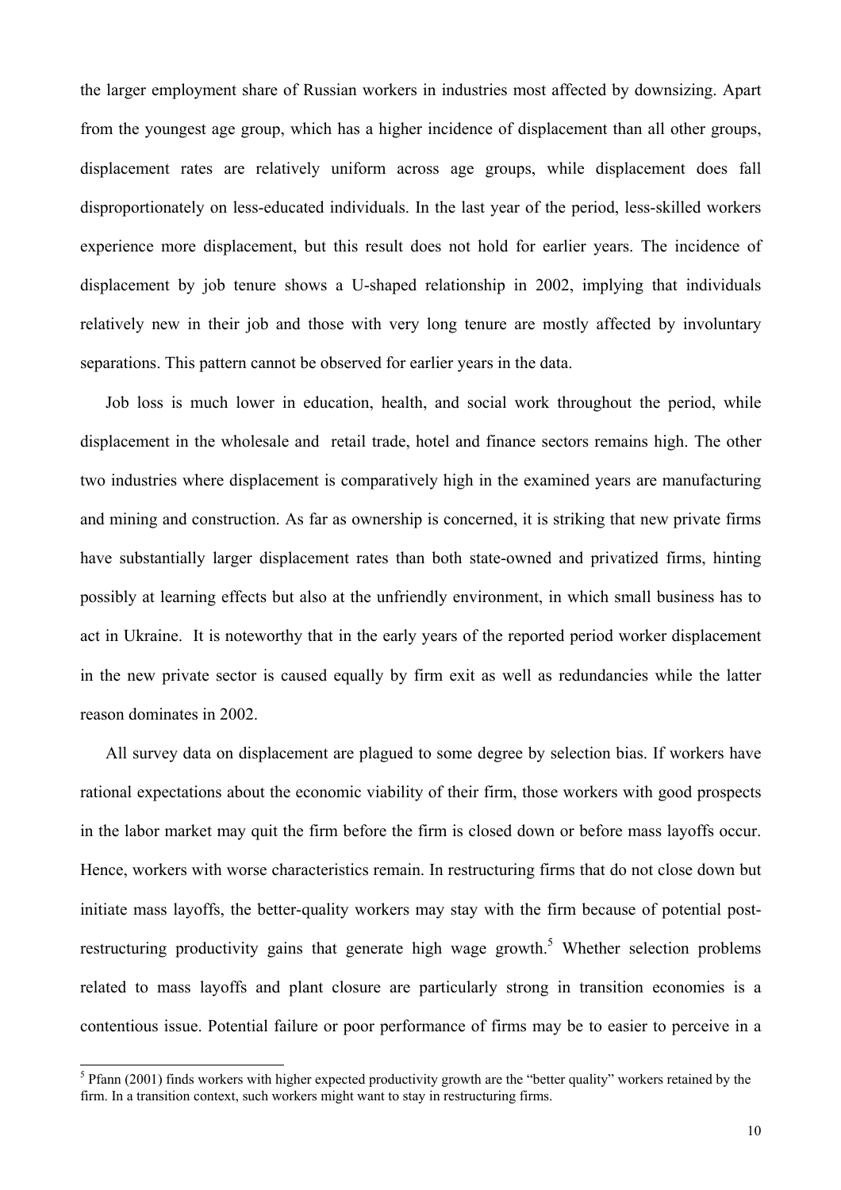the larger employment share of Russian workers in industries most affected by downsizing. Apart from the youngest age group, which has a higher incidence of displacement than all other groups, displacement rates are relatively uniform across age groups, while displacement does fall disproportionately on less-educated individuals. In the last year of the period, less-skilled workers experience more displacement, but this result does not hold for earlier years. The incidence of displacement by job tenure shows a U-shaped relationship in 2002, implying that individuals relatively new in their job and those with very long tenure are mostly affected by involuntary separations. This pattern cannot be observed for earlier years in the data.

Job loss is much lower in education, health, and social work throughout the period, while displacement in the wholesale and retail trade, hotel and finance sectors remains high. The other two industries where displacement is comparatively high in the examined years are manufacturing and mining and construction. As far as ownership is concerned, it is striking that new private firms have substantially larger displacement rates than both state-owned and privatized firms, hinting possibly at learning effects but also at the unfriendly environment, in which small business has to act in Ukraine. It is noteworthy that in the early years of the reported period worker displacement in the new private sector is caused equally by firm exit as well as redundancies while the latter reason dominates in 2002.

All survey data on displacement are plagued to some degree by selection bias. If workers have rational expectations about the economic viability of their firm, those workers with good prospects in the labor market may quit the firm before the firm is closed down or before mass layoffs occur. Hence, workers with worse characteristics remain. In restructuring firms that do not close down but initiate mass layoffs, the better-quality workers may stay with the firm because of potential post-restructuring productivity gains that generate high wage growth.[5] Whether selection problems related to mass layoffs and plant closure are particularly strong in transition economies is a contentious issue. Potential failure or poor performance of firms may be to easier to perceive in a

[5] Pfann (2001) finds workers with higher expected productivity growth are the "better quality" workers retained by the firm. In a transition context, such workers might want to stay in restructuring firms.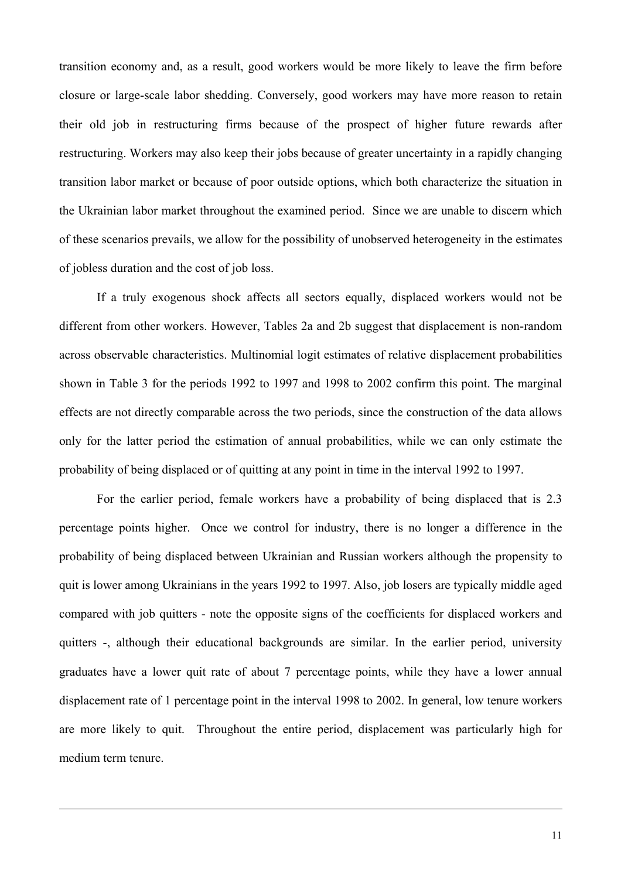transition economy and, as a result, good workers would be more likely to leave the firm before closure or large-scale labor shedding. Conversely, good workers may have more reason to retain their old job in restructuring firms because of the prospect of higher future rewards after restructuring. Workers may also keep their jobs because of greater uncertainty in a rapidly changing transition labor market or because of poor outside options, which both characterize the situation in the Ukrainian labor market throughout the examined period. Since we are unable to discern which of these scenarios prevails, we allow for the possibility of unobserved heterogeneity in the estimates of jobless duration and the cost of job loss.

If a truly exogenous shock affects all sectors equally, displaced workers would not be different from other workers. However, Tables 2a and 2b suggest that displacement is non-random across observable characteristics. Multinomial logit estimates of relative displacement probabilities shown in Table 3 for the periods 1992 to 1997 and 1998 to 2002 confirm this point. The marginal effects are not directly comparable across the two periods, since the construction of the data allows only for the latter period the estimation of annual probabilities, while we can only estimate the probability of being displaced or of quitting at any point in time in the interval 1992 to 1997.

For the earlier period, female workers have a probability of being displaced that is 2.3 percentage points higher. Once we control for industry, there is no longer a difference in the probability of being displaced between Ukrainian and Russian workers although the propensity to quit is lower among Ukrainians in the years 1992 to 1997. Also, job losers are typically middle aged compared with job quitters - note the opposite signs of the coefficients for displaced workers and quitters -, although their educational backgrounds are similar. In the earlier period, university graduates have a lower quit rate of about 7 percentage points, while they have a lower annual displacement rate of 1 percentage point in the interval 1998 to 2002. In general, low tenure workers are more likely to quit. Throughout the entire period, displacement was particularly high for medium term tenure.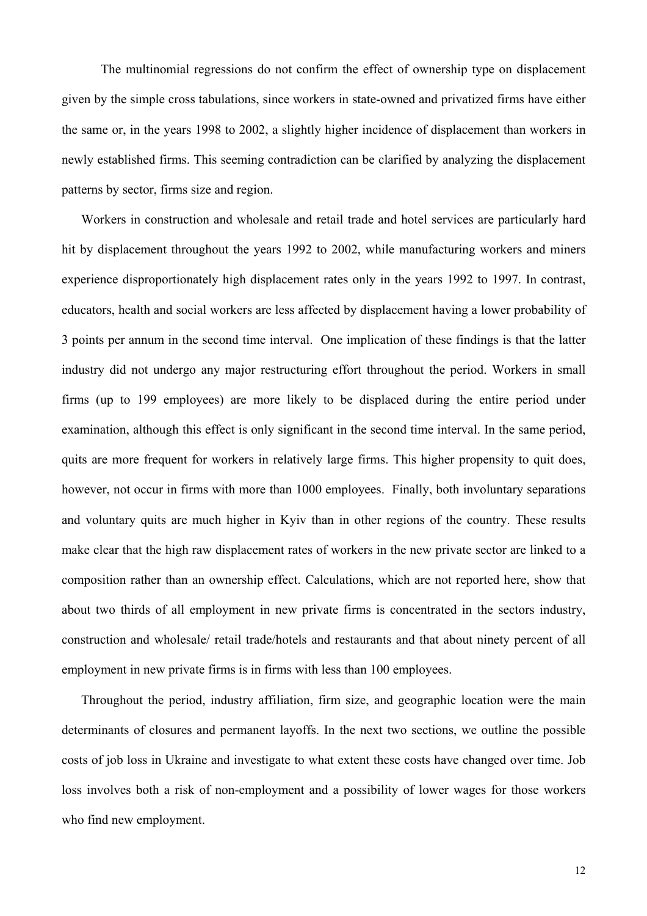The multinomial regressions do not confirm the effect of ownership type on displacement given by the simple cross tabulations, since workers in state-owned and privatized firms have either the same or, in the years 1998 to 2002, a slightly higher incidence of displacement than workers in newly established firms. This seeming contradiction can be clarified by analyzing the displacement patterns by sector, firms size and region.

Workers in construction and wholesale and retail trade and hotel services are particularly hard hit by displacement throughout the years 1992 to 2002, while manufacturing workers and miners experience disproportionately high displacement rates only in the years 1992 to 1997. In contrast, educators, health and social workers are less affected by displacement having a lower probability of 3 points per annum in the second time interval. One implication of these findings is that the latter industry did not undergo any major restructuring effort throughout the period. Workers in small firms (up to 199 employees) are more likely to be displaced during the entire period under examination, although this effect is only significant in the second time interval. In the same period, quits are more frequent for workers in relatively large firms. This higher propensity to quit does, however, not occur in firms with more than 1000 employees. Finally, both involuntary separations and voluntary quits are much higher in Kyiv than in other regions of the country. These results make clear that the high raw displacement rates of workers in the new private sector are linked to a composition rather than an ownership effect. Calculations, which are not reported here, show that about two thirds of all employment in new private firms is concentrated in the sectors industry, construction and wholesale/ retail trade/hotels and restaurants and that about ninety percent of all employment in new private firms is in firms with less than 100 employees.

Throughout the period, industry affiliation, firm size, and geographic location were the main determinants of closures and permanent layoffs. In the next two sections, we outline the possible costs of job loss in Ukraine and investigate to what extent these costs have changed over time. Job loss involves both a risk of non-employment and a possibility of lower wages for those workers who find new employment.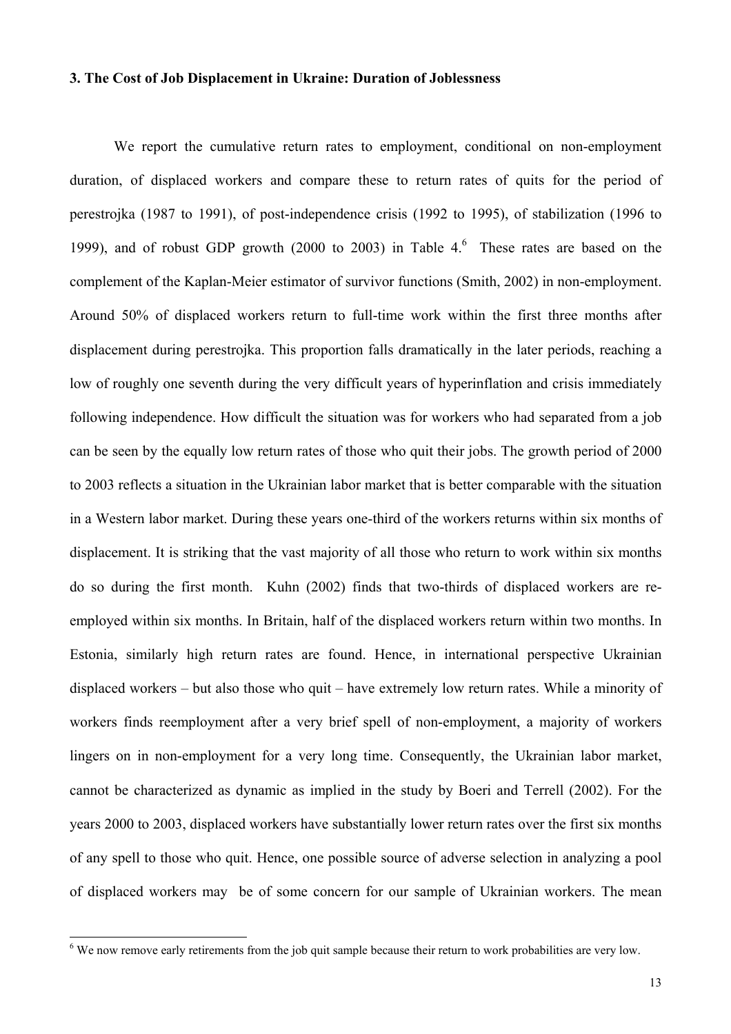### 3. The Cost of Job Displacement in Ukraine: Duration of Joblessness

We report the cumulative return rates to employment, conditional on non-employment duration, of displaced workers and compare these to return rates of quits for the period of perestrojka (1987 to 1991), of post-independence crisis (1992 to 1995), of stabilization (1996 to 1999), and of robust GDP growth (2000 to 2003) in Table 4.[6] These rates are based on the complement of the Kaplan-Meier estimator of survivor functions (Smith, 2002) in non-employment. Around 50% of displaced workers return to full-time work within the first three months after displacement during perestrojka. This proportion falls dramatically in the later periods, reaching a low of roughly one seventh during the very difficult years of hyperinflation and crisis immediately following independence. How difficult the situation was for workers who had separated from a job can be seen by the equally low return rates of those who quit their jobs. The growth period of 2000 to 2003 reflects a situation in the Ukrainian labor market that is better comparable with the situation in a Western labor market. During these years one-third of the workers returns within six months of displacement. It is striking that the vast majority of all those who return to work within six months do so during the first month. Kuhn (2002) finds that two-thirds of displaced workers are re-employed within six months. In Britain, half of the displaced workers return within two months. In Estonia, similarly high return rates are found. Hence, in international perspective Ukrainian displaced workers – but also those who quit – have extremely low return rates. While a minority of workers finds reemployment after a very brief spell of non-employment, a majority of workers lingers on in non-employment for a very long time. Consequently, the Ukrainian labor market, cannot be characterized as dynamic as implied in the study by Boeri and Terrell (2002). For the years 2000 to 2003, displaced workers have substantially lower return rates over the first six months of any spell to those who quit. Hence, one possible source of adverse selection in analyzing a pool of displaced workers may be of some concern for our sample of Ukrainian workers. The mean

[6] We now remove early retirements from the job quit sample because their return to work probabilities are very low.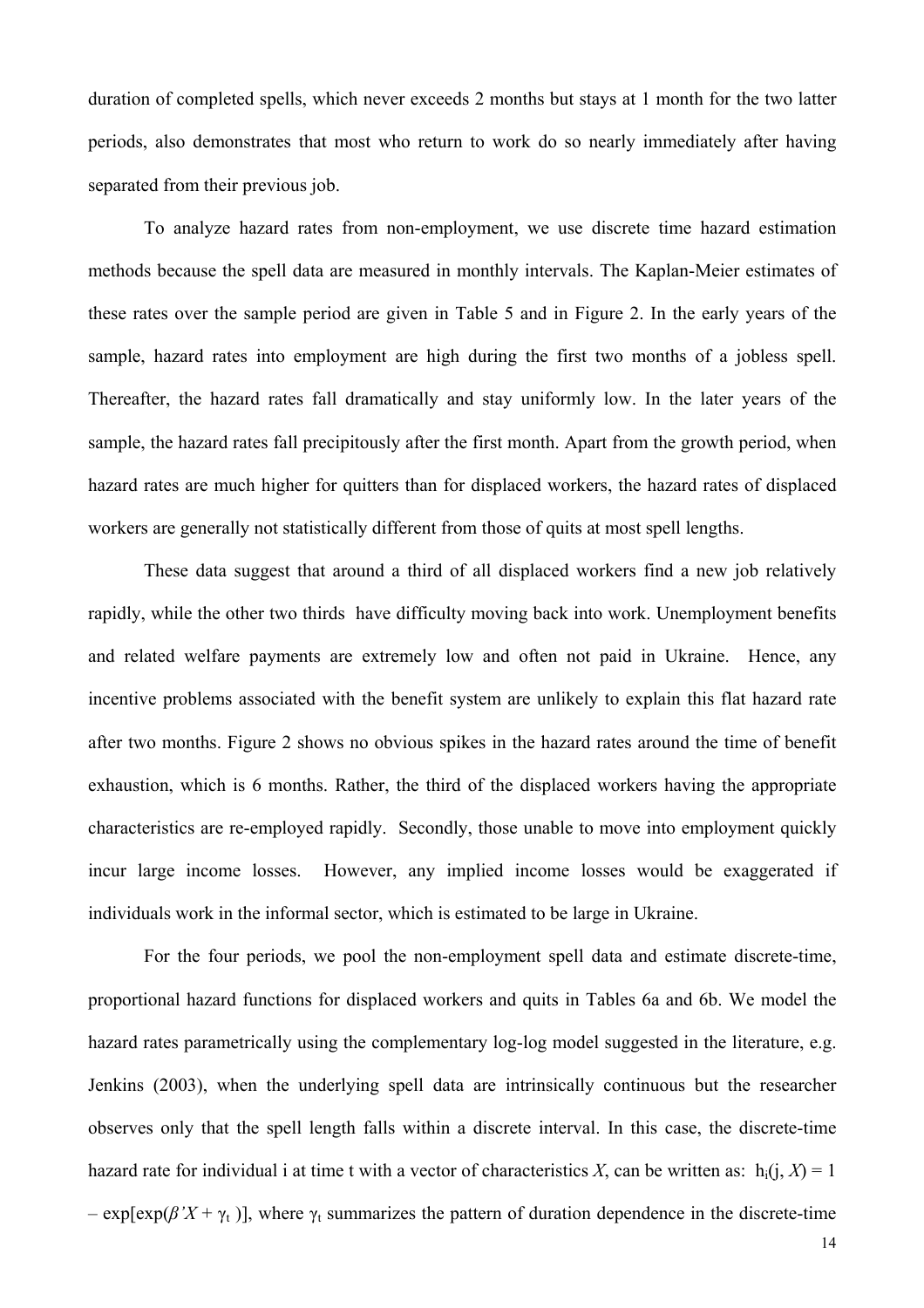duration of completed spells, which never exceeds 2 months but stays at 1 month for the two latter periods, also demonstrates that most who return to work do so nearly immediately after having separated from their previous job.

To analyze hazard rates from non-employment, we use discrete time hazard estimation methods because the spell data are measured in monthly intervals. The Kaplan-Meier estimates of these rates over the sample period are given in Table 5 and in Figure 2. In the early years of the sample, hazard rates into employment are high during the first two months of a jobless spell. Thereafter, the hazard rates fall dramatically and stay uniformly low. In the later years of the sample, the hazard rates fall precipitously after the first month. Apart from the growth period, when hazard rates are much higher for quitters than for displaced workers, the hazard rates of displaced workers are generally not statistically different from those of quits at most spell lengths.

These data suggest that around a third of all displaced workers find a new job relatively rapidly, while the other two thirds have difficulty moving back into work. Unemployment benefits and related welfare payments are extremely low and often not paid in Ukraine. Hence, any incentive problems associated with the benefit system are unlikely to explain this flat hazard rate after two months. Figure 2 shows no obvious spikes in the hazard rates around the time of benefit exhaustion, which is 6 months. Rather, the third of the displaced workers having the appropriate characteristics are re-employed rapidly. Secondly, those unable to move into employment quickly incur large income losses. However, any implied income losses would be exaggerated if individuals work in the informal sector, which is estimated to be large in Ukraine.

For the four periods, we pool the non-employment spell data and estimate discrete-time, proportional hazard functions for displaced workers and quits in Tables 6a and 6b. We model the hazard rates parametrically using the complementary log-log model suggested in the literature, e.g. Jenkins (2003), when the underlying spell data are intrinsically continuous but the researcher observes only that the spell length falls within a discrete interval. In this case, the discrete-time hazard rate for individual i at time t with a vector of characteristics $X$, can be written as: $h_i(j, X) = 1 - \exp[\exp(\beta' X + \gamma_t)]$, where $\gamma_t$ summarizes the pattern of duration dependence in the discrete-time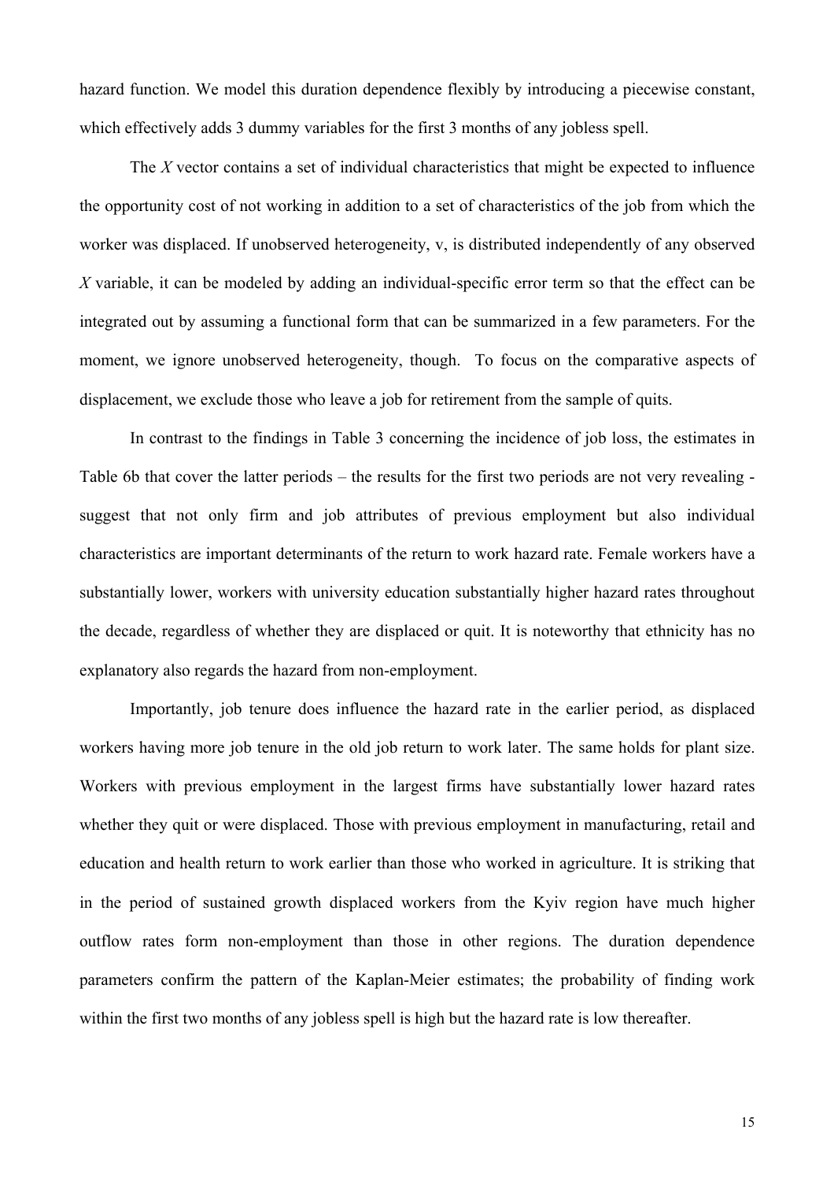hazard function. We model this duration dependence flexibly by introducing a piecewise constant, which effectively adds 3 dummy variables for the first 3 months of any jobless spell.

The *X* vector contains a set of individual characteristics that might be expected to influence the opportunity cost of not working in addition to a set of characteristics of the job from which the worker was displaced. If unobserved heterogeneity, v, is distributed independently of any observed *X* variable, it can be modeled by adding an individual-specific error term so that the effect can be integrated out by assuming a functional form that can be summarized in a few parameters. For the moment, we ignore unobserved heterogeneity, though. To focus on the comparative aspects of displacement, we exclude those who leave a job for retirement from the sample of quits.

In contrast to the findings in Table 3 concerning the incidence of job loss, the estimates in Table 6b that cover the latter periods – the results for the first two periods are not very revealing - suggest that not only firm and job attributes of previous employment but also individual characteristics are important determinants of the return to work hazard rate. Female workers have a substantially lower, workers with university education substantially higher hazard rates throughout the decade, regardless of whether they are displaced or quit. It is noteworthy that ethnicity has no explanatory also regards the hazard from non-employment.

Importantly, job tenure does influence the hazard rate in the earlier period, as displaced workers having more job tenure in the old job return to work later. The same holds for plant size. Workers with previous employment in the largest firms have substantially lower hazard rates whether they quit or were displaced. Those with previous employment in manufacturing, retail and education and health return to work earlier than those who worked in agriculture. It is striking that in the period of sustained growth displaced workers from the Kyiv region have much higher outflow rates form non-employment than those in other regions. The duration dependence parameters confirm the pattern of the Kaplan-Meier estimates; the probability of finding work within the first two months of any jobless spell is high but the hazard rate is low thereafter.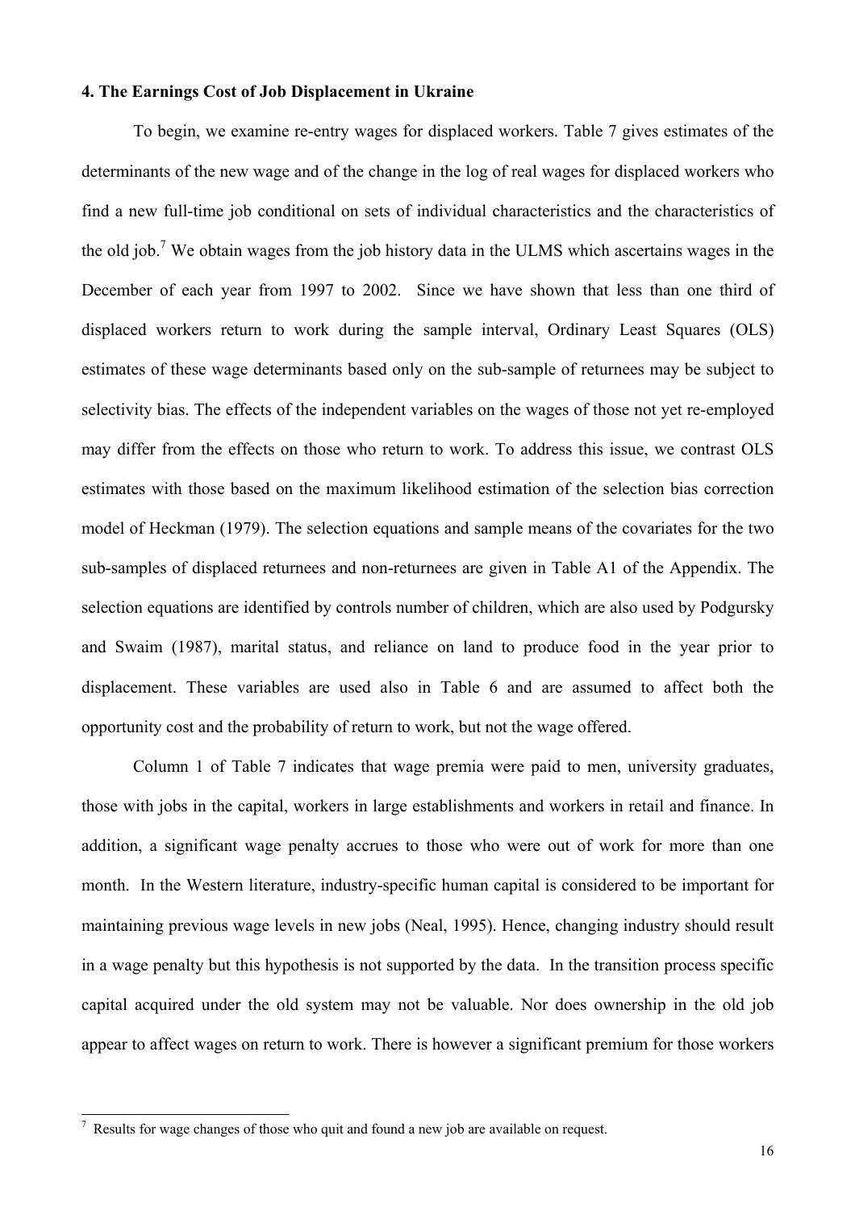#### 4. The Earnings Cost of Job Displacement in Ukraine

To begin, we examine re-entry wages for displaced workers. Table 7 gives estimates of the determinants of the new wage and of the change in the log of real wages for displaced workers who find a new full-time job conditional on sets of individual characteristics and the characteristics of the old job.[7] We obtain wages from the job history data in the ULMS which ascertains wages in the December of each year from 1997 to 2002. Since we have shown that less than one third of displaced workers return to work during the sample interval, Ordinary Least Squares (OLS) estimates of these wage determinants based only on the sub-sample of returnees may be subject to selectivity bias. The effects of the independent variables on the wages of those not yet re-employed may differ from the effects on those who return to work. To address this issue, we contrast OLS estimates with those based on the maximum likelihood estimation of the selection bias correction model of Heckman (1979). The selection equations and sample means of the covariates for the two sub-samples of displaced returnees and non-returnees are given in Table A1 of the Appendix. The selection equations are identified by controls number of children, which are also used by Podgursky and Swaim (1987), marital status, and reliance on land to produce food in the year prior to displacement. These variables are used also in Table 6 and are assumed to affect both the opportunity cost and the probability of return to work, but not the wage offered.

Column 1 of Table 7 indicates that wage premia were paid to men, university graduates, those with jobs in the capital, workers in large establishments and workers in retail and finance. In addition, a significant wage penalty accrues to those who were out of work for more than one month. In the Western literature, industry-specific human capital is considered to be important for maintaining previous wage levels in new jobs (Neal, 1995). Hence, changing industry should result in a wage penalty but this hypothesis is not supported by the data. In the transition process specific capital acquired under the old system may not be valuable. Nor does ownership in the old job appear to affect wages on return to work. There is however a significant premium for those workers

[7] Results for wage changes of those who quit and found a new job are available on request.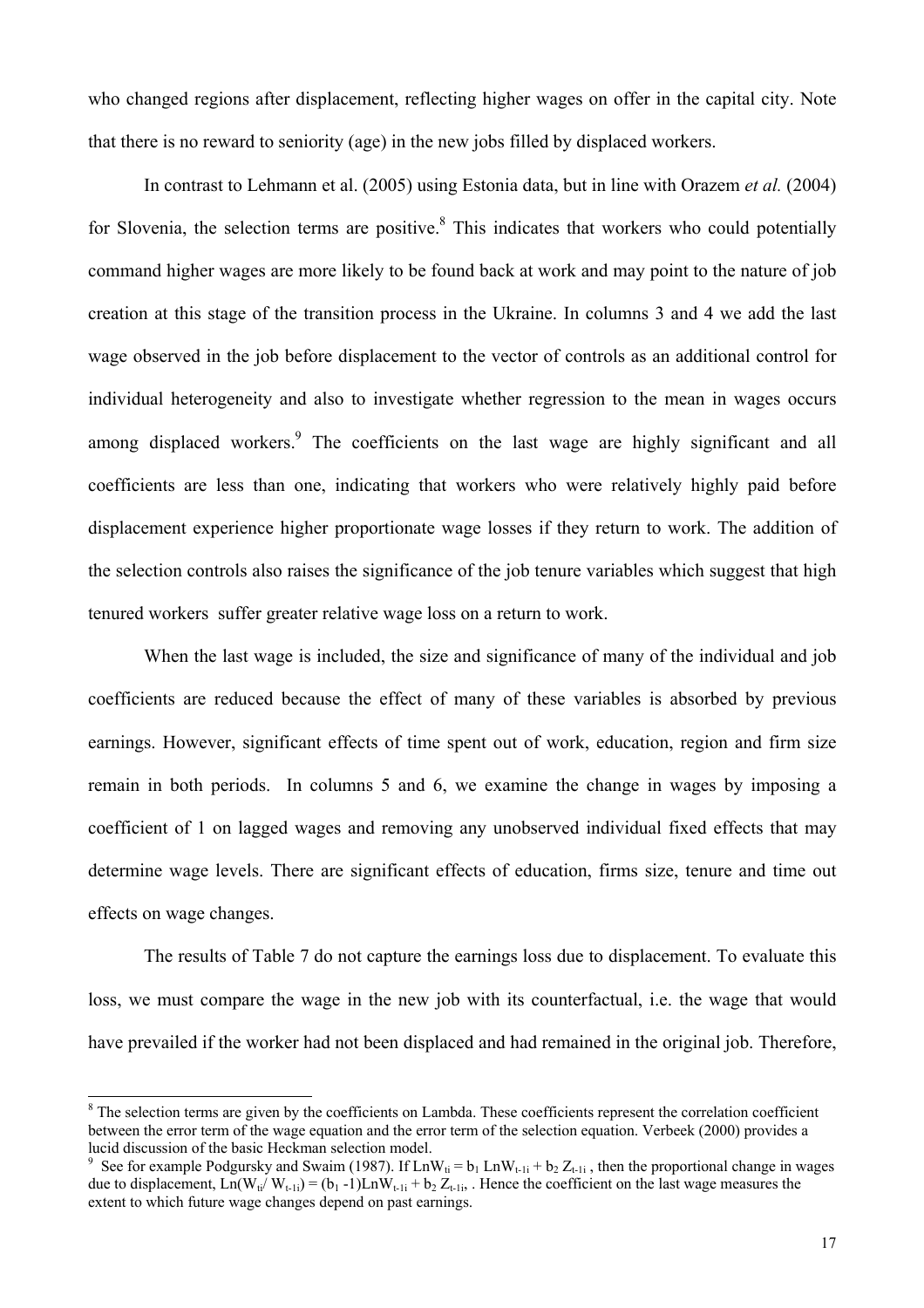who changed regions after displacement, reflecting higher wages on offer in the capital city. Note that there is no reward to seniority (age) in the new jobs filled by displaced workers.

In contrast to Lehmann et al. (2005) using Estonia data, but in line with Orazem *et al.* (2004) for Slovenia, the selection terms are positive.[8] This indicates that workers who could potentially command higher wages are more likely to be found back at work and may point to the nature of job creation at this stage of the transition process in the Ukraine. In columns 3 and 4 we add the last wage observed in the job before displacement to the vector of controls as an additional control for individual heterogeneity and also to investigate whether regression to the mean in wages occurs among displaced workers.[9] The coefficients on the last wage are highly significant and all coefficients are less than one, indicating that workers who were relatively highly paid before displacement experience higher proportionate wage losses if they return to work. The addition of the selection controls also raises the significance of the job tenure variables which suggest that high tenured workers suffer greater relative wage loss on a return to work.

When the last wage is included, the size and significance of many of the individual and job coefficients are reduced because the effect of many of these variables is absorbed by previous earnings. However, significant effects of time spent out of work, education, region and firm size remain in both periods. In columns 5 and 6, we examine the change in wages by imposing a coefficient of 1 on lagged wages and removing any unobserved individual fixed effects that may determine wage levels. There are significant effects of education, firms size, tenure and time out effects on wage changes.

The results of Table 7 do not capture the earnings loss due to displacement. To evaluate this loss, we must compare the wage in the new job with its counterfactual, i.e. the wage that would have prevailed if the worker had not been displaced and had remained in the original job. Therefore,

---

[8] The selection terms are given by the coefficients on Lambda. These coefficients represent the correlation coefficient between the error term of the wage equation and the error term of the selection equation. Verbeek (2000) provides a lucid discussion of the basic Heckman selection model.

[9] See for example Podgursky and Swaim (1987). If $LnW_{ti} = b_1 LnW_{t-1i} + b_2 Z_{t-1i}$ , then the proportional change in wages due to displacement, $Ln(W_{ti}/W_{t-1i}) = (b_1 -1)LnW_{t-1i} + b_2 Z_{t-1i}$, . Hence the coefficient on the last wage measures the extent to which future wage changes depend on past earnings.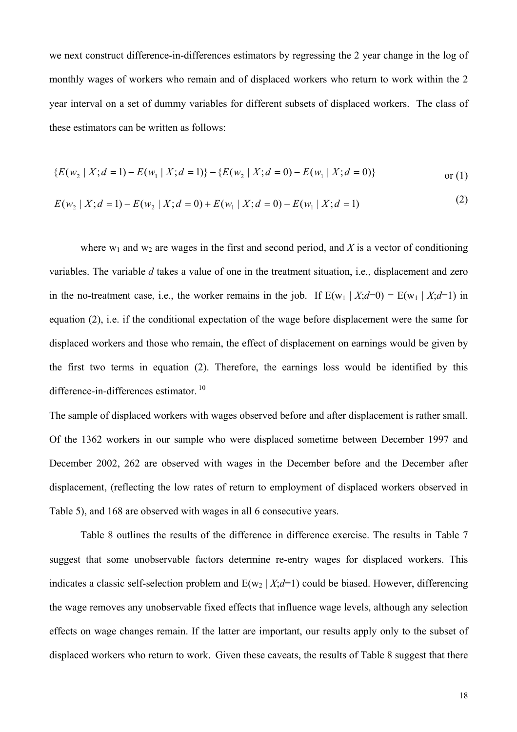we next construct difference-in-differences estimators by regressing the 2 year change in the log of monthly wages of workers who remain and of displaced workers who return to work within the 2 year interval on a set of dummy variables for different subsets of displaced workers. The class of these estimators can be written as follows:

$$\{E(w_2 \mid X; d=1) - E(w_1 \mid X; d=1)\} - \{E(w_2 \mid X; d=0) - E(w_1 \mid X; d=0)\} \quad \text{or (1)}$$

$$E(w_2 \mid X; d=1) - E(w_2 \mid X; d=0) + E(w_1 \mid X; d=0) - E(w_1 \mid X; d=1) \quad (2)$$

where $w_1$ and $w_2$ are wages in the first and second period, and $X$ is a vector of conditioning variables. The variable $d$ takes a value of one in the treatment situation, i.e., displacement and zero in the no-treatment case, i.e., the worker remains in the job. If $E(w_1 \mid X;d=0) = E(w_1 \mid X;d=1)$ in equation (2), i.e. if the conditional expectation of the wage before displacement were the same for displaced workers and those who remain, the effect of displacement on earnings would be given by the first two terms in equation (2). Therefore, the earnings loss would be identified by this difference-in-differences estimator. [10]

The sample of displaced workers with wages observed before and after displacement is rather small. Of the 1362 workers in our sample who were displaced sometime between December 1997 and December 2002, 262 are observed with wages in the December before and the December after displacement, (reflecting the low rates of return to employment of displaced workers observed in Table 5), and 168 are observed with wages in all 6 consecutive years.

Table 8 outlines the results of the difference in difference exercise. The results in Table 7 suggest that some unobservable factors determine re-entry wages for displaced workers. This indicates a classic self-selection problem and $E(w_2 \mid X;d=1)$ could be biased. However, differencing the wage removes any unobservable fixed effects that influence wage levels, although any selection effects on wage changes remain. If the latter are important, our results apply only to the subset of displaced workers who return to work. Given these caveats, the results of Table 8 suggest that there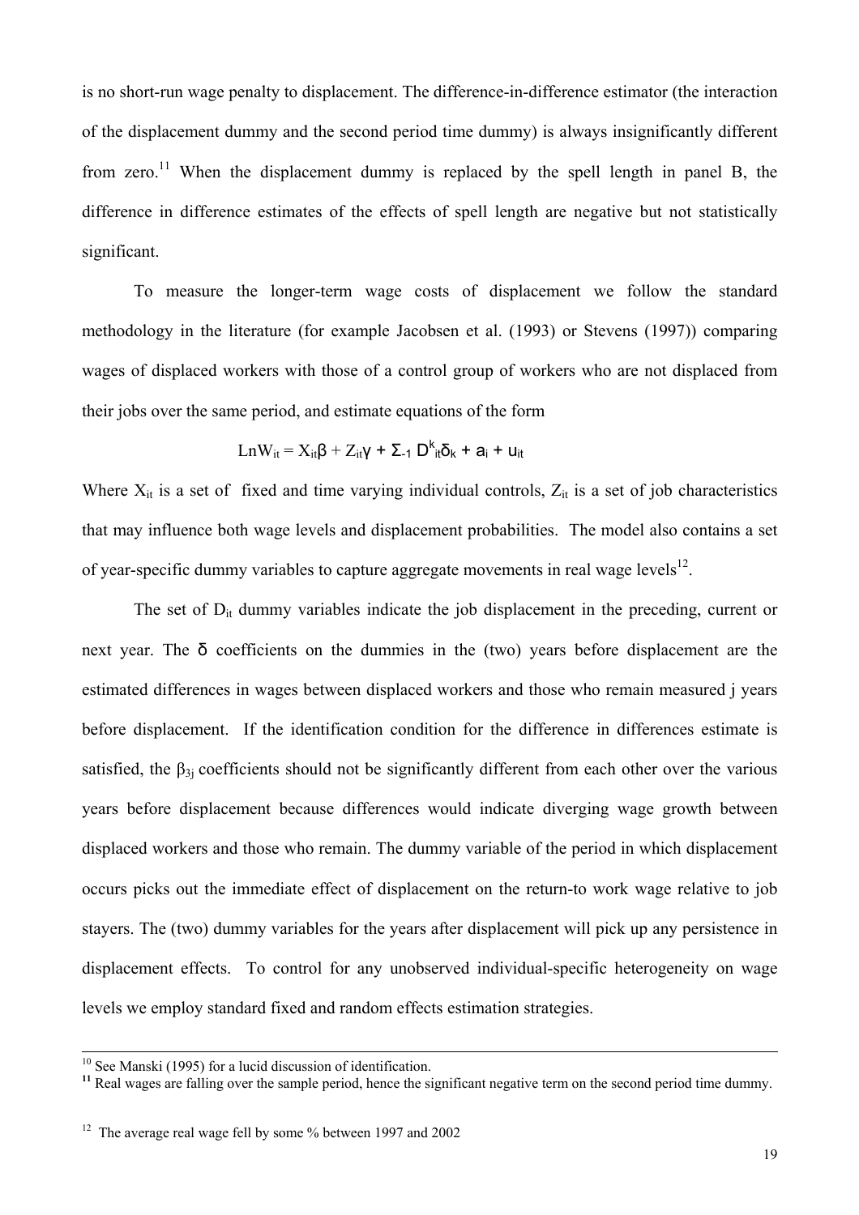is no short-run wage penalty to displacement. The difference-in-difference estimator (the interaction of the displacement dummy and the second period time dummy) is always insignificantly different from zero.[11] When the displacement dummy is replaced by the spell length in panel B, the difference in difference estimates of the effects of spell length are negative but not statistically significant.

To measure the longer-term wage costs of displacement we follow the standard methodology in the literature (for example Jacobsen et al. (1993) or Stevens (1997)) comparing wages of displaced workers with those of a control group of workers who are not displaced from their jobs over the same period, and estimate equations of the form

$$LnW_{it} = X_{it}\beta + Z_{it}\gamma + \Sigma_{-1} D^{k}_{it}\delta_{k} + a_{i} + u_{it}$$

Where $X_{it}$ is a set of fixed and time varying individual controls, $Z_{it}$ is a set of job characteristics that may influence both wage levels and displacement probabilities. The model also contains a set of year-specific dummy variables to capture aggregate movements in real wage levels[12].

The set of $D_{it}$ dummy variables indicate the job displacement in the preceding, current or next year. The $\delta$ coefficients on the dummies in the (two) years before displacement are the estimated differences in wages between displaced workers and those who remain measured j years before displacement. If the identification condition for the difference in differences estimate is satisfied, the $\beta_{3j}$ coefficients should not be significantly different from each other over the various years before displacement because differences would indicate diverging wage growth between displaced workers and those who remain. The dummy variable of the period in which displacement occurs picks out the immediate effect of displacement on the return-to work wage relative to job stayers. The (two) dummy variables for the years after displacement will pick up any persistence in displacement effects. To control for any unobserved individual-specific heterogeneity on wage levels we employ standard fixed and random effects estimation strategies.

---

[10] See Manski (1995) for a lucid discussion of identification.

[11] Real wages are falling over the sample period, hence the significant negative term on the second period time dummy.

[12] The average real wage fell by some % between 1997 and 2002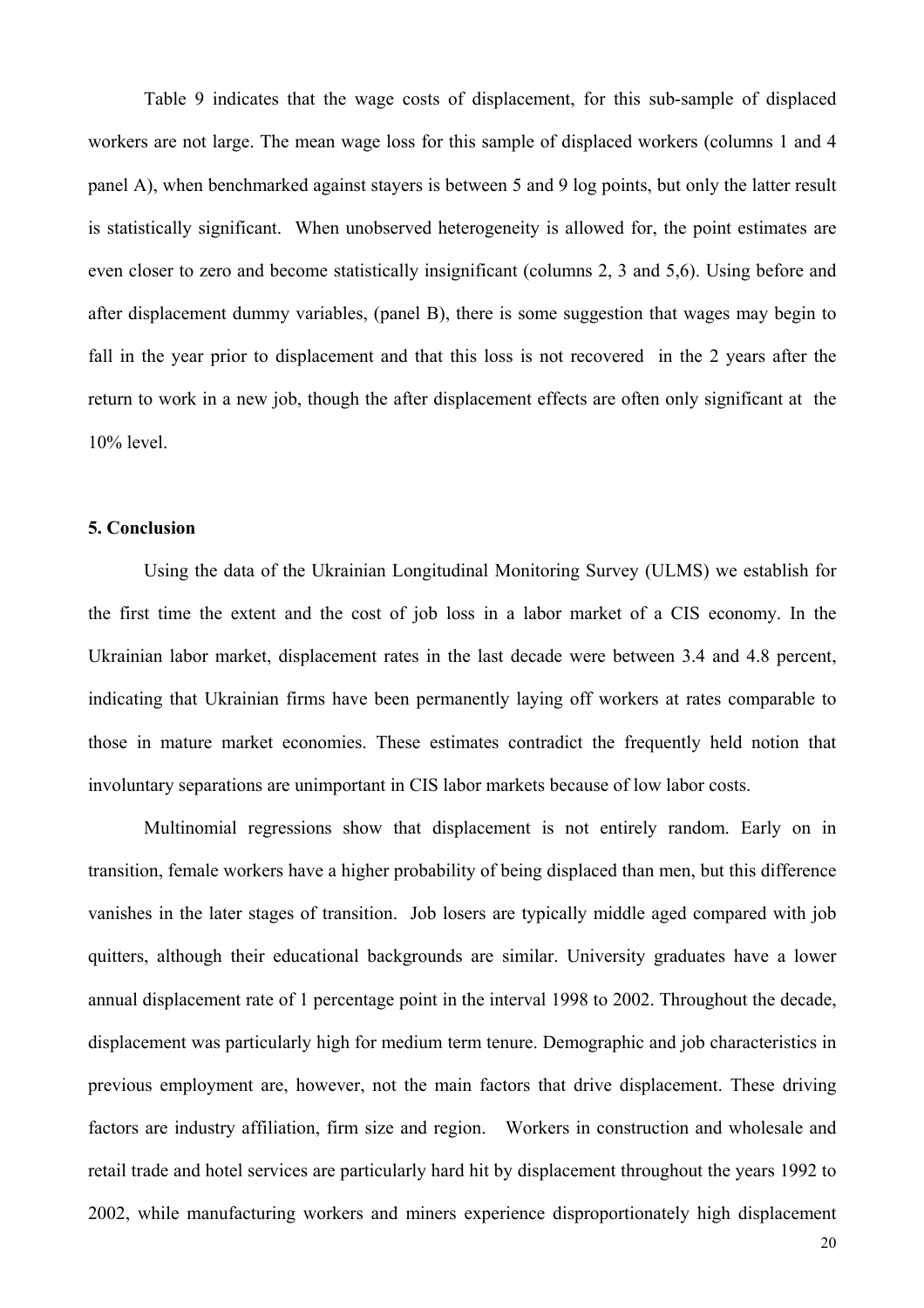Table 9 indicates that the wage costs of displacement, for this sub-sample of displaced workers are not large. The mean wage loss for this sample of displaced workers (columns 1 and 4 panel A), when benchmarked against stayers is between 5 and 9 log points, but only the latter result is statistically significant. When unobserved heterogeneity is allowed for, the point estimates are even closer to zero and become statistically insignificant (columns 2, 3 and 5,6). Using before and after displacement dummy variables, (panel B), there is some suggestion that wages may begin to fall in the year prior to displacement and that this loss is not recovered in the 2 years after the return to work in a new job, though the after displacement effects are often only significant at the 10% level.

## 5. Conclusion

Using the data of the Ukrainian Longitudinal Monitoring Survey (ULMS) we establish for the first time the extent and the cost of job loss in a labor market of a CIS economy. In the Ukrainian labor market, displacement rates in the last decade were between 3.4 and 4.8 percent, indicating that Ukrainian firms have been permanently laying off workers at rates comparable to those in mature market economies. These estimates contradict the frequently held notion that involuntary separations are unimportant in CIS labor markets because of low labor costs.

Multinomial regressions show that displacement is not entirely random. Early on in transition, female workers have a higher probability of being displaced than men, but this difference vanishes in the later stages of transition. Job losers are typically middle aged compared with job quitters, although their educational backgrounds are similar. University graduates have a lower annual displacement rate of 1 percentage point in the interval 1998 to 2002. Throughout the decade, displacement was particularly high for medium term tenure. Demographic and job characteristics in previous employment are, however, not the main factors that drive displacement. These driving factors are industry affiliation, firm size and region. Workers in construction and wholesale and retail trade and hotel services are particularly hard hit by displacement throughout the years 1992 to 2002, while manufacturing workers and miners experience disproportionately high displacement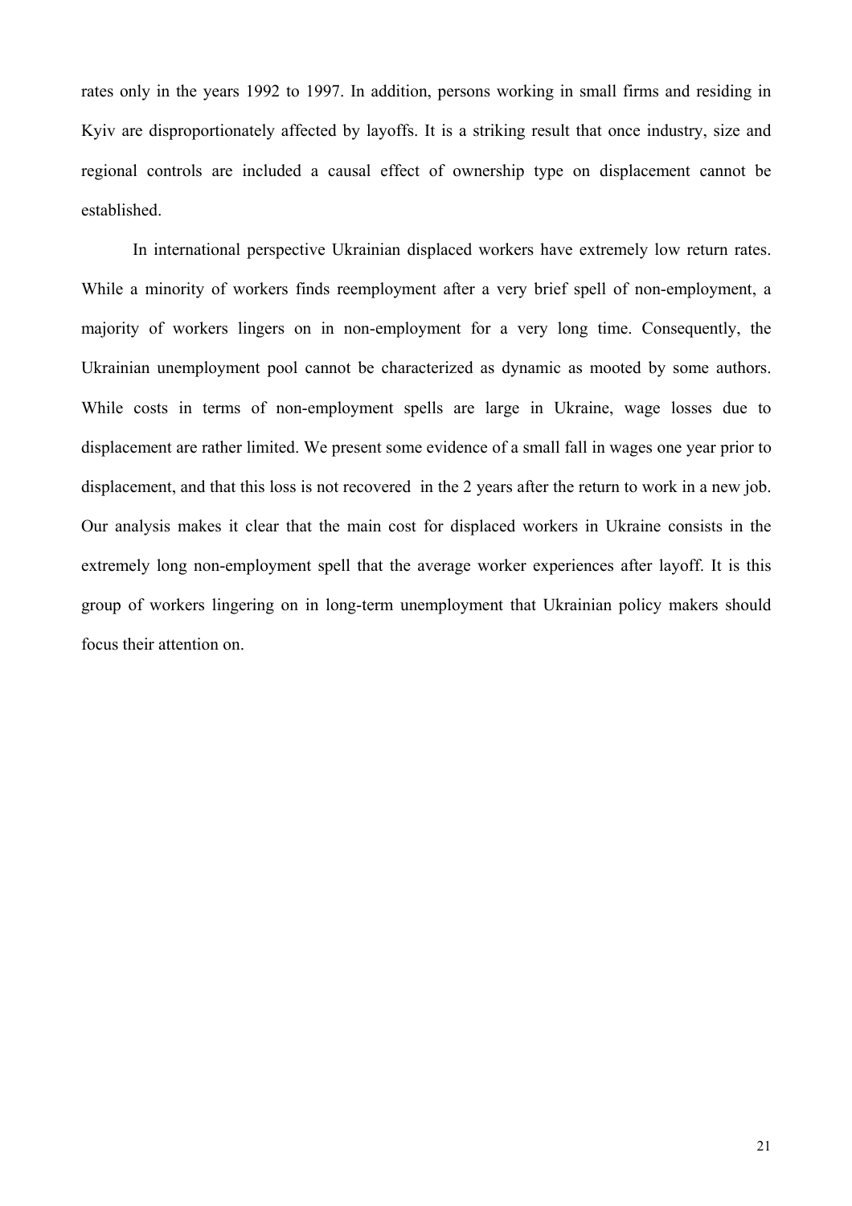rates only in the years 1992 to 1997. In addition, persons working in small firms and residing in Kyiv are disproportionately affected by layoffs. It is a striking result that once industry, size and regional controls are included a causal effect of ownership type on displacement cannot be established.

In international perspective Ukrainian displaced workers have extremely low return rates. While a minority of workers finds reemployment after a very brief spell of non-employment, a majority of workers lingers on in non-employment for a very long time. Consequently, the Ukrainian unemployment pool cannot be characterized as dynamic as mooted by some authors. While costs in terms of non-employment spells are large in Ukraine, wage losses due to displacement are rather limited. We present some evidence of a small fall in wages one year prior to displacement, and that this loss is not recovered in the 2 years after the return to work in a new job. Our analysis makes it clear that the main cost for displaced workers in Ukraine consists in the extremely long non-employment spell that the average worker experiences after layoff. It is this group of workers lingering on in long-term unemployment that Ukrainian policy makers should focus their attention on.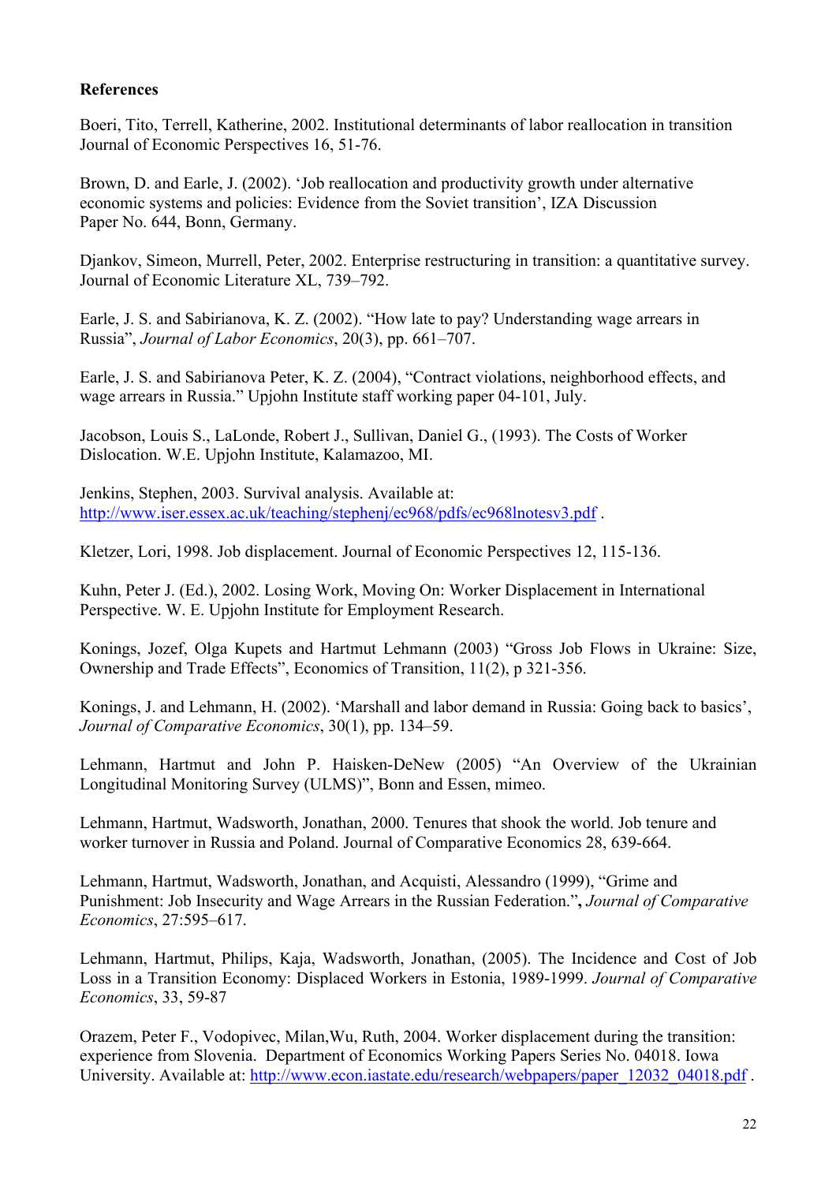**References**

Boeri, Tito, Terrell, Katherine, 2002. Institutional determinants of labor reallocation in transition Journal of Economic Perspectives 16, 51-76.

Brown, D. and Earle, J. (2002). 'Job reallocation and productivity growth under alternative economic systems and policies: Evidence from the Soviet transition', IZA Discussion Paper No. 644, Bonn, Germany.

Djankov, Simeon, Murrell, Peter, 2002. Enterprise restructuring in transition: a quantitative survey. Journal of Economic Literature XL, 739–792.

Earle, J. S. and Sabirianova, K. Z. (2002). "How late to pay? Understanding wage arrears in Russia", *Journal of Labor Economics*, 20(3), pp. 661–707.

Earle, J. S. and Sabirianova Peter, K. Z. (2004), "Contract violations, neighborhood effects, and wage arrears in Russia." Upjohn Institute staff working paper 04-101, July.

Jacobson, Louis S., LaLonde, Robert J., Sullivan, Daniel G., (1993). The Costs of Worker Dislocation. W.E. Upjohn Institute, Kalamazoo, MI.

Jenkins, Stephen, 2003. Survival analysis. Available at: http://www.iser.essex.ac.uk/teaching/stephenj/ec968/pdfs/ec968lnotesv3.pdf .

Kletzer, Lori, 1998. Job displacement. Journal of Economic Perspectives 12, 115-136.

Kuhn, Peter J. (Ed.), 2002. Losing Work, Moving On: Worker Displacement in International Perspective. W. E. Upjohn Institute for Employment Research.

Konings, Jozef, Olga Kupets and Hartmut Lehmann (2003) "Gross Job Flows in Ukraine: Size, Ownership and Trade Effects", Economics of Transition, 11(2), p 321-356.

Konings, J. and Lehmann, H. (2002). 'Marshall and labor demand in Russia: Going back to basics', *Journal of Comparative Economics*, 30(1), pp. 134–59.

Lehmann, Hartmut and John P. Haisken-DeNew (2005) "An Overview of the Ukrainian Longitudinal Monitoring Survey (ULMS)", Bonn and Essen, mimeo.

Lehmann, Hartmut, Wadsworth, Jonathan, 2000. Tenures that shook the world. Job tenure and worker turnover in Russia and Poland. Journal of Comparative Economics 28, 639-664.

Lehmann, Hartmut, Wadsworth, Jonathan, and Acquisti, Alessandro (1999), "Grime and Punishment: Job Insecurity and Wage Arrears in the Russian Federation.", *Journal of Comparative Economics*, 27:595–617.

Lehmann, Hartmut, Philips, Kaja, Wadsworth, Jonathan, (2005). The Incidence and Cost of Job Loss in a Transition Economy: Displaced Workers in Estonia, 1989-1999. *Journal of Comparative Economics*, 33, 59-87

Orazem, Peter F., Vodopivec, Milan,Wu, Ruth, 2004. Worker displacement during the transition: experience from Slovenia. Department of Economics Working Papers Series No. 04018. Iowa University. Available at: http://www.econ.iastate.edu/research/webpapers/paper_12032_04018.pdf .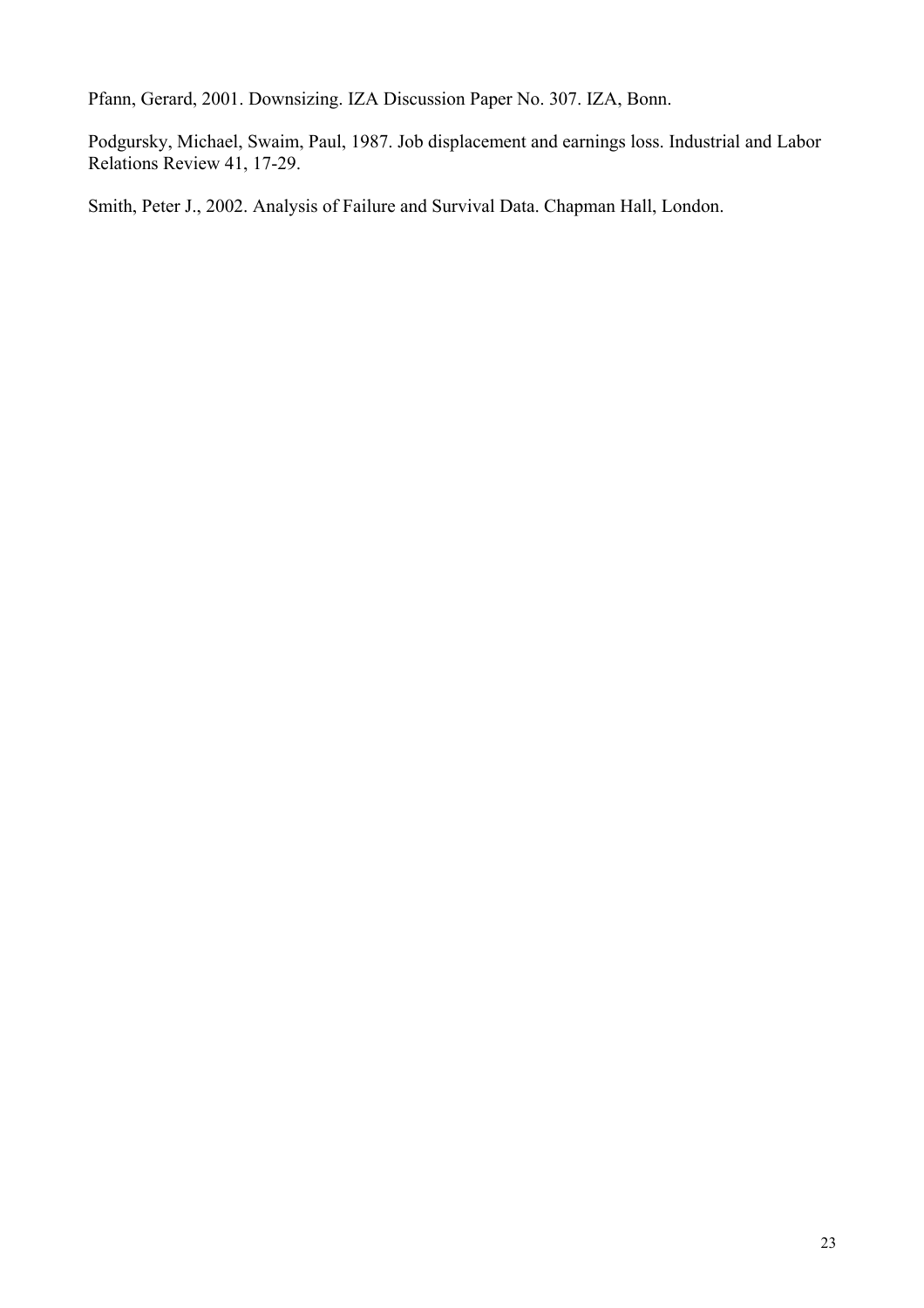Pfann, Gerard, 2001. Downsizing. IZA Discussion Paper No. 307. IZA, Bonn.

Podgursky, Michael, Swaim, Paul, 1987. Job displacement and earnings loss. Industrial and Labor Relations Review 41, 17-29.

Smith, Peter J., 2002. Analysis of Failure and Survival Data. Chapman Hall, London.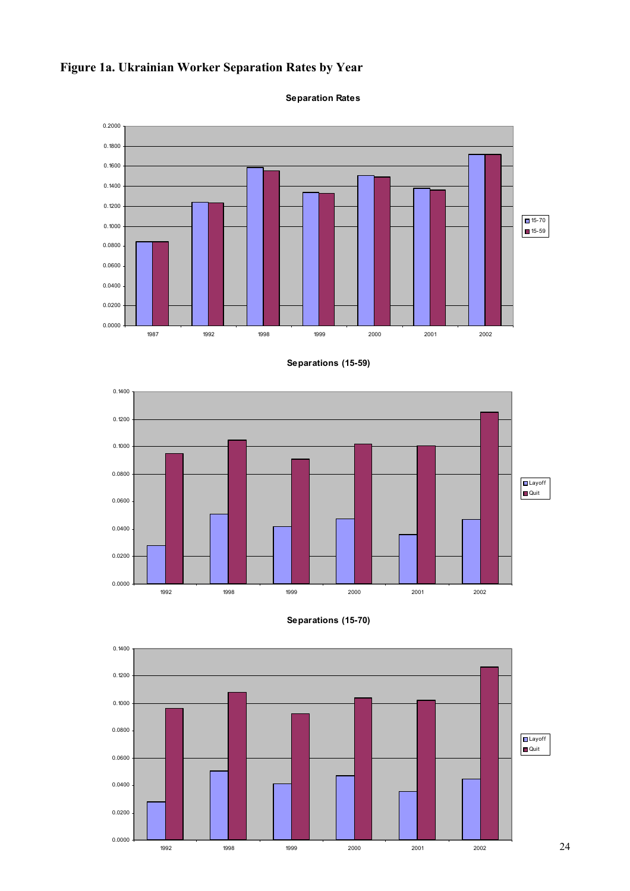# Figure 1a. Ukrainian Worker Separation Rates by Year

**Separation Rates**

**Separations (15-59)**

**Separations (15-70)**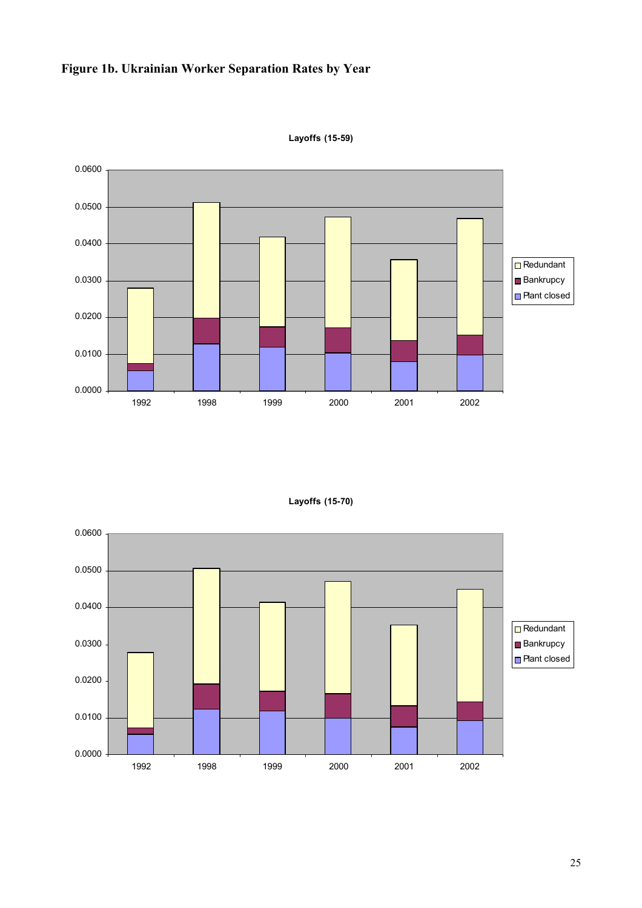**Figure 1b. Ukrainian Worker Separation Rates by Year**

**Layoffs (15-59)**

**Layoffs (15-70)**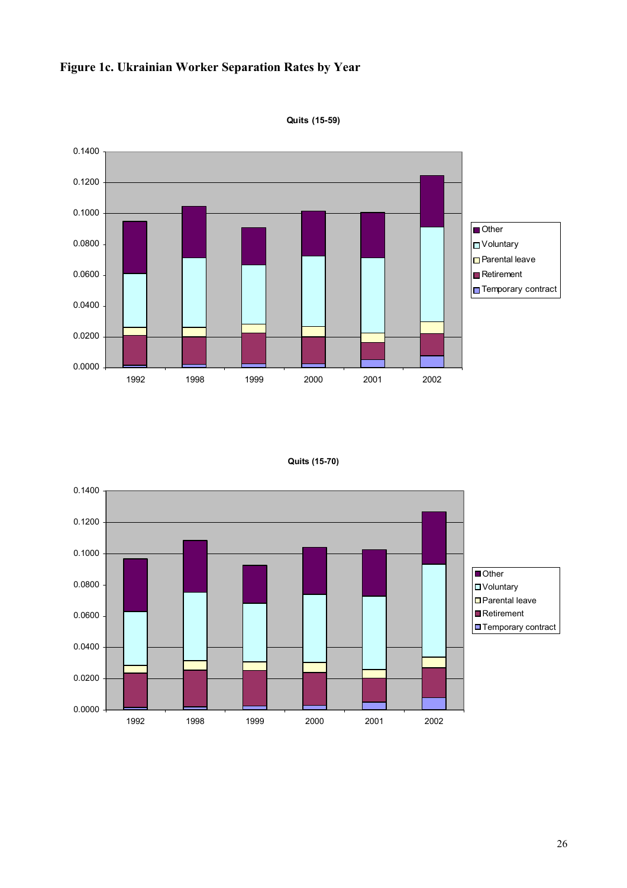**Figure 1c. Ukrainian Worker Separation Rates by Year**

**Quits (15-59)**

**Quits (15-70)**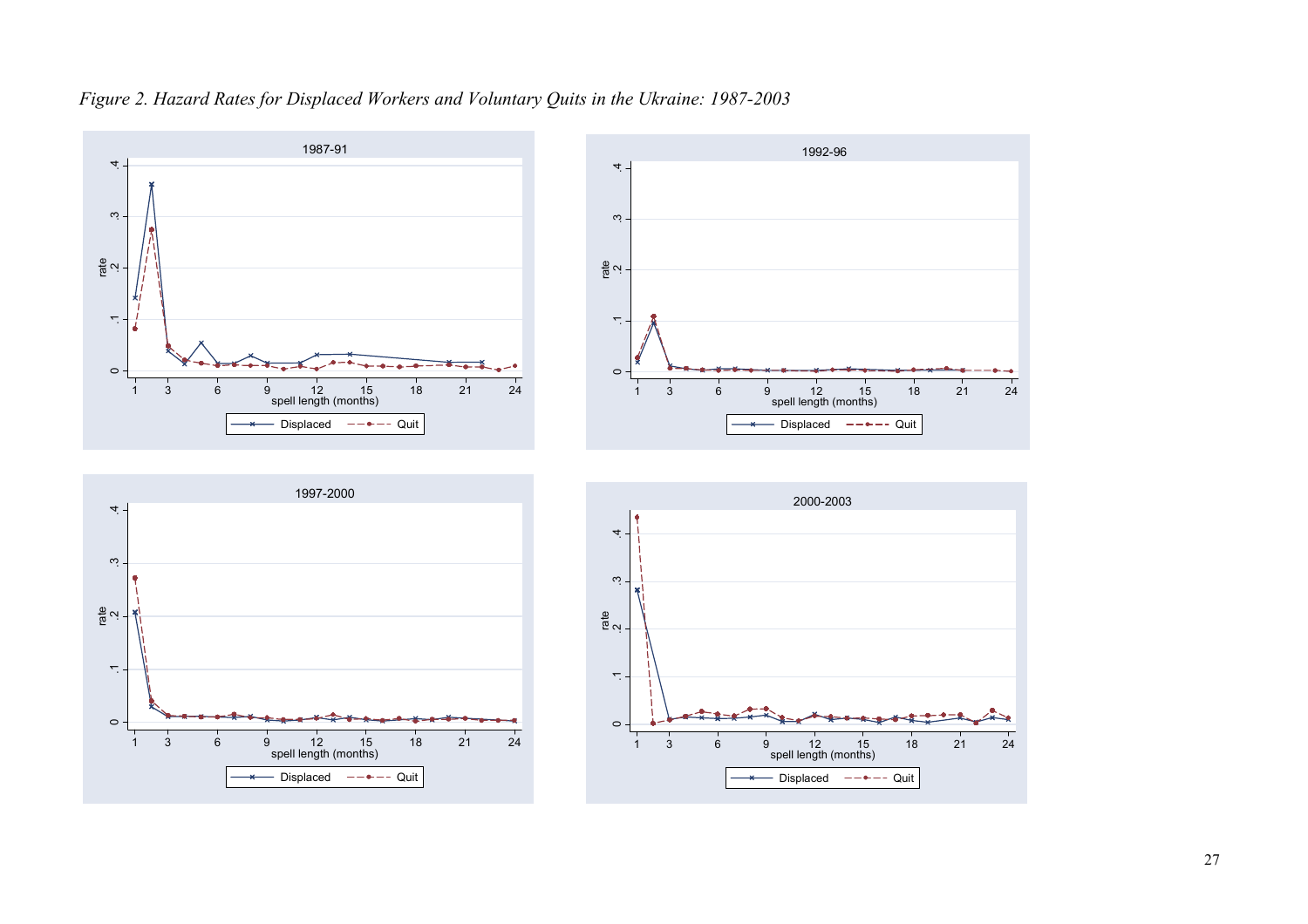*Figure 2. Hazard Rates for Displaced Workers and Voluntary Quits in the Ukraine: 1987-2003*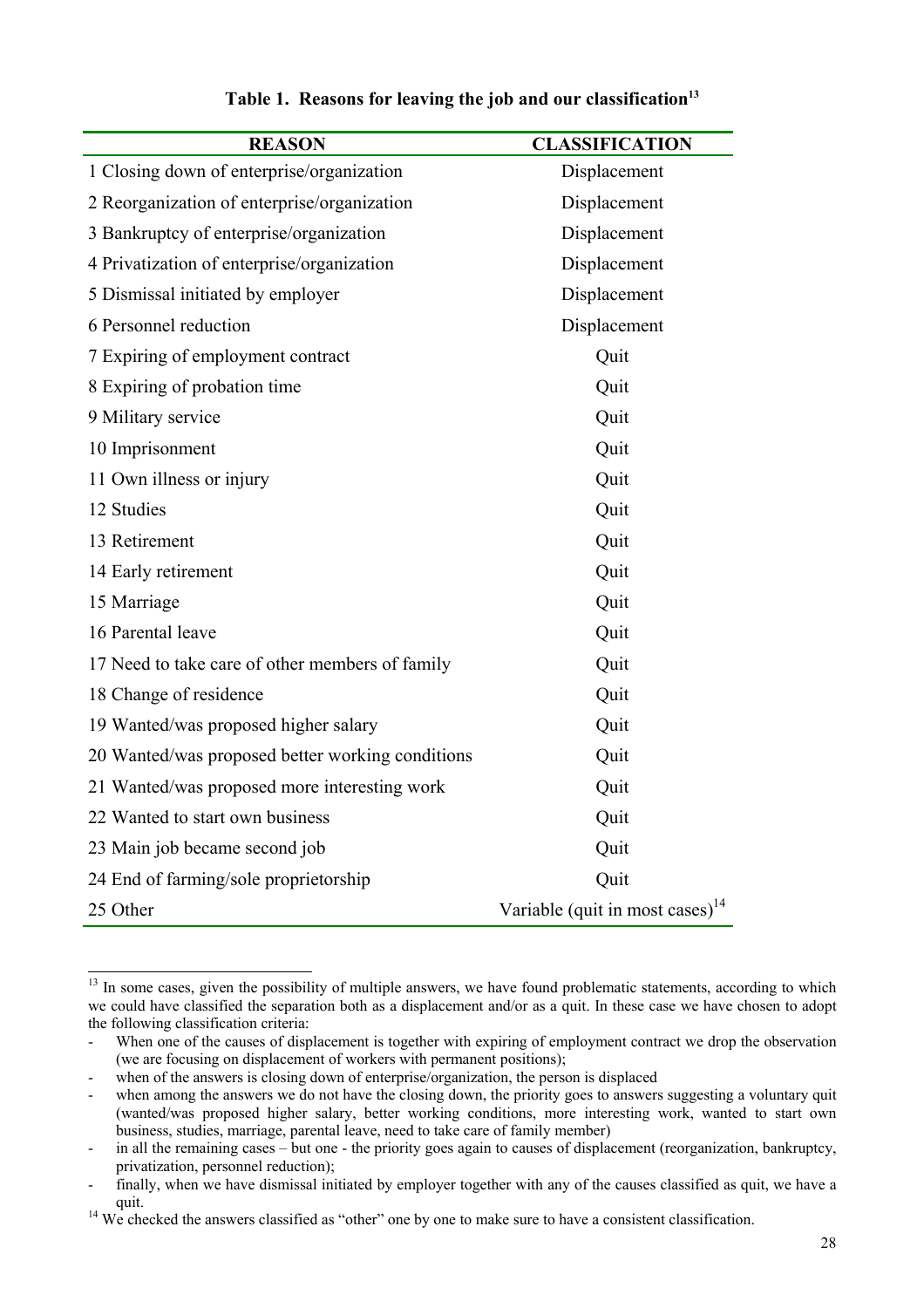**Table 1. Reasons for leaving the job and our classification[13]**

| REASON | CLASSIFICATION |
|---|---|
| 1 Closing down of enterprise/organization | Displacement |
| 2 Reorganization of enterprise/organization | Displacement |
| 3 Bankruptcy of enterprise/organization | Displacement |
| 4 Privatization of enterprise/organization | Displacement |
| 5 Dismissal initiated by employer | Displacement |
| 6 Personnel reduction | Displacement |
| 7 Expiring of employment contract | Quit |
| 8 Expiring of probation time | Quit |
| 9 Military service | Quit |
| 10 Imprisonment | Quit |
| 11 Own illness or injury | Quit |
| 12 Studies | Quit |
| 13 Retirement | Quit |
| 14 Early retirement | Quit |
| 15 Marriage | Quit |
| 16 Parental leave | Quit |
| 17 Need to take care of other members of family | Quit |
| 18 Change of residence | Quit |
| 19 Wanted/was proposed higher salary | Quit |
| 20 Wanted/was proposed better working conditions | Quit |
| 21 Wanted/was proposed more interesting work | Quit |
| 22 Wanted to start own business | Quit |
| 23 Main job became second job | Quit |
| 24 End of farming/sole proprietorship | Quit |
| 25 Other | Variable (quit in most cases)[14] |

[13] In some cases, given the possibility of multiple answers, we have found problematic statements, according to which we could have classified the separation both as a displacement and/or as a quit. In these case we have chosen to adopt the following classification criteria:

- When one of the causes of displacement is together with expiring of employment contract we drop the observation (we are focusing on displacement of workers with permanent positions);
- when of the answers is closing down of enterprise/organization, the person is displaced
- when among the answers we do not have the closing down, the priority goes to answers suggesting a voluntary quit (wanted/was proposed higher salary, better working conditions, more interesting work, wanted to start own business, studies, marriage, parental leave, need to take care of family member)
- in all the remaining cases – but one - the priority goes again to causes of displacement (reorganization, bankruptcy, privatization, personnel reduction);
- finally, when we have dismissal initiated by employer together with any of the causes classified as quit, we have a quit.

[14] We checked the answers classified as "other" one by one to make sure to have a consistent classification.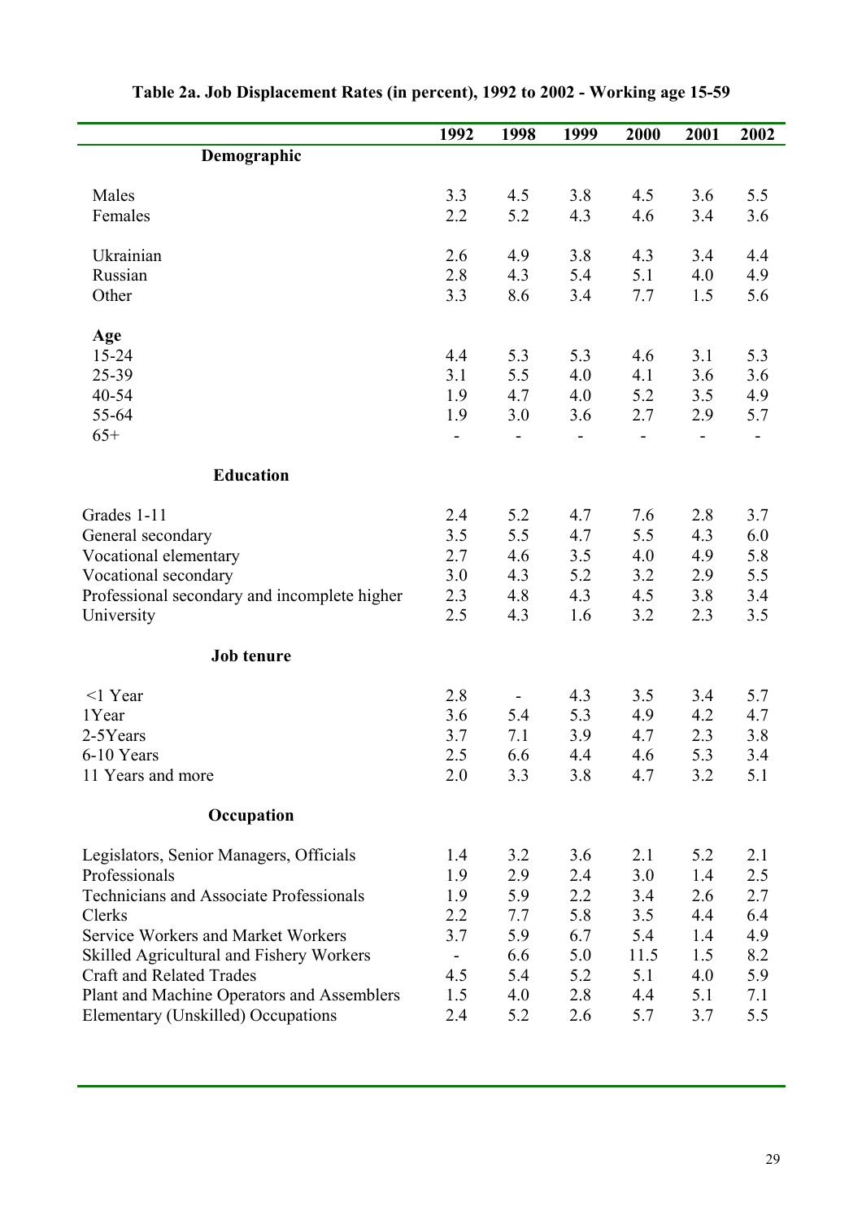**Table 2a. Job Displacement Rates (in percent), 1992 to 2002 - Working age 15-59**

| | 1992 | 1998 | 1999 | 2000 | 2001 | 2002 |
|---|---|---|---|---|---|---|
| **Demographic** | | | | | | |
| Males | 3.3 | 4.5 | 3.8 | 4.5 | 3.6 | 5.5 |
| Females | 2.2 | 5.2 | 4.3 | 4.6 | 3.4 | 3.6 |
| Ukrainian | 2.6 | 4.9 | 3.8 | 4.3 | 3.4 | 4.4 |
| Russian | 2.8 | 4.3 | 5.4 | 5.1 | 4.0 | 4.9 |
| Other | 3.3 | 8.6 | 3.4 | 7.7 | 1.5 | 5.6 |
| **Age** | | | | | | |
| 15-24 | 4.4 | 5.3 | 5.3 | 4.6 | 3.1 | 5.3 |
| 25-39 | 3.1 | 5.5 | 4.0 | 4.1 | 3.6 | 3.6 |
| 40-54 | 1.9 | 4.7 | 4.0 | 5.2 | 3.5 | 4.9 |
| 55-64 | 1.9 | 3.0 | 3.6 | 2.7 | 2.9 | 5.7 |
| 65+ | - | - | - | - | - | - |
| **Education** | | | | | | |
| Grades 1-11 | 2.4 | 5.2 | 4.7 | 7.6 | 2.8 | 3.7 |
| General secondary | 3.5 | 5.5 | 4.7 | 5.5 | 4.3 | 6.0 |
| Vocational elementary | 2.7 | 4.6 | 3.5 | 4.0 | 4.9 | 5.8 |
| Vocational secondary | 3.0 | 4.3 | 5.2 | 3.2 | 2.9 | 5.5 |
| Professional secondary and incomplete higher | 2.3 | 4.8 | 4.3 | 4.5 | 3.8 | 3.4 |
| University | 2.5 | 4.3 | 1.6 | 3.2 | 2.3 | 3.5 |
| **Job tenure** | | | | | | |
| <1 Year | 2.8 | - | 4.3 | 3.5 | 3.4 | 5.7 |
| 1Year | 3.6 | 5.4 | 5.3 | 4.9 | 4.2 | 4.7 |
| 2-5Years | 3.7 | 7.1 | 3.9 | 4.7 | 2.3 | 3.8 |
| 6-10 Years | 2.5 | 6.6 | 4.4 | 4.6 | 5.3 | 3.4 |
| 11 Years and more | 2.0 | 3.3 | 3.8 | 4.7 | 3.2 | 5.1 |
| **Occupation** | | | | | | |
| Legislators, Senior Managers, Officials | 1.4 | 3.2 | 3.6 | 2.1 | 5.2 | 2.1 |
| Professionals | 1.9 | 2.9 | 2.4 | 3.0 | 1.4 | 2.5 |
| Technicians and Associate Professionals | 1.9 | 5.9 | 2.2 | 3.4 | 2.6 | 2.7 |
| Clerks | 2.2 | 7.7 | 5.8 | 3.5 | 4.4 | 6.4 |
| Service Workers and Market Workers | 3.7 | 5.9 | 6.7 | 5.4 | 1.4 | 4.9 |
| Skilled Agricultural and Fishery Workers | - | 6.6 | 5.0 | 11.5 | 1.5 | 8.2 |
| Craft and Related Trades | 4.5 | 5.4 | 5.2 | 5.1 | 4.0 | 5.9 |
| Plant and Machine Operators and Assemblers | 1.5 | 4.0 | 2.8 | 4.4 | 5.1 | 7.1 |
| Elementary (Unskilled) Occupations | 2.4 | 5.2 | 2.6 | 5.7 | 3.7 | 5.5 |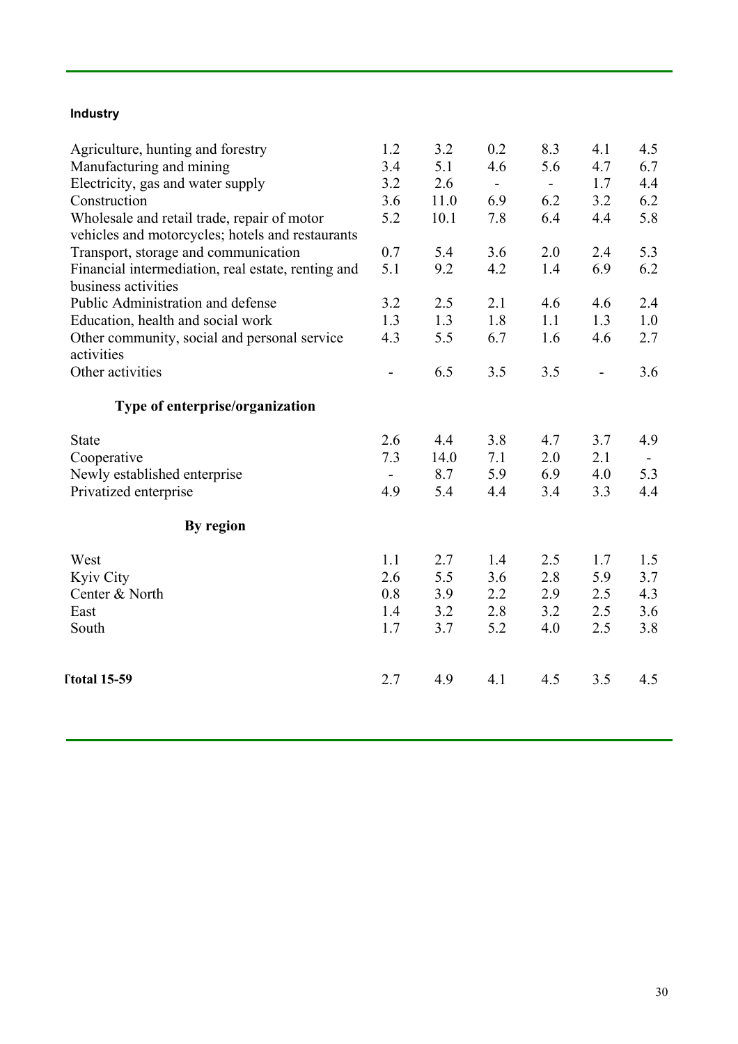| **Industry** | | | | | | |
|---|---|---|---|---|---|---|
| Agriculture, hunting and forestry | 1.2 | 3.2 | 0.2 | 8.3 | 4.1 | 4.5 |
| Manufacturing and mining | 3.4 | 5.1 | 4.6 | 5.6 | 4.7 | 6.7 |
| Electricity, gas and water supply | 3.2 | 2.6 | - | - | 1.7 | 4.4 |
| Construction | 3.6 | 11.0 | 6.9 | 6.2 | 3.2 | 6.2 |
| Wholesale and retail trade, repair of motor vehicles and motorcycles; hotels and restaurants | 5.2 | 10.1 | 7.8 | 6.4 | 4.4 | 5.8 |
| Transport, storage and communication | 0.7 | 5.4 | 3.6 | 2.0 | 2.4 | 5.3 |
| Financial intermediation, real estate, renting and business activities | 5.1 | 9.2 | 4.2 | 1.4 | 6.9 | 6.2 |
| Public Administration and defense | 3.2 | 2.5 | 2.1 | 4.6 | 4.6 | 2.4 |
| Education, health and social work | 1.3 | 1.3 | 1.8 | 1.1 | 1.3 | 1.0 |
| Other community, social and personal service activities | 4.3 | 5.5 | 6.7 | 1.6 | 4.6 | 2.7 |
| Other activities | - | 6.5 | 3.5 | 3.5 | - | 3.6 |
| **Type of enterprise/organization** | | | | | | |
| State | 2.6 | 4.4 | 3.8 | 4.7 | 3.7 | 4.9 |
| Cooperative | 7.3 | 14.0 | 7.1 | 2.0 | 2.1 | - |
| Newly established enterprise | - | 8.7 | 5.9 | 6.9 | 4.0 | 5.3 |
| Privatized enterprise | 4.9 | 5.4 | 4.4 | 3.4 | 3.3 | 4.4 |
| **By region** | | | | | | |
| West | 1.1 | 2.7 | 1.4 | 2.5 | 1.7 | 1.5 |
| Kyiv City | 2.6 | 5.5 | 3.6 | 2.8 | 5.9 | 3.7 |
| Center & North | 0.8 | 3.9 | 2.2 | 2.9 | 2.5 | 4.3 |
| East | 1.4 | 3.2 | 2.8 | 3.2 | 2.5 | 3.6 |
| South | 1.7 | 3.7 | 5.2 | 4.0 | 2.5 | 3.8 |
| **Total 15-59** | 2.7 | 4.9 | 4.1 | 4.5 | 3.5 | 4.5 |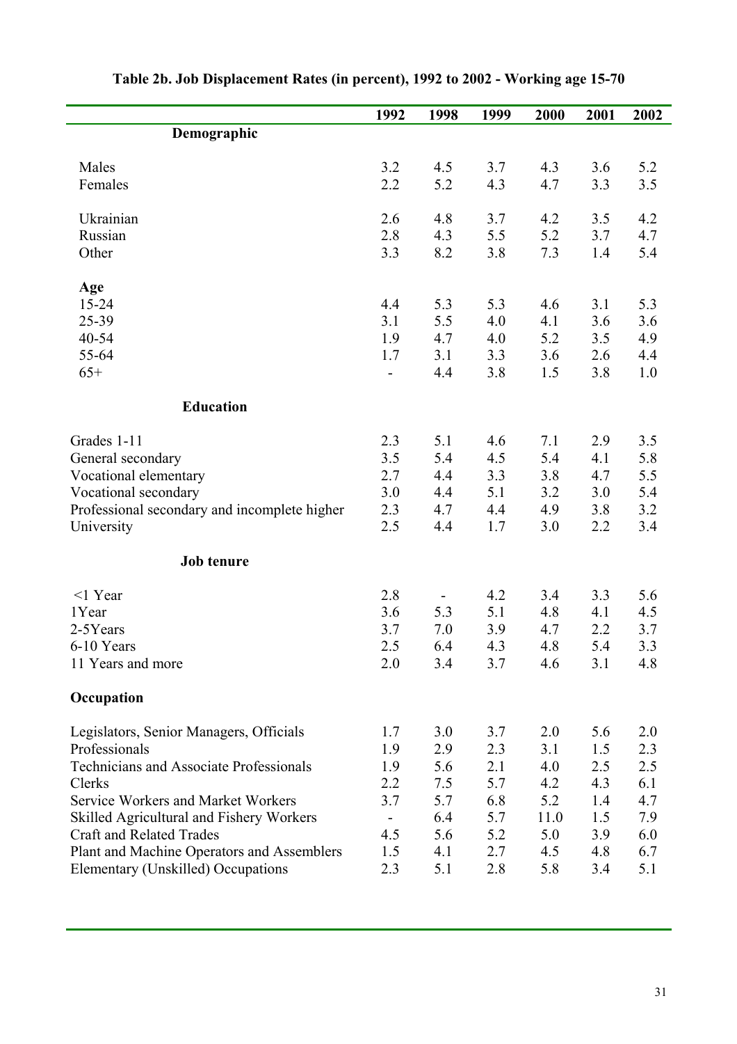**Table 2b. Job Displacement Rates (in percent), 1992 to 2002 - Working age 15-70**

| | 1992 | 1998 | 1999 | 2000 | 2001 | 2002 |
|---|---|---|---|---|---|---|
| **Demographic** | | | | | | |
| Males | 3.2 | 4.5 | 3.7 | 4.3 | 3.6 | 5.2 |
| Females | 2.2 | 5.2 | 4.3 | 4.7 | 3.3 | 3.5 |
| Ukrainian | 2.6 | 4.8 | 3.7 | 4.2 | 3.5 | 4.2 |
| Russian | 2.8 | 4.3 | 5.5 | 5.2 | 3.7 | 4.7 |
| Other | 3.3 | 8.2 | 3.8 | 7.3 | 1.4 | 5.4 |
| **Age** | | | | | | |
| 15-24 | 4.4 | 5.3 | 5.3 | 4.6 | 3.1 | 5.3 |
| 25-39 | 3.1 | 5.5 | 4.0 | 4.1 | 3.6 | 3.6 |
| 40-54 | 1.9 | 4.7 | 4.0 | 5.2 | 3.5 | 4.9 |
| 55-64 | 1.7 | 3.1 | 3.3 | 3.6 | 2.6 | 4.4 |
| 65+ | - | 4.4 | 3.8 | 1.5 | 3.8 | 1.0 |
| **Education** | | | | | | |
| Grades 1-11 | 2.3 | 5.1 | 4.6 | 7.1 | 2.9 | 3.5 |
| General secondary | 3.5 | 5.4 | 4.5 | 5.4 | 4.1 | 5.8 |
| Vocational elementary | 2.7 | 4.4 | 3.3 | 3.8 | 4.7 | 5.5 |
| Vocational secondary | 3.0 | 4.4 | 5.1 | 3.2 | 3.0 | 5.4 |
| Professional secondary and incomplete higher | 2.3 | 4.7 | 4.4 | 4.9 | 3.8 | 3.2 |
| University | 2.5 | 4.4 | 1.7 | 3.0 | 2.2 | 3.4 |
| **Job tenure** | | | | | | |
| <1 Year | 2.8 | - | 4.2 | 3.4 | 3.3 | 5.6 |
| 1Year | 3.6 | 5.3 | 5.1 | 4.8 | 4.1 | 4.5 |
| 2-5Years | 3.7 | 7.0 | 3.9 | 4.7 | 2.2 | 3.7 |
| 6-10 Years | 2.5 | 6.4 | 4.3 | 4.8 | 5.4 | 3.3 |
| 11 Years and more | 2.0 | 3.4 | 3.7 | 4.6 | 3.1 | 4.8 |
| **Occupation** | | | | | | |
| Legislators, Senior Managers, Officials | 1.7 | 3.0 | 3.7 | 2.0 | 5.6 | 2.0 |
| Professionals | 1.9 | 2.9 | 2.3 | 3.1 | 1.5 | 2.3 |
| Technicians and Associate Professionals | 1.9 | 5.6 | 2.1 | 4.0 | 2.5 | 2.5 |
| Clerks | 2.2 | 7.5 | 5.7 | 4.2 | 4.3 | 6.1 |
| Service Workers and Market Workers | 3.7 | 5.7 | 6.8 | 5.2 | 1.4 | 4.7 |
| Skilled Agricultural and Fishery Workers | - | 6.4 | 5.7 | 11.0 | 1.5 | 7.9 |
| Craft and Related Trades | 4.5 | 5.6 | 5.2 | 5.0 | 3.9 | 6.0 |
| Plant and Machine Operators and Assemblers | 1.5 | 4.1 | 2.7 | 4.5 | 4.8 | 6.7 |
| Elementary (Unskilled) Occupations | 2.3 | 5.1 | 2.8 | 5.8 | 3.4 | 5.1 |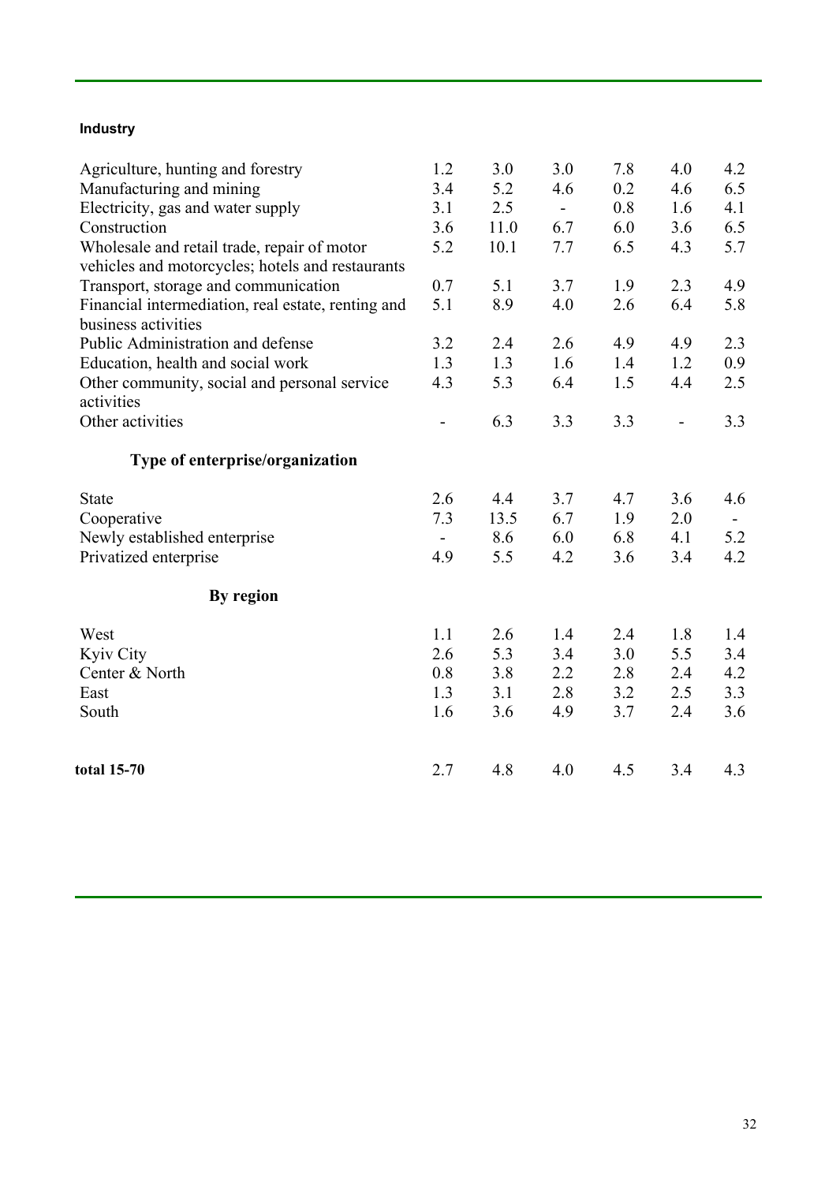| Industry | | | | | | |
|---|---|---|---|---|---|---|
| Agriculture, hunting and forestry | 1.2 | 3.0 | 3.0 | 7.8 | 4.0 | 4.2 |
| Manufacturing and mining | 3.4 | 5.2 | 4.6 | 0.2 | 4.6 | 6.5 |
| Electricity, gas and water supply | 3.1 | 2.5 | - | 0.8 | 1.6 | 4.1 |
| Construction | 3.6 | 11.0 | 6.7 | 6.0 | 3.6 | 6.5 |
| Wholesale and retail trade, repair of motor vehicles and motorcycles; hotels and restaurants | 5.2 | 10.1 | 7.7 | 6.5 | 4.3 | 5.7 |
| Transport, storage and communication | 0.7 | 5.1 | 3.7 | 1.9 | 2.3 | 4.9 |
| Financial intermediation, real estate, renting and business activities | 5.1 | 8.9 | 4.0 | 2.6 | 6.4 | 5.8 |
| Public Administration and defense | 3.2 | 2.4 | 2.6 | 4.9 | 4.9 | 2.3 |
| Education, health and social work | 1.3 | 1.3 | 1.6 | 1.4 | 1.2 | 0.9 |
| Other community, social and personal service activities | 4.3 | 5.3 | 6.4 | 1.5 | 4.4 | 2.5 |
| Other activities | - | 6.3 | 3.3 | 3.3 | - | 3.3 |
| **Type of enterprise/organization** | | | | | | |
| State | 2.6 | 4.4 | 3.7 | 4.7 | 3.6 | 4.6 |
| Cooperative | 7.3 | 13.5 | 6.7 | 1.9 | 2.0 | - |
| Newly established enterprise | - | 8.6 | 6.0 | 6.8 | 4.1 | 5.2 |
| Privatized enterprise | 4.9 | 5.5 | 4.2 | 3.6 | 3.4 | 4.2 |
| **By region** | | | | | | |
| West | 1.1 | 2.6 | 1.4 | 2.4 | 1.8 | 1.4 |
| Kyiv City | 2.6 | 5.3 | 3.4 | 3.0 | 5.5 | 3.4 |
| Center & North | 0.8 | 3.8 | 2.2 | 2.8 | 2.4 | 4.2 |
| East | 1.3 | 3.1 | 2.8 | 3.2 | 2.5 | 3.3 |
| South | 1.6 | 3.6 | 4.9 | 3.7 | 2.4 | 3.6 |
| **total 15-70** | 2.7 | 4.8 | 4.0 | 4.5 | 3.4 | 4.3 |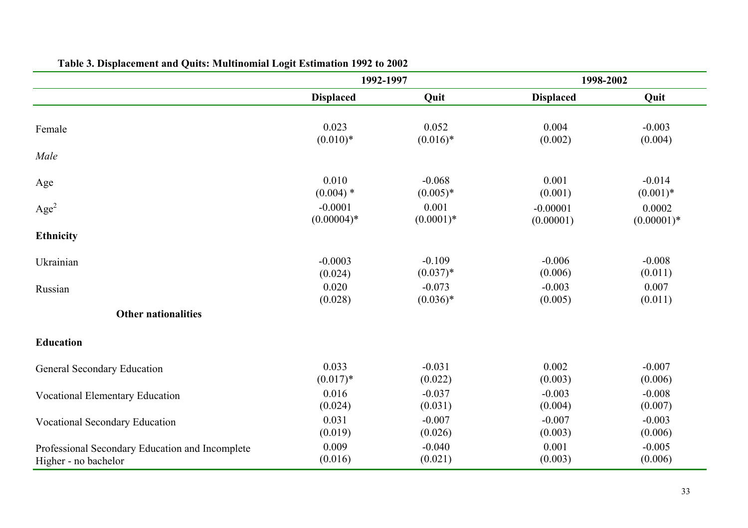**Table 3. Displacement and Quits: Multinomial Logit Estimation 1992 to 2002**

| | 1992-1997 | | 1998-2002 | |
|---|---|---|---|---|
| | **Displaced** | **Quit** | **Displaced** | **Quit** |
| Female | 0.023<br>(0.010)* | 0.052<br>(0.016)* | 0.004<br>(0.002) | -0.003<br>(0.004) |
| *Male* | | | | |
| Age | 0.010<br>(0.004) * | -0.068<br>(0.005)* | 0.001<br>(0.001) | -0.014<br>(0.001)* |
| $Age^2$ | -0.0001<br>(0.00004)* | 0.001<br>(0.0001)* | -0.00001<br>(0.00001) | 0.0002<br>(0.00001)* |
| **Ethnicity** | | | | |
| Ukrainian | -0.0003<br>(0.024) | -0.109<br>(0.037)* | -0.006<br>(0.006) | -0.008<br>(0.011) |
| Russian | 0.020<br>(0.028) | -0.073<br>(0.036)* | -0.003<br>(0.005) | 0.007<br>(0.011) |
| **Other nationalities** | | | | |
| **Education** | | | | |
| General Secondary Education | 0.033<br>(0.017)* | -0.031<br>(0.022) | 0.002<br>(0.003) | -0.007<br>(0.006) |
| Vocational Elementary Education | 0.016<br>(0.024) | -0.037<br>(0.031) | -0.003<br>(0.004) | -0.008<br>(0.007) |
| Vocational Secondary Education | 0.031<br>(0.019) | -0.007<br>(0.026) | -0.007<br>(0.003) | -0.003<br>(0.006) |
| Professional Secondary Education and Incomplete Higher - no bachelor | 0.009<br>(0.016) | -0.040<br>(0.021) | 0.001<br>(0.003) | -0.005<br>(0.006) |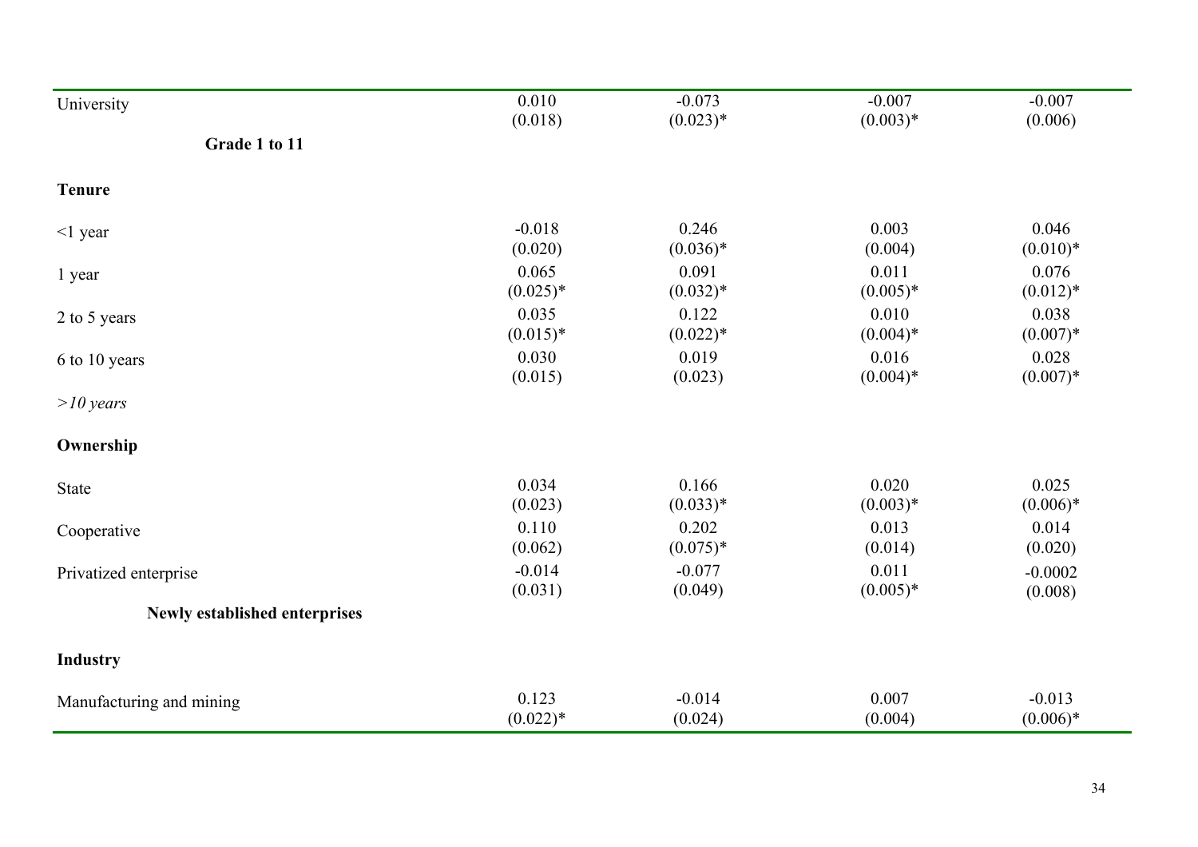| | | | | |
|---|---|---|---|---|
| University | 0.010<br>(0.018) | -0.073<br>(0.023)* | -0.007<br>(0.003)* | -0.007<br>(0.006) |
| **Grade 1 to 11** | | | | |
| **Tenure** | | | | |
| <1 year | -0.018<br>(0.020) | 0.246<br>(0.036)* | 0.003<br>(0.004) | 0.046<br>(0.010)* |
| 1 year | 0.065<br>(0.025)* | 0.091<br>(0.032)* | 0.011<br>(0.005)* | 0.076<br>(0.012)* |
| 2 to 5 years | 0.035<br>(0.015)* | 0.122<br>(0.022)* | 0.010<br>(0.004)* | 0.038<br>(0.007)* |
| 6 to 10 years | 0.030<br>(0.015) | 0.019<br>(0.023) | 0.016<br>(0.004)* | 0.028<br>(0.007)* |
| *>10 years* | | | | |
| **Ownership** | | | | |
| State | 0.034<br>(0.023) | 0.166<br>(0.033)* | 0.020<br>(0.003)* | 0.025<br>(0.006)* |
| Cooperative | 0.110<br>(0.062) | 0.202<br>(0.075)* | 0.013<br>(0.014) | 0.014<br>(0.020) |
| Privatized enterprise | -0.014<br>(0.031) | -0.077<br>(0.049) | 0.011<br>(0.005)* | -0.0002<br>(0.008) |
| **Newly established enterprises** | | | | |
| **Industry** | | | | |
| Manufacturing and mining | 0.123<br>(0.022)* | -0.014<br>(0.024) | 0.007<br>(0.004) | -0.013<br>(0.006)* |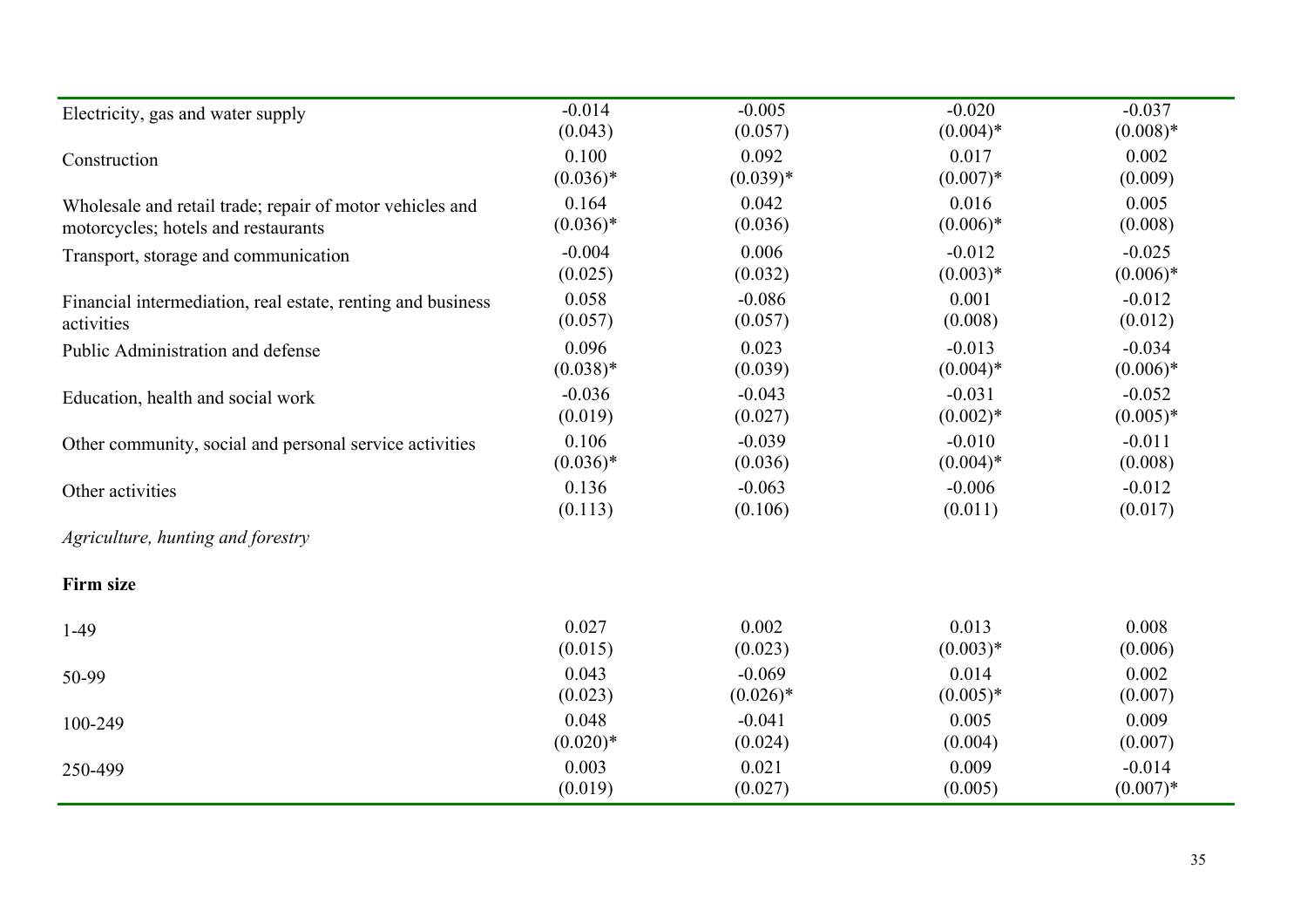| | | | | |
|---|---|---|---|---|
| Electricity, gas and water supply | -0.014<br>(0.043) | -0.005<br>(0.057) | -0.020<br>(0.004)* | -0.037<br>(0.008)* |
| Construction | 0.100<br>(0.036)* | 0.092<br>(0.039)* | 0.017<br>(0.007)* | 0.002<br>(0.009) |
| Wholesale and retail trade; repair of motor vehicles and motorcycles; hotels and restaurants | 0.164<br>(0.036)* | 0.042<br>(0.036) | 0.016<br>(0.006)* | 0.005<br>(0.008) |
| Transport, storage and communication | -0.004<br>(0.025) | 0.006<br>(0.032) | -0.012<br>(0.003)* | -0.025<br>(0.006)* |
| Financial intermediation, real estate, renting and business activities | 0.058<br>(0.057) | -0.086<br>(0.057) | 0.001<br>(0.008) | -0.012<br>(0.012) |
| Public Administration and defense | 0.096<br>(0.038)* | 0.023<br>(0.039) | -0.013<br>(0.004)* | -0.034<br>(0.006)* |
| Education, health and social work | -0.036<br>(0.019) | -0.043<br>(0.027) | -0.031<br>(0.002)* | -0.052<br>(0.005)* |
| Other community, social and personal service activities | 0.106<br>(0.036)* | -0.039<br>(0.036) | -0.010<br>(0.004)* | -0.011<br>(0.008) |
| Other activities | 0.136<br>(0.113) | -0.063<br>(0.106) | -0.006<br>(0.011) | -0.012<br>(0.017) |
| *Agriculture, hunting and forestry* | | | | |
| **Firm size** | | | | |
| 1-49 | 0.027<br>(0.015) | 0.002<br>(0.023) | 0.013<br>(0.003)* | 0.008<br>(0.006) |
| 50-99 | 0.043<br>(0.023) | -0.069<br>(0.026)* | 0.014<br>(0.005)* | 0.002<br>(0.007) |
| 100-249 | 0.048<br>(0.020)* | -0.041<br>(0.024) | 0.005<br>(0.004) | 0.009<br>(0.007) |
| 250-499 | 0.003<br>(0.019) | 0.021<br>(0.027) | 0.009<br>(0.005) | -0.014<br>(0.007)* |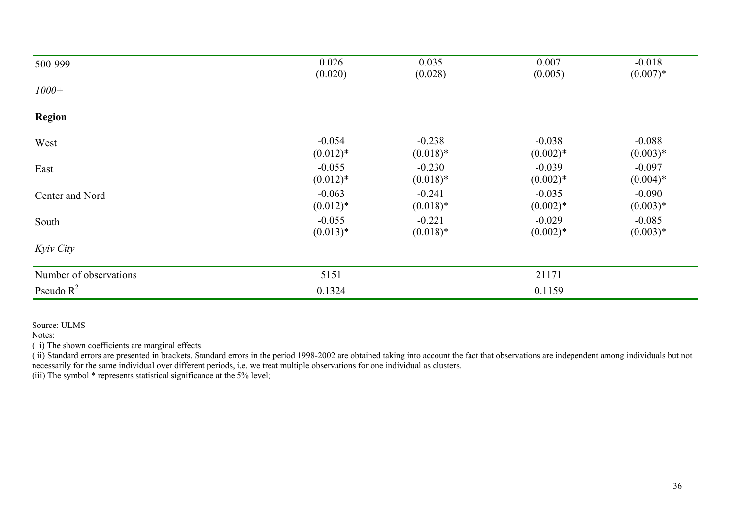| | | | | |
|---|---|---|---|---|
| 500-999 | 0.026<br>(0.020) | 0.035<br>(0.028) | 0.007<br>(0.005) | -0.018<br>(0.007)* |
| *1000+* | | | | |
| **Region** | | | | |
| West | -0.054<br>(0.012)* | -0.238<br>(0.018)* | -0.038<br>(0.002)* | -0.088<br>(0.003)* |
| East | -0.055<br>(0.012)* | -0.230<br>(0.018)* | -0.039<br>(0.002)* | -0.097<br>(0.004)* |
| Center and Nord | -0.063<br>(0.012)* | -0.241<br>(0.018)* | -0.035<br>(0.002)* | -0.090<br>(0.003)* |
| South | -0.055<br>(0.013)* | -0.221<br>(0.018)* | -0.029<br>(0.002)* | -0.085<br>(0.003)* |
| *Kyiv City* | | | | |
| Number of observations | 5151 | | 21171 | |
| Pseudo $R^2$ | 0.1324 | | 0.1159 | |

Source: ULMS

Notes:

( i) The shown coefficients are marginal effects.

( ii) Standard errors are presented in brackets. Standard errors in the period 1998-2002 are obtained taking into account the fact that observations are independent among individuals but not necessarily for the same individual over different periods, i.e. we treat multiple observations for one individual as clusters.

(iii) The symbol * represents statistical significance at the 5% level;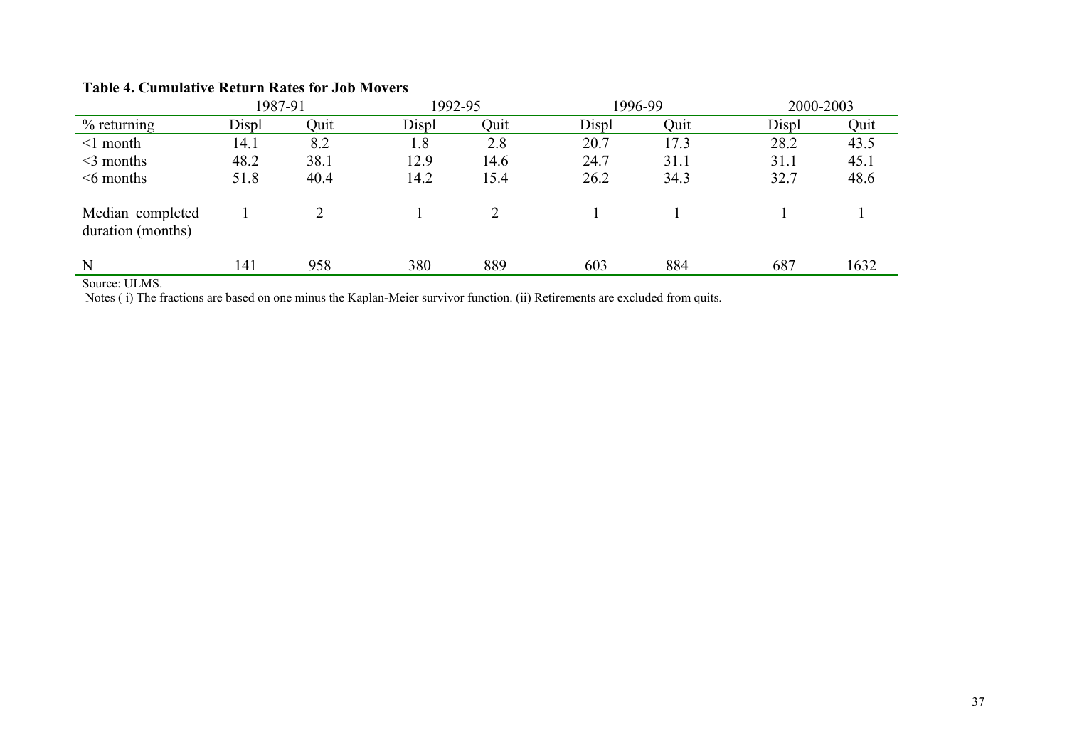**Table 4. Cumulative Return Rates for Job Movers**

| | 1987-91 | | 1992-95 | | 1996-99 | | 2000-2003 | |
|---|---|---|---|---|---|---|---|---|
| % returning | Displ | Quit | Displ | Quit | Displ | Quit | Displ | Quit |
| <1 month | 14.1 | 8.2 | 1.8 | 2.8 | 20.7 | 17.3 | 28.2 | 43.5 |
| <3 months | 48.2 | 38.1 | 12.9 | 14.6 | 24.7 | 31.1 | 31.1 | 45.1 |
| <6 months | 51.8 | 40.4 | 14.2 | 15.4 | 26.2 | 34.3 | 32.7 | 48.6 |
| Median completed duration (months) | 1 | 2 | 1 | 2 | 1 | 1 | 1 | 1 |
| N | 141 | 958 | 380 | 889 | 603 | 884 | 687 | 1632 |

Source: ULMS.

Notes ( i) The fractions are based on one minus the Kaplan-Meier survivor function. (ii) Retirements are excluded from quits.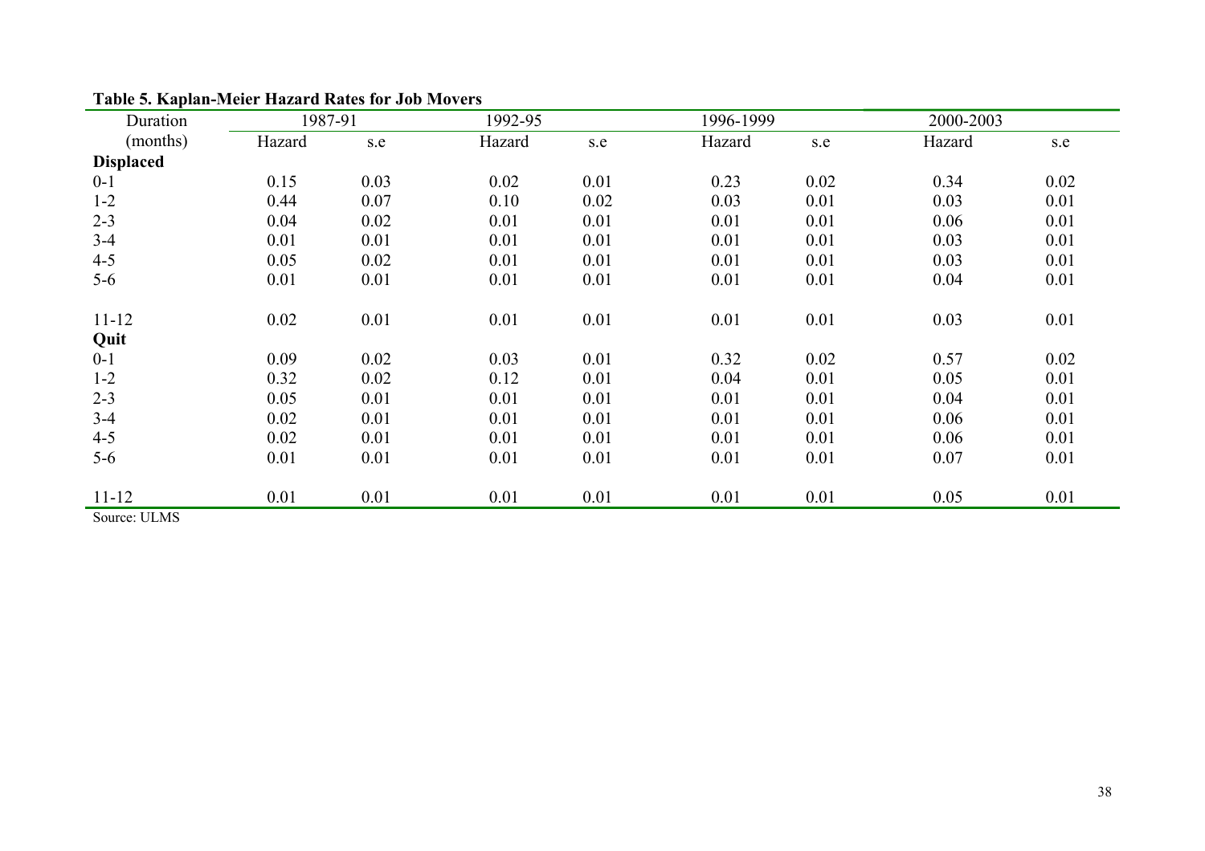**Table 5. Kaplan-Meier Hazard Rates for Job Movers**

| Duration | 1987-91 | | 1992-95 | | 1996-1999 | | 2000-2003 | |
|---|---|---|---|---|---|---|---|---|
| (months) | Hazard | s.e | Hazard | s.e | Hazard | s.e | Hazard | s.e |
| **Displaced** | | | | | | | | |
| 0-1 | 0.15 | 0.03 | 0.02 | 0.01 | 0.23 | 0.02 | 0.34 | 0.02 |
| 1-2 | 0.44 | 0.07 | 0.10 | 0.02 | 0.03 | 0.01 | 0.03 | 0.01 |
| 2-3 | 0.04 | 0.02 | 0.01 | 0.01 | 0.01 | 0.01 | 0.06 | 0.01 |
| 3-4 | 0.01 | 0.01 | 0.01 | 0.01 | 0.01 | 0.01 | 0.03 | 0.01 |
| 4-5 | 0.05 | 0.02 | 0.01 | 0.01 | 0.01 | 0.01 | 0.03 | 0.01 |
| 5-6 | 0.01 | 0.01 | 0.01 | 0.01 | 0.01 | 0.01 | 0.04 | 0.01 |
| 11-12 | 0.02 | 0.01 | 0.01 | 0.01 | 0.01 | 0.01 | 0.03 | 0.01 |
| **Quit** | | | | | | | | |
| 0-1 | 0.09 | 0.02 | 0.03 | 0.01 | 0.32 | 0.02 | 0.57 | 0.02 |
| 1-2 | 0.32 | 0.02 | 0.12 | 0.01 | 0.04 | 0.01 | 0.05 | 0.01 |
| 2-3 | 0.05 | 0.01 | 0.01 | 0.01 | 0.01 | 0.01 | 0.04 | 0.01 |
| 3-4 | 0.02 | 0.01 | 0.01 | 0.01 | 0.01 | 0.01 | 0.06 | 0.01 |
| 4-5 | 0.02 | 0.01 | 0.01 | 0.01 | 0.01 | 0.01 | 0.06 | 0.01 |
| 5-6 | 0.01 | 0.01 | 0.01 | 0.01 | 0.01 | 0.01 | 0.07 | 0.01 |
| 11-12 | 0.01 | 0.01 | 0.01 | 0.01 | 0.01 | 0.01 | 0.05 | 0.01 |

Source: ULMS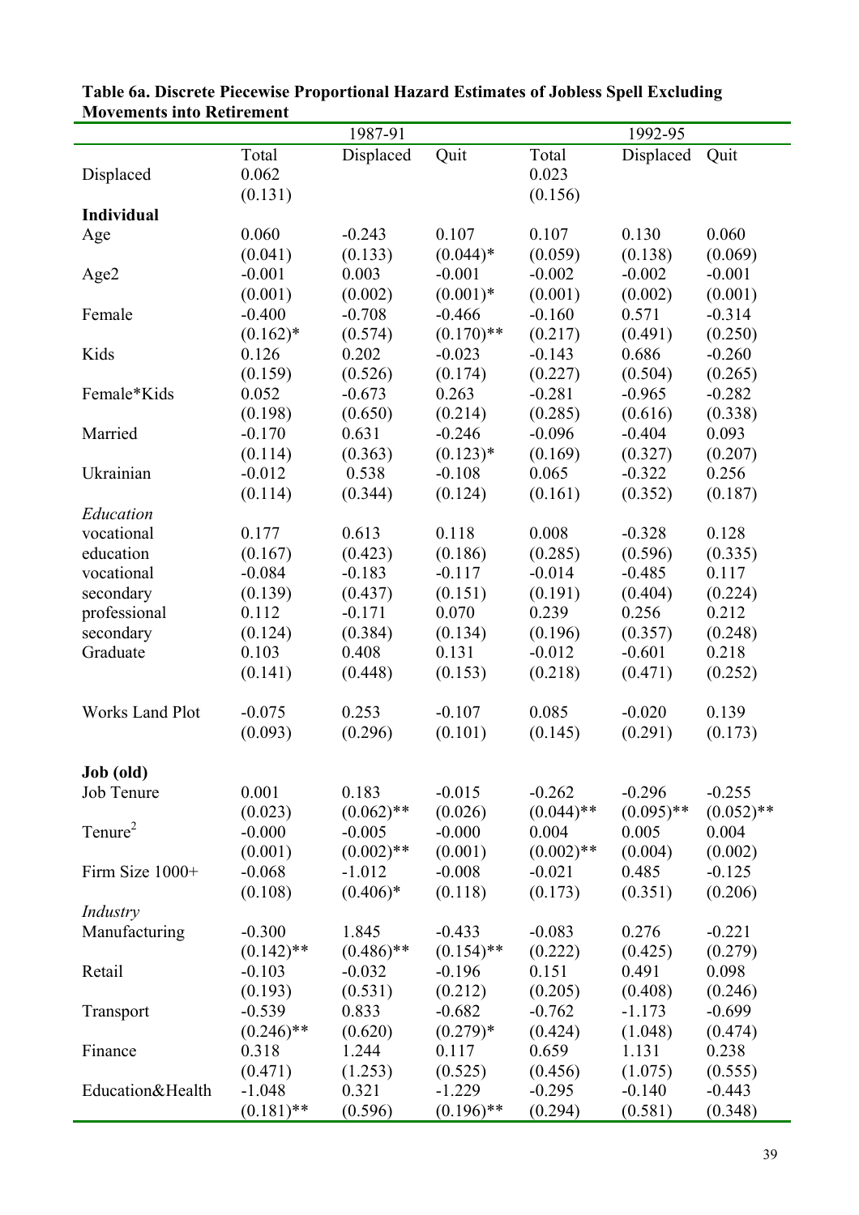**Table 6a. Discrete Piecewise Proportional Hazard Estimates of Jobless Spell Excluding Movements into Retirement**

| | 1987-91 | | | 1992-95 | | |
|---|---|---|---|---|---|---|
| | Total | Displaced | Quit | Total | Displaced | Quit |
| Displaced | 0.062 | | | 0.023 | | |
| | (0.131) | | | (0.156) | | |
| **Individual** | | | | | | |
| Age | 0.060 | -0.243 | 0.107 | 0.107 | 0.130 | 0.060 |
| | (0.041) | (0.133) | (0.044)* | (0.059) | (0.138) | (0.069) |
| Age2 | -0.001 | 0.003 | -0.001 | -0.002 | -0.002 | -0.001 |
| | (0.001) | (0.002) | (0.001)* | (0.001) | (0.002) | (0.001) |
| Female | -0.400 | -0.708 | -0.466 | -0.160 | 0.571 | -0.314 |
| | (0.162)* | (0.574) | (0.170)** | (0.217) | (0.491) | (0.250) |
| Kids | 0.126 | 0.202 | -0.023 | -0.143 | 0.686 | -0.260 |
| | (0.159) | (0.526) | (0.174) | (0.227) | (0.504) | (0.265) |
| Female*Kids | 0.052 | -0.673 | 0.263 | -0.281 | -0.965 | -0.282 |
| | (0.198) | (0.650) | (0.214) | (0.285) | (0.616) | (0.338) |
| Married | -0.170 | 0.631 | -0.246 | -0.096 | -0.404 | 0.093 |
| | (0.114) | (0.363) | (0.123)* | (0.169) | (0.327) | (0.207) |
| Ukrainian | -0.012 | 0.538 | -0.108 | 0.065 | -0.322 | 0.256 |
| | (0.114) | (0.344) | (0.124) | (0.161) | (0.352) | (0.187) |
| *Education* | | | | | | |
| vocational education | 0.177 | 0.613 | 0.118 | 0.008 | -0.328 | 0.128 |
| | (0.167) | (0.423) | (0.186) | (0.285) | (0.596) | (0.335) |
| vocational secondary | -0.084 | -0.183 | -0.117 | -0.014 | -0.485 | 0.117 |
| | (0.139) | (0.437) | (0.151) | (0.191) | (0.404) | (0.224) |
| professional secondary | 0.112 | -0.171 | 0.070 | 0.239 | 0.256 | 0.212 |
| | (0.124) | (0.384) | (0.134) | (0.196) | (0.357) | (0.248) |
| Graduate | 0.103 | 0.408 | 0.131 | -0.012 | -0.601 | 0.218 |
| | (0.141) | (0.448) | (0.153) | (0.218) | (0.471) | (0.252) |
| Works Land Plot | -0.075 | 0.253 | -0.107 | 0.085 | -0.020 | 0.139 |
| | (0.093) | (0.296) | (0.101) | (0.145) | (0.291) | (0.173) |
| **Job (old)** | | | | | | |
| Job Tenure | 0.001 | 0.183 | -0.015 | -0.262 | -0.296 | -0.255 |
| | (0.023) | (0.062)** | (0.026) | (0.044)** | (0.095)** | (0.052)** |
| $\text{Tenure}^2$ | -0.000 | -0.005 | -0.000 | 0.004 | 0.005 | 0.004 |
| | (0.001) | (0.002)** | (0.001) | (0.002)** | (0.004) | (0.002) |
| Firm Size 1000+ | -0.068 | -1.012 | -0.008 | -0.021 | 0.485 | -0.125 |
| | (0.108) | (0.406)* | (0.118) | (0.173) | (0.351) | (0.206) |
| *Industry* | | | | | | |
| Manufacturing | -0.300 | 1.845 | -0.433 | -0.083 | 0.276 | -0.221 |
| | (0.142)** | (0.486)** | (0.154)** | (0.222) | (0.425) | (0.279) |
| Retail | -0.103 | -0.032 | -0.196 | 0.151 | 0.491 | 0.098 |
| | (0.193) | (0.531) | (0.212) | (0.205) | (0.408) | (0.246) |
| Transport | -0.539 | 0.833 | -0.682 | -0.762 | -1.173 | -0.699 |
| | (0.246)** | (0.620) | (0.279)* | (0.424) | (1.048) | (0.474) |
| Finance | 0.318 | 1.244 | 0.117 | 0.659 | 1.131 | 0.238 |
| | (0.471) | (1.253) | (0.525) | (0.456) | (1.075) | (0.555) |
| Education&Health | -1.048 | 0.321 | -1.229 | -0.295 | -0.140 | -0.443 |
| | (0.181)** | (0.596) | (0.196)** | (0.294) | (0.581) | (0.348) |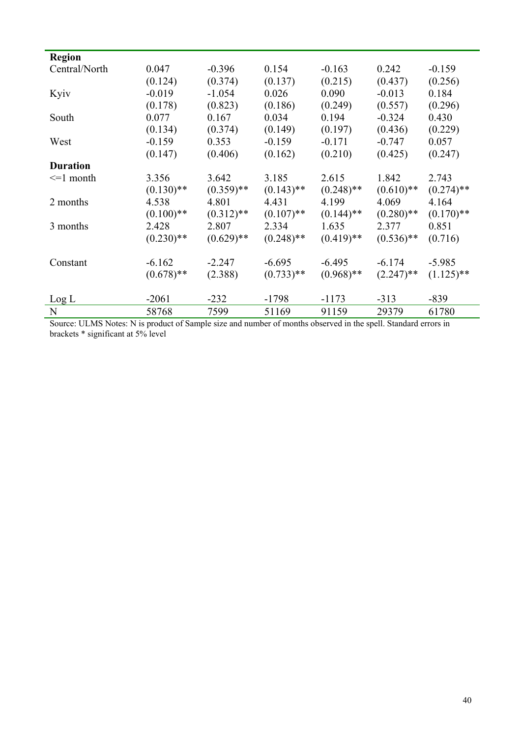| | | | | | | |
|---|---|---|---|---|---|---|
| **Region** | | | | | | |
| Central/North | 0.047 | -0.396 | 0.154 | -0.163 | 0.242 | -0.159 |
| | (0.124) | (0.374) | (0.137) | (0.215) | (0.437) | (0.256) |
| Kyiv | -0.019 | -1.054 | 0.026 | 0.090 | -0.013 | 0.184 |
| | (0.178) | (0.823) | (0.186) | (0.249) | (0.557) | (0.296) |
| South | 0.077 | 0.167 | 0.034 | 0.194 | -0.324 | 0.430 |
| | (0.134) | (0.374) | (0.149) | (0.197) | (0.436) | (0.229) |
| West | -0.159 | 0.353 | -0.159 | -0.171 | -0.747 | 0.057 |
| | (0.147) | (0.406) | (0.162) | (0.210) | (0.425) | (0.247) |
| **Duration** | | | | | | |
| <=1 month | 3.356 | 3.642 | 3.185 | 2.615 | 1.842 | 2.743 |
| | (0.130)** | (0.359)** | (0.143)** | (0.248)** | (0.610)** | (0.274)** |
| 2 months | 4.538 | 4.801 | 4.431 | 4.199 | 4.069 | 4.164 |
| | (0.100)** | (0.312)** | (0.107)** | (0.144)** | (0.280)** | (0.170)** |
| 3 months | 2.428 | 2.807 | 2.334 | 1.635 | 2.377 | 0.851 |
| | (0.230)** | (0.629)** | (0.248)** | (0.419)** | (0.536)** | (0.716) |
| Constant | -6.162 | -2.247 | -6.695 | -6.495 | -6.174 | -5.985 |
| | (0.678)** | (2.388) | (0.733)** | (0.968)** | (2.247)** | (1.125)** |
| Log L | -2061 | -232 | -1798 | -1173 | -313 | -839 |
| N | 58768 | 7599 | 51169 | 91159 | 29379 | 61780 |

Source: ULMS Notes: N is product of Sample size and number of months observed in the spell. Standard errors in brackets * significant at 5% level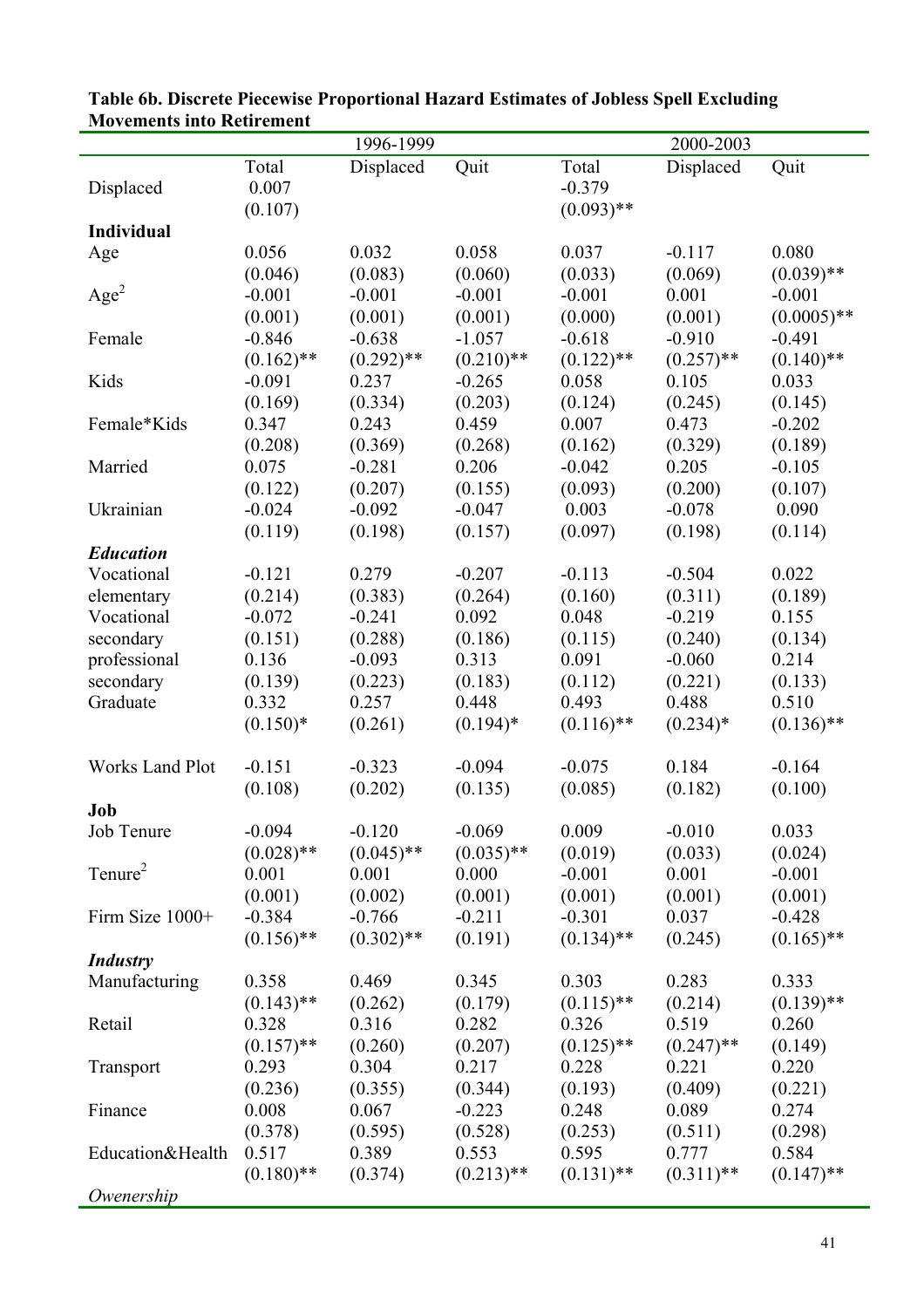**Table 6b. Discrete Piecewise Proportional Hazard Estimates of Jobless Spell Excluding Movements into Retirement**

| | 1996-1999 | | | 2000-2003 | | |
|---|---|---|---|---|---|---|
| | Total | Displaced | Quit | Total | Displaced | Quit |
| Displaced | 0.007 | | | -0.379 | | |
| | (0.107) | | | (0.093)** | | |
| **Individual** | | | | | | |
| Age | 0.056 | 0.032 | 0.058 | 0.037 | -0.117 | 0.080 |
| | (0.046) | (0.083) | (0.060) | (0.033) | (0.069) | (0.039)** |
| $Age^2$ | -0.001 | -0.001 | -0.001 | -0.001 | 0.001 | -0.001 |
| | (0.001) | (0.001) | (0.001) | (0.000) | (0.001) | (0.0005)** |
| Female | -0.846 | -0.638 | -1.057 | -0.618 | -0.910 | -0.491 |
| | (0.162)** | (0.292)** | (0.210)** | (0.122)** | (0.257)** | (0.140)** |
| Kids | -0.091 | 0.237 | -0.265 | 0.058 | 0.105 | 0.033 |
| | (0.169) | (0.334) | (0.203) | (0.124) | (0.245) | (0.145) |
| Female*Kids | 0.347 | 0.243 | 0.459 | 0.007 | 0.473 | -0.202 |
| | (0.208) | (0.369) | (0.268) | (0.162) | (0.329) | (0.189) |
| Married | 0.075 | -0.281 | 0.206 | -0.042 | 0.205 | -0.105 |
| | (0.122) | (0.207) | (0.155) | (0.093) | (0.200) | (0.107) |
| Ukrainian | -0.024 | -0.092 | -0.047 | 0.003 | -0.078 | 0.090 |
| | (0.119) | (0.198) | (0.157) | (0.097) | (0.198) | (0.114) |
| ***Education*** | | | | | | |
| Vocational elementary | -0.121 | 0.279 | -0.207 | -0.113 | -0.504 | 0.022 |
| | (0.214) | (0.383) | (0.264) | (0.160) | (0.311) | (0.189) |
| Vocational secondary | -0.072 | -0.241 | 0.092 | 0.048 | -0.219 | 0.155 |
| | (0.151) | (0.288) | (0.186) | (0.115) | (0.240) | (0.134) |
| professional secondary | 0.136 | -0.093 | 0.313 | 0.091 | -0.060 | 0.214 |
| | (0.139) | (0.223) | (0.183) | (0.112) | (0.221) | (0.133) |
| Graduate | 0.332 | 0.257 | 0.448 | 0.493 | 0.488 | 0.510 |
| | (0.150)* | (0.261) | (0.194)* | (0.116)** | (0.234)* | (0.136)** |
| Works Land Plot | -0.151 | -0.323 | -0.094 | -0.075 | 0.184 | -0.164 |
| | (0.108) | (0.202) | (0.135) | (0.085) | (0.182) | (0.100) |
| **Job** | | | | | | |
| Job Tenure | -0.094 | -0.120 | -0.069 | 0.009 | -0.010 | 0.033 |
| | (0.028)** | (0.045)** | (0.035)** | (0.019) | (0.033) | (0.024) |
| $Tenure^2$ | 0.001 | 0.001 | 0.000 | -0.001 | 0.001 | -0.001 |
| | (0.001) | (0.002) | (0.001) | (0.001) | (0.001) | (0.001) |
| Firm Size 1000+ | -0.384 | -0.766 | -0.211 | -0.301 | 0.037 | -0.428 |
| | (0.156)** | (0.302)** | (0.191) | (0.134)** | (0.245) | (0.165)** |
| ***Industry*** | | | | | | |
| Manufacturing | 0.358 | 0.469 | 0.345 | 0.303 | 0.283 | 0.333 |
| | (0.143)** | (0.262) | (0.179) | (0.115)** | (0.214) | (0.139)** |
| Retail | 0.328 | 0.316 | 0.282 | 0.326 | 0.519 | 0.260 |
| | (0.157)** | (0.260) | (0.207) | (0.125)** | (0.247)** | (0.149) |
| Transport | 0.293 | 0.304 | 0.217 | 0.228 | 0.221 | 0.220 |
| | (0.236) | (0.355) | (0.344) | (0.193) | (0.409) | (0.221) |
| Finance | 0.008 | 0.067 | -0.223 | 0.248 | 0.089 | 0.274 |
| | (0.378) | (0.595) | (0.528) | (0.253) | (0.511) | (0.298) |
| Education&Health | 0.517 | 0.389 | 0.553 | 0.595 | 0.777 | 0.584 |
| | (0.180)** | (0.374) | (0.213)** | (0.131)** | (0.311)** | (0.147)** |
| *Owenership* | | | | | | |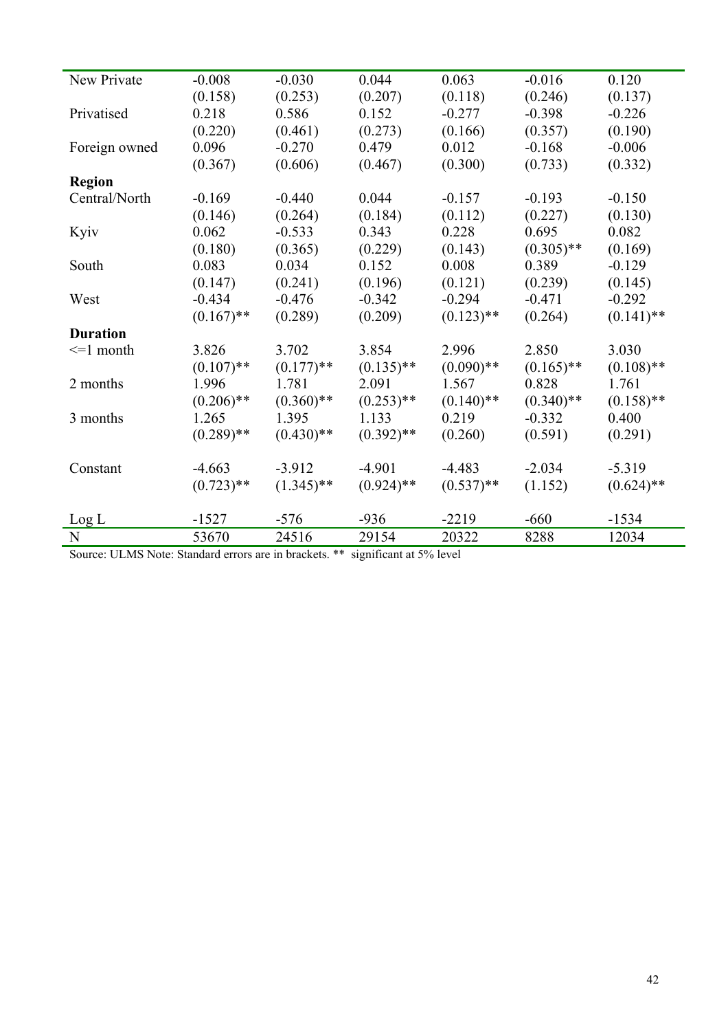| | | | | | | |
|---|---|---|---|---|---|---|
| New Private | -0.008 | -0.030 | 0.044 | 0.063 | -0.016 | 0.120 |
| | (0.158) | (0.253) | (0.207) | (0.118) | (0.246) | (0.137) |
| Privatised | 0.218 | 0.586 | 0.152 | -0.277 | -0.398 | -0.226 |
| | (0.220) | (0.461) | (0.273) | (0.166) | (0.357) | (0.190) |
| Foreign owned | 0.096 | -0.270 | 0.479 | 0.012 | -0.168 | -0.006 |
| | (0.367) | (0.606) | (0.467) | (0.300) | (0.733) | (0.332) |
| **Region** | | | | | | |
| Central/North | -0.169 | -0.440 | 0.044 | -0.157 | -0.193 | -0.150 |
| | (0.146) | (0.264) | (0.184) | (0.112) | (0.227) | (0.130) |
| Kyiv | 0.062 | -0.533 | 0.343 | 0.228 | 0.695 | 0.082 |
| | (0.180) | (0.365) | (0.229) | (0.143) | (0.305)** | (0.169) |
| South | 0.083 | 0.034 | 0.152 | 0.008 | 0.389 | -0.129 |
| | (0.147) | (0.241) | (0.196) | (0.121) | (0.239) | (0.145) |
| West | -0.434 | -0.476 | -0.342 | -0.294 | -0.471 | -0.292 |
| | (0.167)** | (0.289) | (0.209) | (0.123)** | (0.264) | (0.141)** |
| **Duration** | | | | | | |
| <=1 month | 3.826 | 3.702 | 3.854 | 2.996 | 2.850 | 3.030 |
| | (0.107)** | (0.177)** | (0.135)** | (0.090)** | (0.165)** | (0.108)** |
| 2 months | 1.996 | 1.781 | 2.091 | 1.567 | 0.828 | 1.761 |
| | (0.206)** | (0.360)** | (0.253)** | (0.140)** | (0.340)** | (0.158)** |
| 3 months | 1.265 | 1.395 | 1.133 | 0.219 | -0.332 | 0.400 |
| | (0.289)** | (0.430)** | (0.392)** | (0.260) | (0.591) | (0.291) |
| Constant | -4.663 | -3.912 | -4.901 | -4.483 | -2.034 | -5.319 |
| | (0.723)** | (1.345)** | (0.924)** | (0.537)** | (1.152) | (0.624)** |
| Log L | -1527 | -576 | -936 | -2219 | -660 | -1534 |
| N | 53670 | 24516 | 29154 | 20322 | 8288 | 12034 |

Source: ULMS Note: Standard errors are in brackets. ** significant at 5% level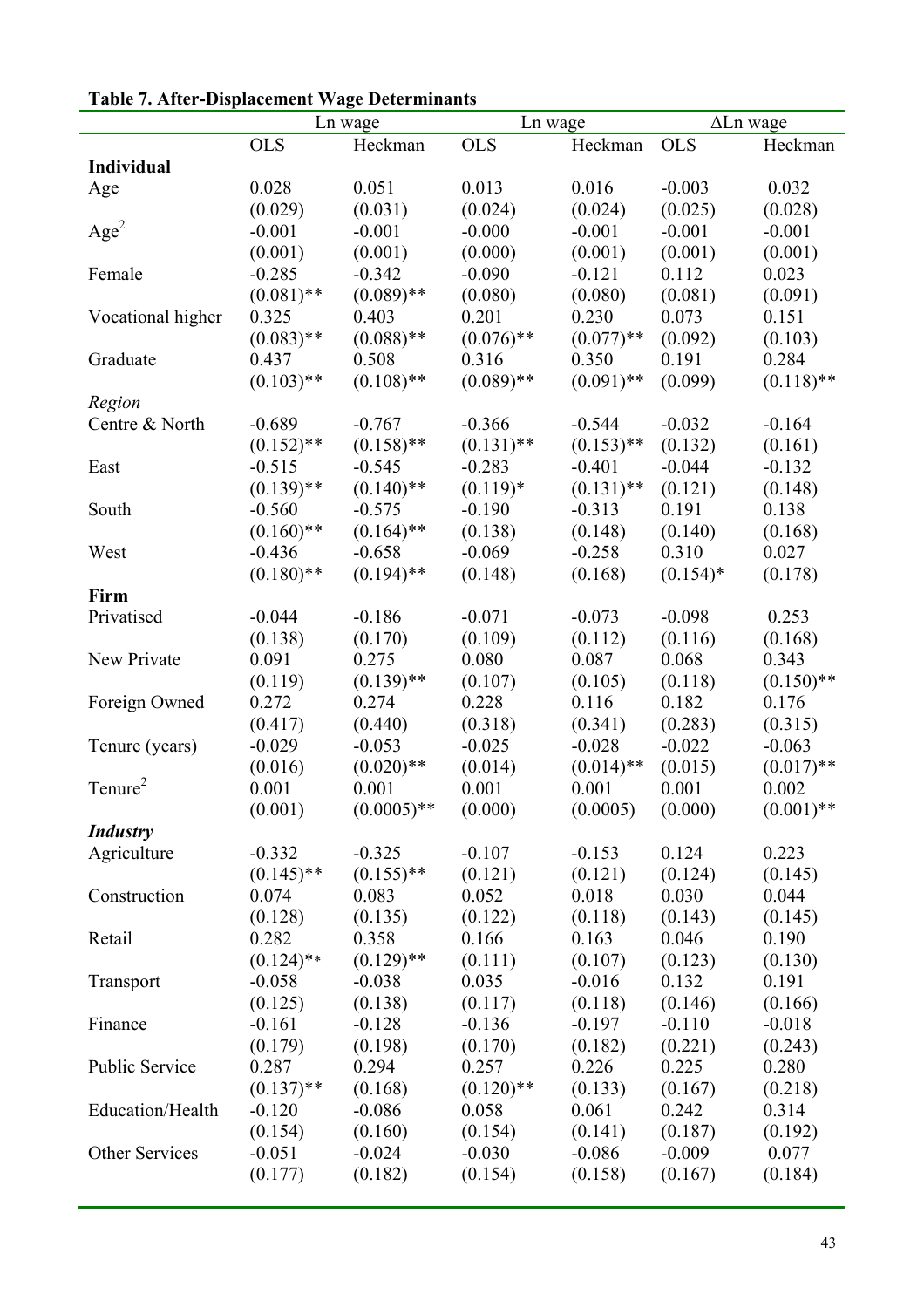**Table 7. After-Displacement Wage Determinants**

| | Ln wage | | Ln wage | | ΔLn wage | |
|---|---|---|---|---|---|---|
| | OLS | Heckman | OLS | Heckman | OLS | Heckman |
| **Individual** | | | | | | |
| Age | 0.028 | 0.051 | 0.013 | 0.016 | -0.003 | 0.032 |
| | (0.029) | (0.031) | (0.024) | (0.024) | (0.025) | (0.028) |
| $Age^2$ | -0.001 | -0.001 | -0.000 | -0.001 | -0.001 | -0.001 |
| | (0.001) | (0.001) | (0.000) | (0.001) | (0.001) | (0.001) |
| Female | -0.285 | -0.342 | -0.090 | -0.121 | 0.112 | 0.023 |
| | (0.081)** | (0.089)** | (0.080) | (0.080) | (0.081) | (0.091) |
| Vocational higher | 0.325 | 0.403 | 0.201 | 0.230 | 0.073 | 0.151 |
| | (0.083)** | (0.088)** | (0.076)** | (0.077)** | (0.092) | (0.103) |
| Graduate | 0.437 | 0.508 | 0.316 | 0.350 | 0.191 | 0.284 |
| | (0.103)** | (0.108)** | (0.089)** | (0.091)** | (0.099) | (0.118)** |
| *Region* | | | | | | |
| Centre & North | -0.689 | -0.767 | -0.366 | -0.544 | -0.032 | -0.164 |
| | (0.152)** | (0.158)** | (0.131)** | (0.153)** | (0.132) | (0.161) |
| East | -0.515 | -0.545 | -0.283 | -0.401 | -0.044 | -0.132 |
| | (0.139)** | (0.140)** | (0.119)* | (0.131)** | (0.121) | (0.148) |
| South | -0.560 | -0.575 | -0.190 | -0.313 | 0.191 | 0.138 |
| | (0.160)** | (0.164)** | (0.138) | (0.148) | (0.140) | (0.168) |
| West | -0.436 | -0.658 | -0.069 | -0.258 | 0.310 | 0.027 |
| | (0.180)** | (0.194)** | (0.148) | (0.168) | (0.154)* | (0.178) |
| **Firm** | | | | | | |
| Privatised | -0.044 | -0.186 | -0.071 | -0.073 | -0.098 | 0.253 |
| | (0.138) | (0.170) | (0.109) | (0.112) | (0.116) | (0.168) |
| New Private | 0.091 | 0.275 | 0.080 | 0.087 | 0.068 | 0.343 |
| | (0.119) | (0.139)** | (0.107) | (0.105) | (0.118) | (0.150)** |
| Foreign Owned | 0.272 | 0.274 | 0.228 | 0.116 | 0.182 | 0.176 |
| | (0.417) | (0.440) | (0.318) | (0.341) | (0.283) | (0.315) |
| Tenure (years) | -0.029 | -0.053 | -0.025 | -0.028 | -0.022 | -0.063 |
| | (0.016) | (0.020)** | (0.014) | (0.014)** | (0.015) | (0.017)** |
| $Tenure^2$ | 0.001 | 0.001 | 0.001 | 0.001 | 0.001 | 0.002 |
| | (0.001) | (0.0005)** | (0.000) | (0.0005) | (0.000) | (0.001)** |
| ***Industry*** | | | | | | |
| Agriculture | -0.332 | -0.325 | -0.107 | -0.153 | 0.124 | 0.223 |
| | (0.145)** | (0.155)** | (0.121) | (0.121) | (0.124) | (0.145) |
| Construction | 0.074 | 0.083 | 0.052 | 0.018 | 0.030 | 0.044 |
| | (0.128) | (0.135) | (0.122) | (0.118) | (0.143) | (0.145) |
| Retail | 0.282 | 0.358 | 0.166 | 0.163 | 0.046 | 0.190 |
| | (0.124)** | (0.129)** | (0.111) | (0.107) | (0.123) | (0.130) |
| Transport | -0.058 | -0.038 | 0.035 | -0.016 | 0.132 | 0.191 |
| | (0.125) | (0.138) | (0.117) | (0.118) | (0.146) | (0.166) |
| Finance | -0.161 | -0.128 | -0.136 | -0.197 | -0.110 | -0.018 |
| | (0.179) | (0.198) | (0.170) | (0.182) | (0.221) | (0.243) |
| Public Service | 0.287 | 0.294 | 0.257 | 0.226 | 0.225 | 0.280 |
| | (0.137)** | (0.168) | (0.120)** | (0.133) | (0.167) | (0.218) |
| Education/Health | -0.120 | -0.086 | 0.058 | 0.061 | 0.242 | 0.314 |
| | (0.154) | (0.160) | (0.154) | (0.141) | (0.187) | (0.192) |
| Other Services | -0.051 | -0.024 | -0.030 | -0.086 | -0.009 | 0.077 |
| | (0.177) | (0.182) | (0.154) | (0.158) | (0.167) | (0.184) |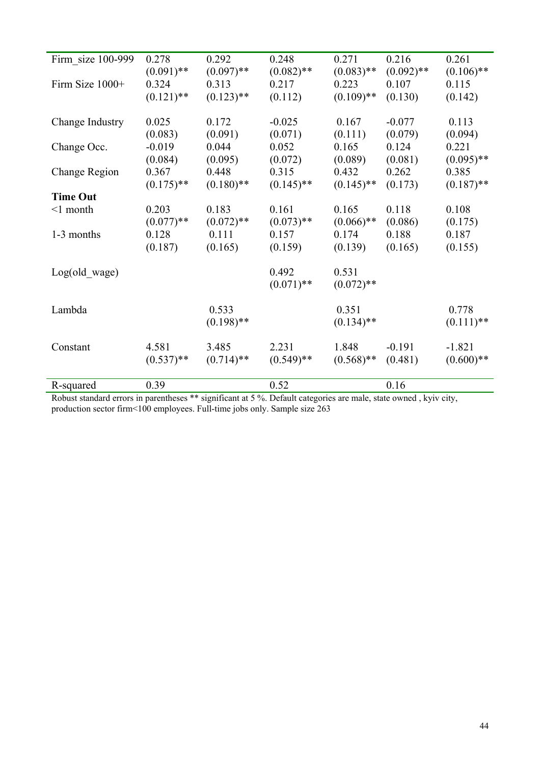| | | | | | | |
|---|---|---|---|---|---|---|
| Firm_size 100-999 | 0.278 | 0.292 | 0.248 | 0.271 | 0.216 | 0.261 |
| | (0.091)** | (0.097)** | (0.082)** | (0.083)** | (0.092)** | (0.106)** |
| Firm Size 1000+ | 0.324 | 0.313 | 0.217 | 0.223 | 0.107 | 0.115 |
| | (0.121)** | (0.123)** | (0.112) | (0.109)** | (0.130) | (0.142) |
| Change Industry | 0.025 | 0.172 | -0.025 | 0.167 | -0.077 | 0.113 |
| | (0.083) | (0.091) | (0.071) | (0.111) | (0.079) | (0.094) |
| Change Occ. | -0.019 | 0.044 | 0.052 | 0.165 | 0.124 | 0.221 |
| | (0.084) | (0.095) | (0.072) | (0.089) | (0.081) | (0.095)** |
| Change Region | 0.367 | 0.448 | 0.315 | 0.432 | 0.262 | 0.385 |
| | (0.175)** | (0.180)** | (0.145)** | (0.145)** | (0.173) | (0.187)** |
| **Time Out** | | | | | | |
| <1 month | 0.203 | 0.183 | 0.161 | 0.165 | 0.118 | 0.108 |
| | (0.077)** | (0.072)** | (0.073)** | (0.066)** | (0.086) | (0.175) |
| 1-3 months | 0.128 | 0.111 | 0.157 | 0.174 | 0.188 | 0.187 |
| | (0.187) | (0.165) | (0.159) | (0.139) | (0.165) | (0.155) |
| Log(old_wage) | | | 0.492 | 0.531 | | |
| | | | (0.071)** | (0.072)** | | |
| Lambda | | 0.533 | | 0.351 | | 0.778 |
| | | (0.198)** | | (0.134)** | | (0.111)** |
| Constant | 4.581 | 3.485 | 2.231 | 1.848 | -0.191 | -1.821 |
| | (0.537)** | (0.714)** | (0.549)** | (0.568)** | (0.481) | (0.600)** |
| R-squared | 0.39 | | 0.52 | | 0.16 | |

Robust standard errors in parentheses ** significant at 5 %. Default categories are male, state owned , kyiv city, production sector firm<100 employees. Full-time jobs only. Sample size 263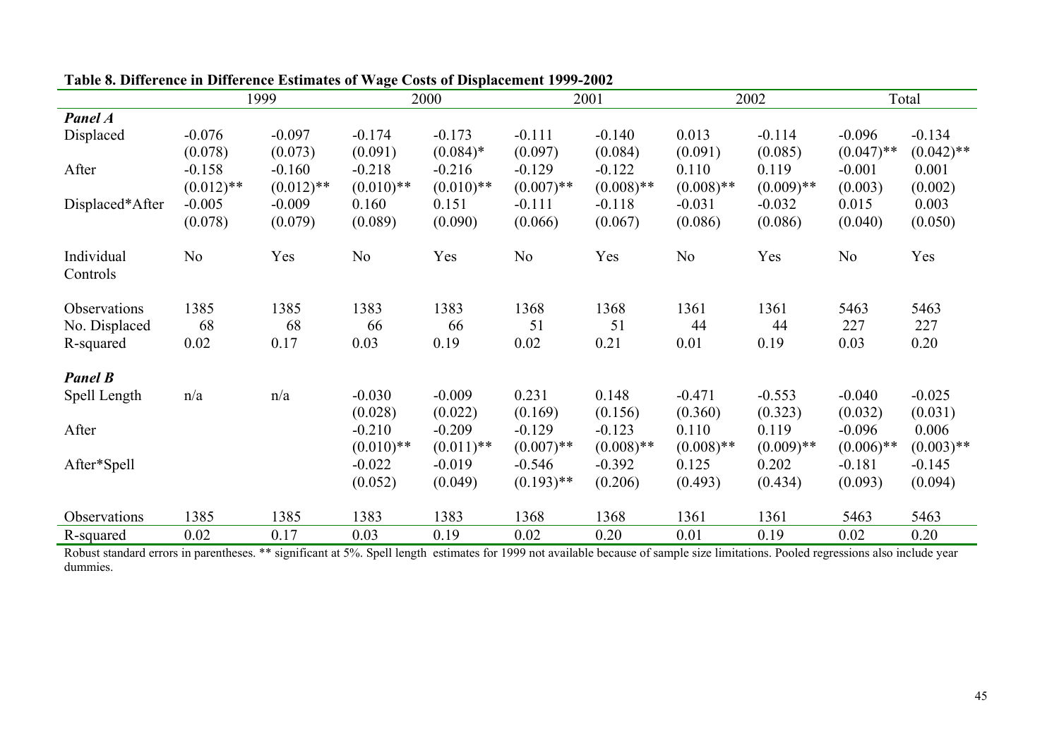**Table 8. Difference in Difference Estimates of Wage Costs of Displacement 1999-2002**

| | 1999 | | 2000 | | 2001 | | 2002 | | Total | |
|---|---|---|---|---|---|---|---|---|---|---|
| ***Panel A*** | | | | | | | | | | |
| Displaced | -0.076 | -0.097 | -0.174 | -0.173 | -0.111 | -0.140 | 0.013 | -0.114 | -0.096 | -0.134 |
| | (0.078) | (0.073) | (0.091) | (0.084)* | (0.097) | (0.084) | (0.091) | (0.085) | (0.047)** | (0.042)** |
| After | -0.158 | -0.160 | -0.218 | -0.216 | -0.129 | -0.122 | 0.110 | 0.119 | -0.001 | 0.001 |
| | (0.012)** | (0.012)** | (0.010)** | (0.010)** | (0.007)** | (0.008)** | (0.008)** | (0.009)** | (0.003) | (0.002) |
| Displaced*After | -0.005 | -0.009 | 0.160 | 0.151 | -0.111 | -0.118 | -0.031 | -0.032 | 0.015 | 0.003 |
| | (0.078) | (0.079) | (0.089) | (0.090) | (0.066) | (0.067) | (0.086) | (0.086) | (0.040) | (0.050) |
| Individual Controls | No | Yes | No | Yes | No | Yes | No | Yes | No | Yes |
| Observations | 1385 | 1385 | 1383 | 1383 | 1368 | 1368 | 1361 | 1361 | 5463 | 5463 |
| No. Displaced | 68 | 68 | 66 | 66 | 51 | 51 | 44 | 44 | 227 | 227 |
| R-squared | 0.02 | 0.17 | 0.03 | 0.19 | 0.02 | 0.21 | 0.01 | 0.19 | 0.03 | 0.20 |
| ***Panel B*** | | | | | | | | | | |
| Spell Length | n/a | n/a | -0.030 | -0.009 | 0.231 | 0.148 | -0.471 | -0.553 | -0.040 | -0.025 |
| | | | (0.028) | (0.022) | (0.169) | (0.156) | (0.360) | (0.323) | (0.032) | (0.031) |
| After | | | -0.210 | -0.209 | -0.129 | -0.123 | 0.110 | 0.119 | -0.096 | 0.006 |
| | | | (0.010)** | (0.011)** | (0.007)** | (0.008)** | (0.008)** | (0.009)** | (0.006)** | (0.003)** |
| After*Spell | | | -0.022 | -0.019 | -0.546 | -0.392 | 0.125 | 0.202 | -0.181 | -0.145 |
| | | | (0.052) | (0.049) | (0.193)** | (0.206) | (0.493) | (0.434) | (0.093) | (0.094) |
| Observations | 1385 | 1385 | 1383 | 1383 | 1368 | 1368 | 1361 | 1361 | 5463 | 5463 |
| R-squared | 0.02 | 0.17 | 0.03 | 0.19 | 0.02 | 0.20 | 0.01 | 0.19 | 0.02 | 0.20 |

Robust standard errors in parentheses. ** significant at 5%. Spell length estimates for 1999 not available because of sample size limitations. Pooled regressions also include year dummies.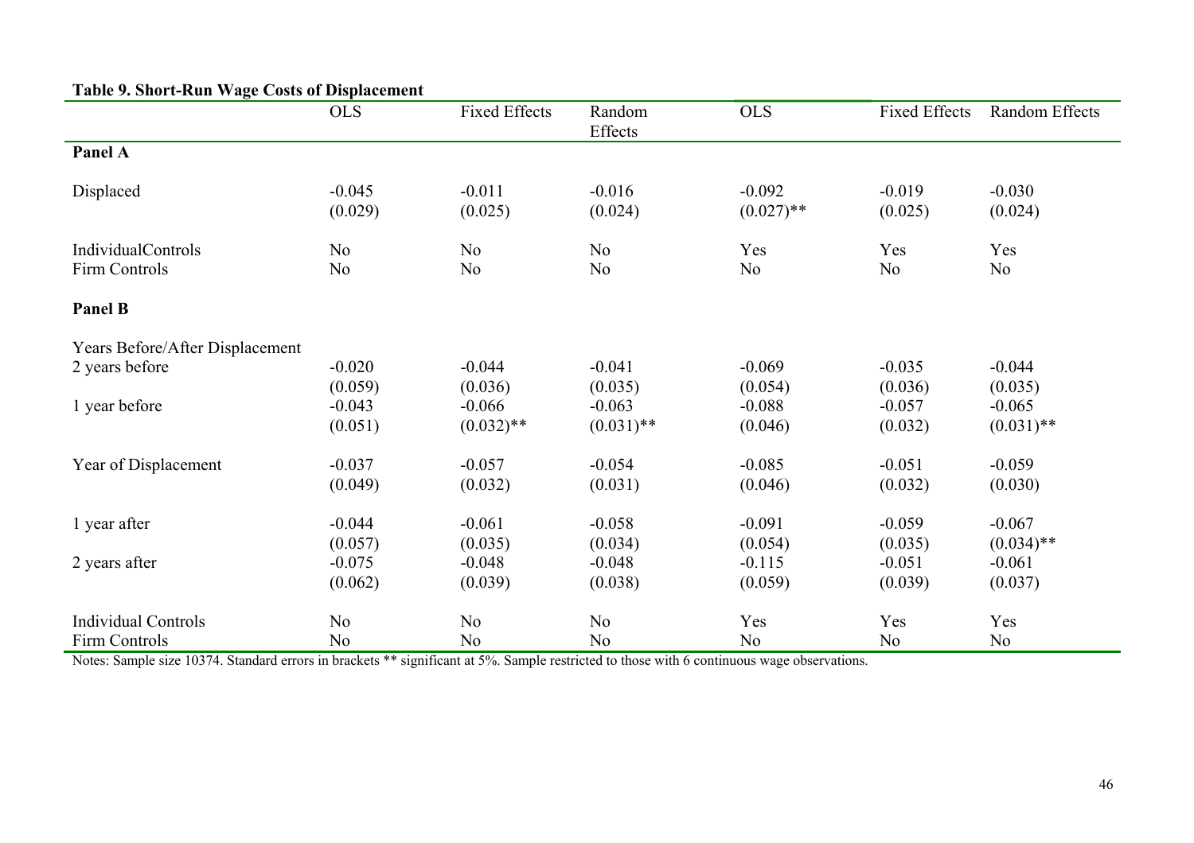**Table 9. Short-Run Wage Costs of Displacement**

| | OLS | Fixed Effects | Random Effects | OLS | Fixed Effects | Random Effects |
|---|---|---|---|---|---|---|
| **Panel A** | | | | | | |
| Displaced | -0.045 | -0.011 | -0.016 | -0.092 | -0.019 | -0.030 |
| | (0.029) | (0.025) | (0.024) | (0.027)** | (0.025) | (0.024) |
| IndividualControls | No | No | No | Yes | Yes | Yes |
| Firm Controls | No | No | No | No | No | No |
| **Panel B** | | | | | | |
| Years Before/After Displacement | | | | | | |
| 2 years before | -0.020 | -0.044 | -0.041 | -0.069 | -0.035 | -0.044 |
| | (0.059) | (0.036) | (0.035) | (0.054) | (0.036) | (0.035) |
| 1 year before | -0.043 | -0.066 | -0.063 | -0.088 | -0.057 | -0.065 |
| | (0.051) | (0.032)** | (0.031)** | (0.046) | (0.032) | (0.031)** |
| Year of Displacement | -0.037 | -0.057 | -0.054 | -0.085 | -0.051 | -0.059 |
| | (0.049) | (0.032) | (0.031) | (0.046) | (0.032) | (0.030) |
| 1 year after | -0.044 | -0.061 | -0.058 | -0.091 | -0.059 | -0.067 |
| | (0.057) | (0.035) | (0.034) | (0.054) | (0.035) | (0.034)** |
| 2 years after | -0.075 | -0.048 | -0.048 | -0.115 | -0.051 | -0.061 |
| | (0.062) | (0.039) | (0.038) | (0.059) | (0.039) | (0.037) |
| Individual Controls | No | No | No | Yes | Yes | Yes |
| Firm Controls | No | No | No | No | No | No |

Notes: Sample size 10374. Standard errors in brackets ** significant at 5%. Sample restricted to those with 6 continuous wage observations.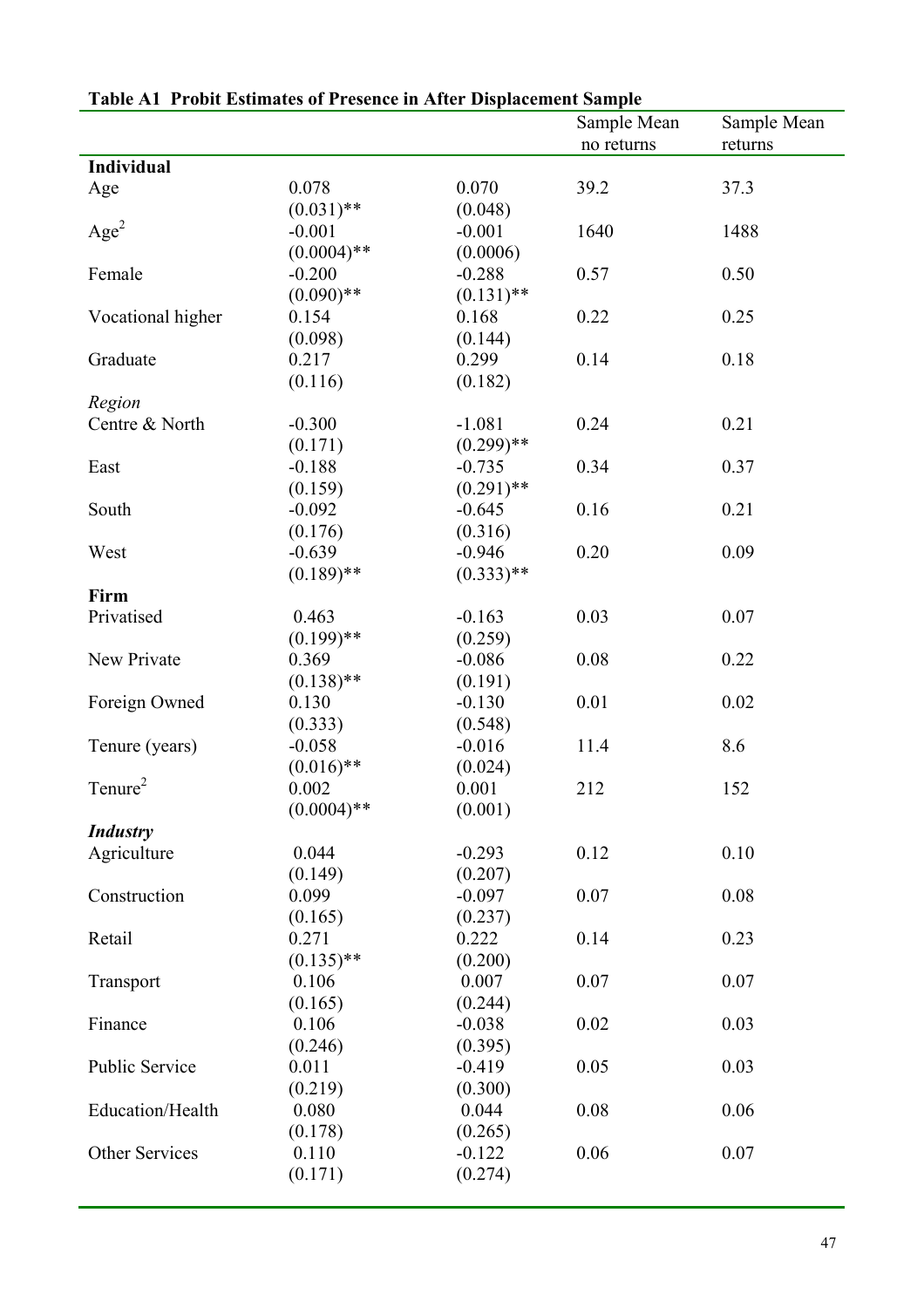**Table A1 Probit Estimates of Presence in After Displacement Sample**

| | | | Sample Mean no returns | Sample Mean returns |
|---|---|---|---|---|
| **Individual** | | | | |
| Age | 0.078 | 0.070 | 39.2 | 37.3 |
| | (0.031)** | (0.048) | | |
| $Age^2$ | -0.001 | -0.001 | 1640 | 1488 |
| | (0.0004)** | (0.0006) | | |
| Female | -0.200 | -0.288 | 0.57 | 0.50 |
| | (0.090)** | (0.131)** | | |
| Vocational higher | 0.154 | 0.168 | 0.22 | 0.25 |
| | (0.098) | (0.144) | | |
| Graduate | 0.217 | 0.299 | 0.14 | 0.18 |
| | (0.116) | (0.182) | | |
| *Region* | | | | |
| Centre & North | -0.300 | -1.081 | 0.24 | 0.21 |
| | (0.171) | (0.299)** | | |
| East | -0.188 | -0.735 | 0.34 | 0.37 |
| | (0.159) | (0.291)** | | |
| South | -0.092 | -0.645 | 0.16 | 0.21 |
| | (0.176) | (0.316) | | |
| West | -0.639 | -0.946 | 0.20 | 0.09 |
| | (0.189)** | (0.333)** | | |
| **Firm** | | | | |
| Privatised | 0.463 | -0.163 | 0.03 | 0.07 |
| | (0.199)** | (0.259) | | |
| New Private | 0.369 | -0.086 | 0.08 | 0.22 |
| | (0.138)** | (0.191) | | |
| Foreign Owned | 0.130 | -0.130 | 0.01 | 0.02 |
| | (0.333) | (0.548) | | |
| Tenure (years) | -0.058 | -0.016 | 11.4 | 8.6 |
| | (0.016)** | (0.024) | | |
| $Tenure^2$ | 0.002 | 0.001 | 212 | 152 |
| | (0.0004)** | (0.001) | | |
| ***Industry*** | | | | |
| Agriculture | 0.044 | -0.293 | 0.12 | 0.10 |
| | (0.149) | (0.207) | | |
| Construction | 0.099 | -0.097 | 0.07 | 0.08 |
| | (0.165) | (0.237) | | |
| Retail | 0.271 | 0.222 | 0.14 | 0.23 |
| | (0.135)** | (0.200) | | |
| Transport | 0.106 | 0.007 | 0.07 | 0.07 |
| | (0.165) | (0.244) | | |
| Finance | 0.106 | -0.038 | 0.02 | 0.03 |
| | (0.246) | (0.395) | | |
| Public Service | 0.011 | -0.419 | 0.05 | 0.03 |
| | (0.219) | (0.300) | | |
| Education/Health | 0.080 | 0.044 | 0.08 | 0.06 |
| | (0.178) | (0.265) | | |
| Other Services | 0.110 | -0.122 | 0.06 | 0.07 |
| | (0.171) | (0.274) | | |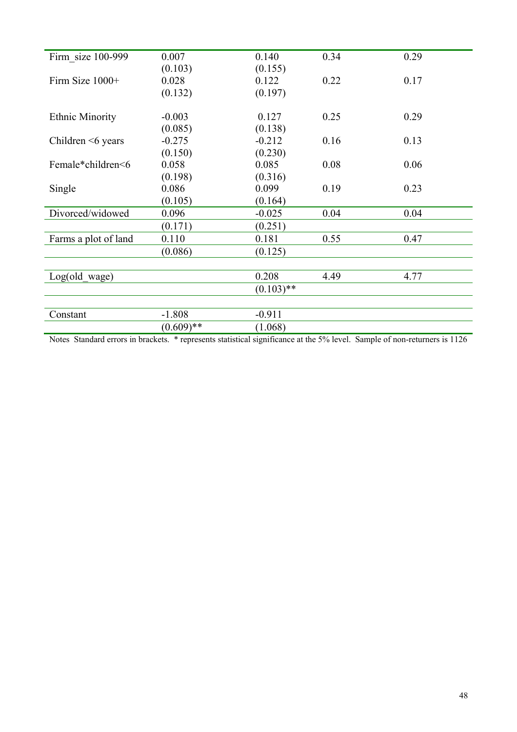| | | | | |
|---|---|---|---|---|
| Firm_size 100-999 | 0.007 | 0.140 | 0.34 | 0.29 |
| | (0.103) | (0.155) | | |
| Firm Size 1000+ | 0.028 | 0.122 | 0.22 | 0.17 |
| | (0.132) | (0.197) | | |
| Ethnic Minority | -0.003 | 0.127 | 0.25 | 0.29 |
| | (0.085) | (0.138) | | |
| Children <6 years | -0.275 | -0.212 | 0.16 | 0.13 |
| | (0.150) | (0.230) | | |
| Female*children<6 | 0.058 | 0.085 | 0.08 | 0.06 |
| | (0.198) | (0.316) | | |
| Single | 0.086 | 0.099 | 0.19 | 0.23 |
| | (0.105) | (0.164) | | |
| Divorced/widowed | 0.096 | -0.025 | 0.04 | 0.04 |
| | (0.171) | (0.251) | | |
| Farms a plot of land | 0.110 | 0.181 | 0.55 | 0.47 |
| | (0.086) | (0.125) | | |
| Log(old_wage) | | 0.208 | 4.49 | 4.77 |
| | | (0.103)** | | |
| Constant | -1.808 | -0.911 | | |
| | (0.609)** | (1.068) | | |

Notes Standard errors in brackets. * represents statistical significance at the 5% level. Sample of non-returners is 1126